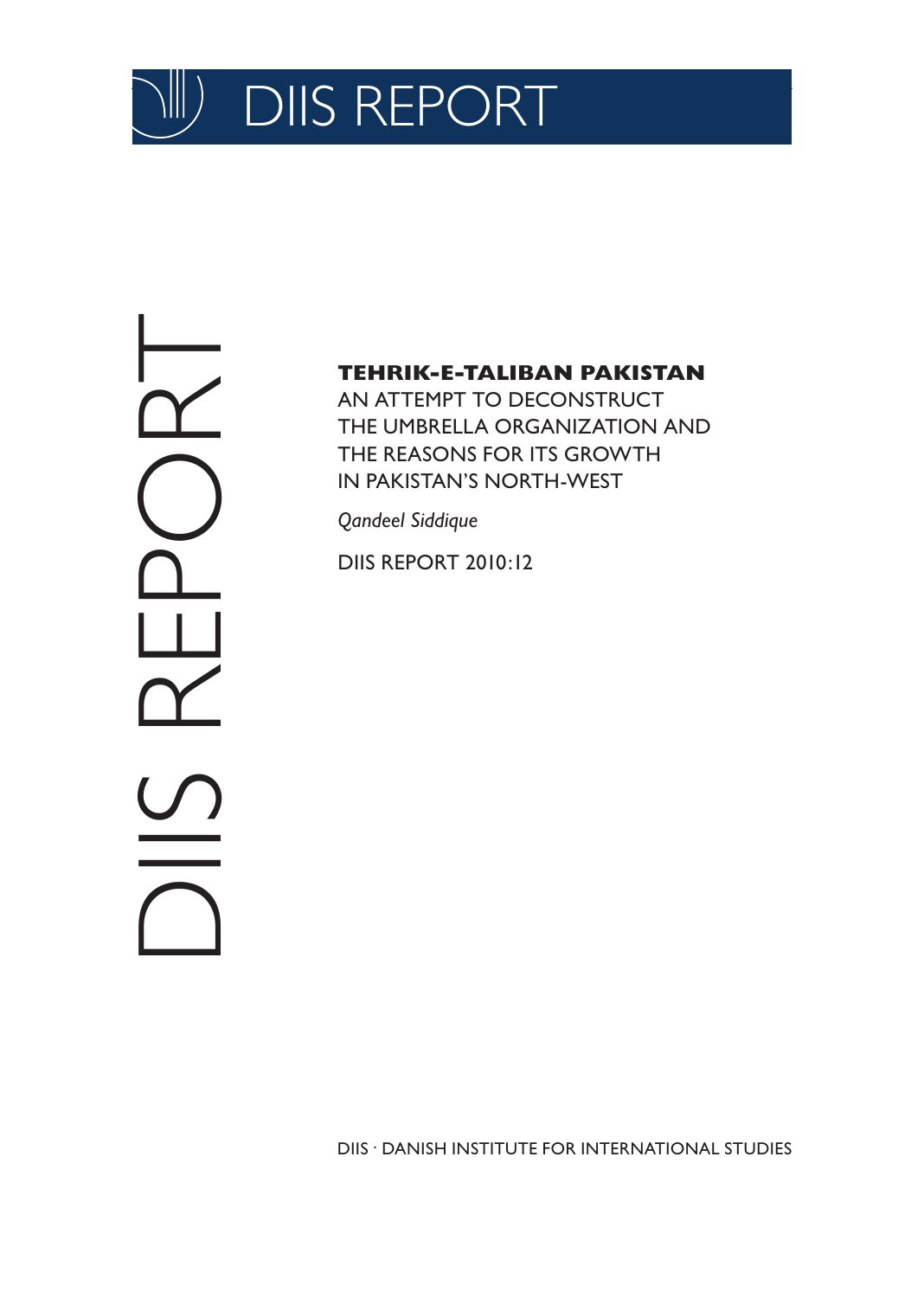# DIIS REPORT

**TEHRIK-E-TALIBAN PAKISTAN**

AN ATTEMPT TO DECONSTRUCT THE UMBRELLA ORGANIZATION AND THE REASONS FOR ITS GROWTH IN PAKISTAN'S NORTH-WEST

*Qandeel Siddique*

DIIS REPORT 2010:12

DIIS · DANISH INSTITUTE FOR INTERNATIONAL STUDIES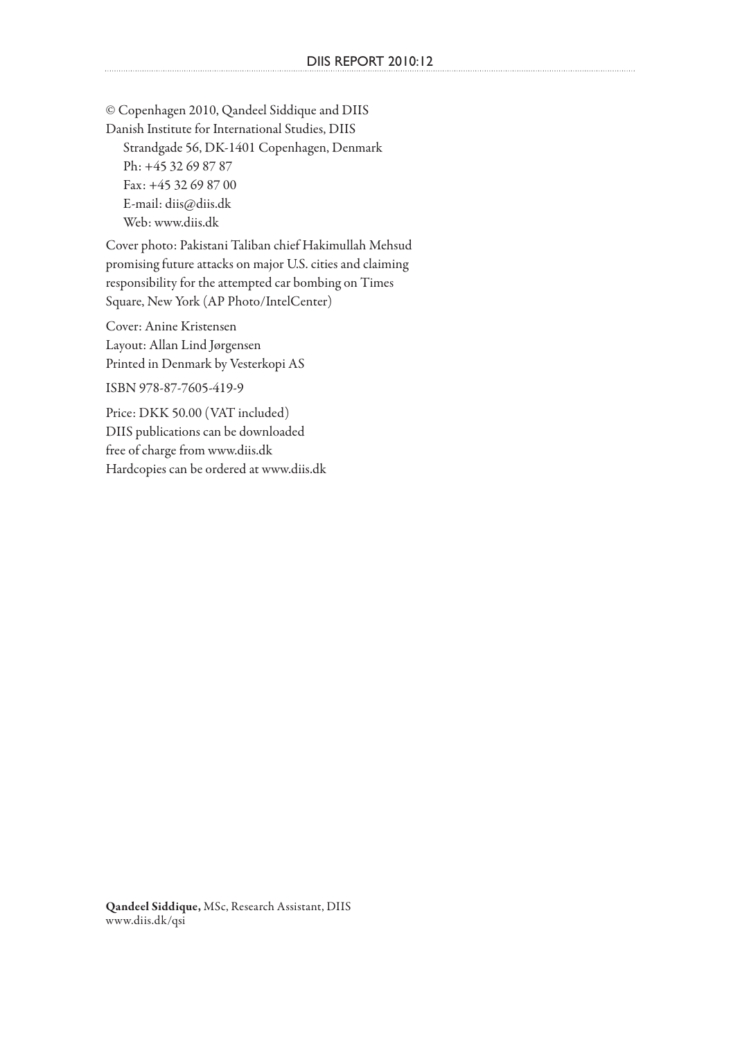© Copenhagen 2010, Qandeel Siddique and DIIS
Danish Institute for International Studies, DIIS
Strandgade 56, DK-1401 Copenhagen, Denmark
Ph: +45 32 69 87 87
Fax: +45 32 69 87 00
E-mail: diis@diis.dk
Web: www.diis.dk

Cover photo: Pakistani Taliban chief Hakimullah Mehsud promising future attacks on major U.S. cities and claiming responsibility for the attempted car bombing on Times Square, New York (AP Photo/IntelCenter)

Cover: Anine Kristensen
Layout: Allan Lind Jørgensen
Printed in Denmark by Vesterkopi AS

ISBN 978-87-7605-419-9

Price: DKK 50.00 (VAT included)
DIIS publications can be downloaded free of charge from www.diis.dk
Hardcopies can be ordered at www.diis.dk

**Qandeel Siddique,** MSc, Research Assistant, DIIS
www.diis.dk/qsi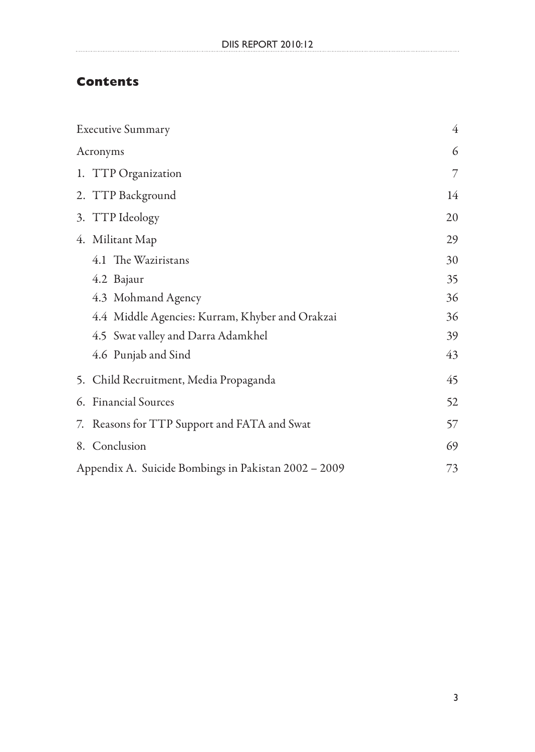## Contents

| | |
|---|---|
| Executive Summary | 4 |
| Acronyms | 6 |
| 1. TTP Organization | 7 |
| 2. TTP Background | 14 |
| 3. TTP Ideology | 20 |
| 4. Militant Map | 29 |
| 4.1 The Waziristans | 30 |
| 4.2 Bajaur | 35 |
| 4.3 Mohmand Agency | 36 |
| 4.4 Middle Agencies: Kurram, Khyber and Orakzai | 36 |
| 4.5 Swat valley and Darra Adamkhel | 39 |
| 4.6 Punjab and Sind | 43 |
| 5. Child Recruitment, Media Propaganda | 45 |
| 6. Financial Sources | 52 |
| 7. Reasons for TTP Support and FATA and Swat | 57 |
| 8. Conclusion | 69 |
| Appendix A. Suicide Bombings in Pakistan 2002 – 2009 | 73 |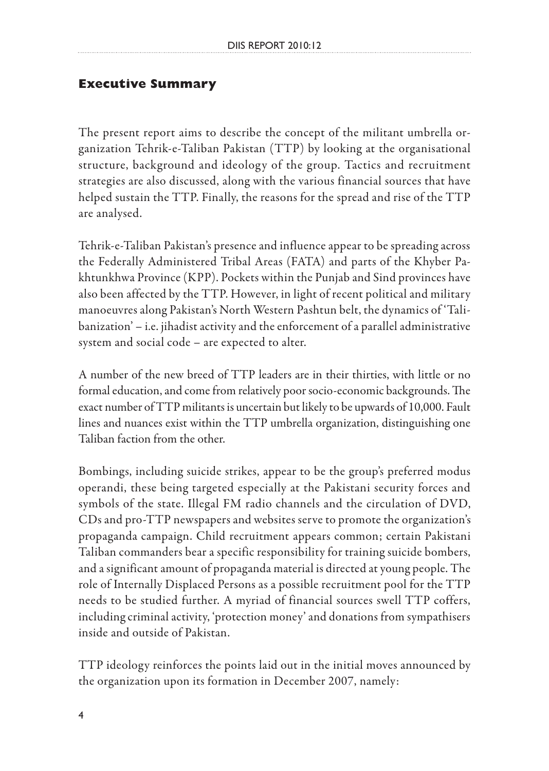## Executive Summary

The present report aims to describe the concept of the militant umbrella organization Tehrik-e-Taliban Pakistan (TTP) by looking at the organisational structure, background and ideology of the group. Tactics and recruitment strategies are also discussed, along with the various financial sources that have helped sustain the TTP. Finally, the reasons for the spread and rise of the TTP are analysed.

Tehrik-e-Taliban Pakistan's presence and influence appear to be spreading across the Federally Administered Tribal Areas (FATA) and parts of the Khyber Pakhtunkhwa Province (KPP). Pockets within the Punjab and Sind provinces have also been affected by the TTP. However, in light of recent political and military manoeuvres along Pakistan's North Western Pashtun belt, the dynamics of 'Talibanization' – i.e. jihadist activity and the enforcement of a parallel administrative system and social code – are expected to alter.

A number of the new breed of TTP leaders are in their thirties, with little or no formal education, and come from relatively poor socio-economic backgrounds. The exact number of TTP militants is uncertain but likely to be upwards of 10,000. Fault lines and nuances exist within the TTP umbrella organization, distinguishing one Taliban faction from the other.

Bombings, including suicide strikes, appear to be the group's preferred modus operandi, these being targeted especially at the Pakistani security forces and symbols of the state. Illegal FM radio channels and the circulation of DVD, CDs and pro-TTP newspapers and websites serve to promote the organization's propaganda campaign. Child recruitment appears common; certain Pakistani Taliban commanders bear a specific responsibility for training suicide bombers, and a significant amount of propaganda material is directed at young people. The role of Internally Displaced Persons as a possible recruitment pool for the TTP needs to be studied further. A myriad of financial sources swell TTP coffers, including criminal activity, 'protection money' and donations from sympathisers inside and outside of Pakistan.

TTP ideology reinforces the points laid out in the initial moves announced by the organization upon its formation in December 2007, namely: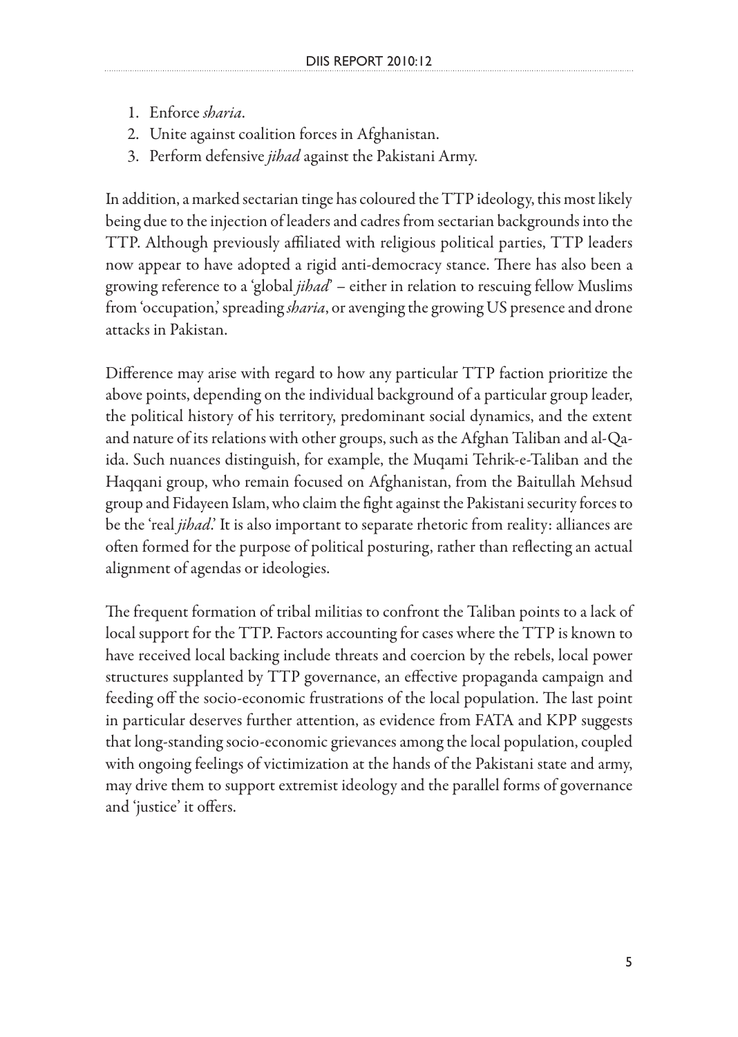1. Enforce *sharia*.
2. Unite against coalition forces in Afghanistan.
3. Perform defensive *jihad* against the Pakistani Army.

In addition, a marked sectarian tinge has coloured the TTP ideology, this most likely being due to the injection of leaders and cadres from sectarian backgrounds into the TTP. Although previously affiliated with religious political parties, TTP leaders now appear to have adopted a rigid anti-democracy stance. There has also been a growing reference to a 'global *jihad*' – either in relation to rescuing fellow Muslims from 'occupation,' spreading *sharia*, or avenging the growing US presence and drone attacks in Pakistan.

Difference may arise with regard to how any particular TTP faction prioritize the above points, depending on the individual background of a particular group leader, the political history of his territory, predominant social dynamics, and the extent and nature of its relations with other groups, such as the Afghan Taliban and al-Qaida. Such nuances distinguish, for example, the Muqami Tehrik-e-Taliban and the Haqqani group, who remain focused on Afghanistan, from the Baitullah Mehsud group and Fidayeen Islam, who claim the fight against the Pakistani security forces to be the 'real *jihad*.' It is also important to separate rhetoric from reality: alliances are often formed for the purpose of political posturing, rather than reflecting an actual alignment of agendas or ideologies.

The frequent formation of tribal militias to confront the Taliban points to a lack of local support for the TTP. Factors accounting for cases where the TTP is known to have received local backing include threats and coercion by the rebels, local power structures supplanted by TTP governance, an effective propaganda campaign and feeding off the socio-economic frustrations of the local population. The last point in particular deserves further attention, as evidence from FATA and KPP suggests that long-standing socio-economic grievances among the local population, coupled with ongoing feelings of victimization at the hands of the Pakistani state and army, may drive them to support extremist ideology and the parallel forms of governance and 'justice' it offers.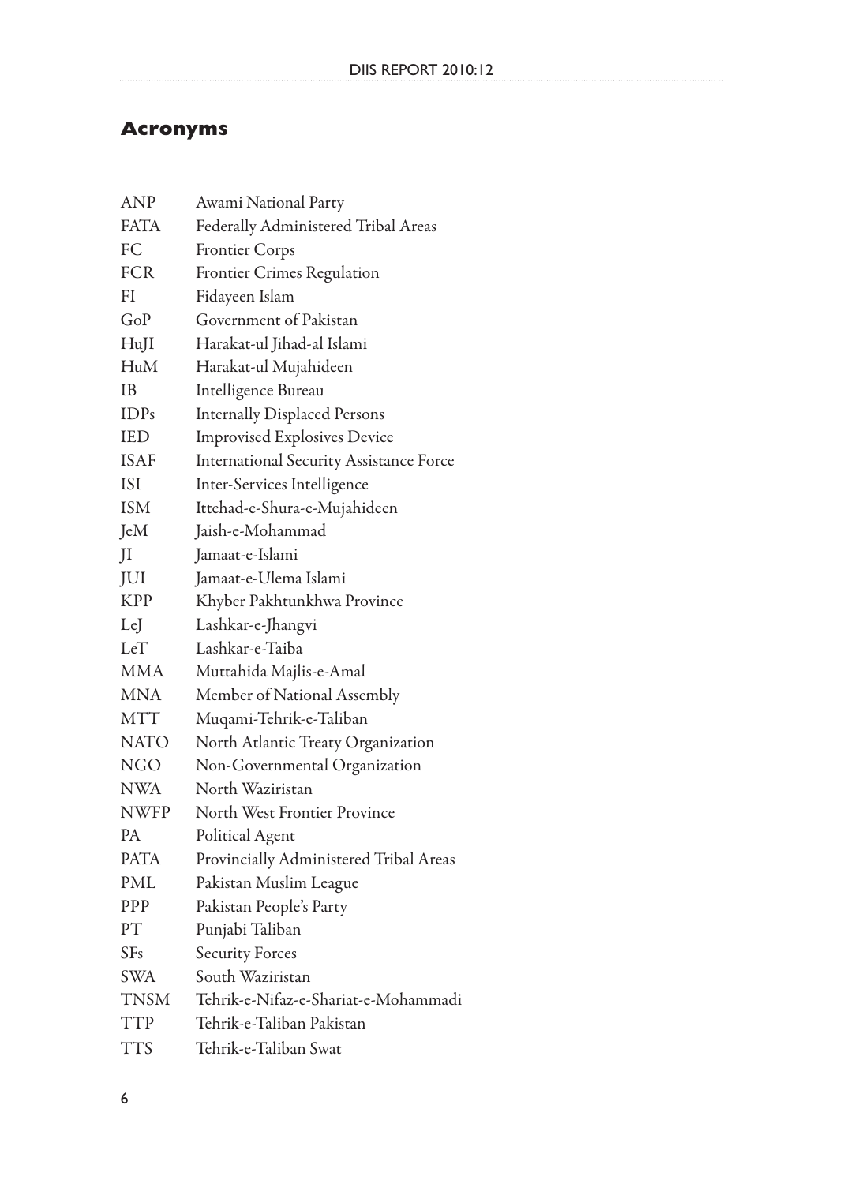## Acronyms

| | |
|---|---|
| ANP | Awami National Party |
| FATA | Federally Administered Tribal Areas |
| FC | Frontier Corps |
| FCR | Frontier Crimes Regulation |
| FI | Fidayeen Islam |
| GoP | Government of Pakistan |
| HuJI | Harakat-ul Jihad-al Islami |
| HuM | Harakat-ul Mujahideen |
| IB | Intelligence Bureau |
| IDPs | Internally Displaced Persons |
| IED | Improvised Explosives Device |
| ISAF | International Security Assistance Force |
| ISI | Inter-Services Intelligence |
| ISM | Ittehad-e-Shura-e-Mujahideen |
| JeM | Jaish-e-Mohammad |
| JI | Jamaat-e-Islami |
| JUI | Jamaat-e-Ulema Islami |
| KPP | Khyber Pakhtunkhwa Province |
| LeJ | Lashkar-e-Jhangvi |
| LeT | Lashkar-e-Taiba |
| MMA | Muttahida Majlis-e-Amal |
| MNA | Member of National Assembly |
| MTT | Muqami-Tehrik-e-Taliban |
| NATO | North Atlantic Treaty Organization |
| NGO | Non-Governmental Organization |
| NWA | North Waziristan |
| NWFP | North West Frontier Province |
| PA | Political Agent |
| PATA | Provincially Administered Tribal Areas |
| PML | Pakistan Muslim League |
| PPP | Pakistan People's Party |
| PT | Punjabi Taliban |
| SFs | Security Forces |
| SWA | South Waziristan |
| TNSM | Tehrik-e-Nifaz-e-Shariat-e-Mohammadi |
| TTP | Tehrik-e-Taliban Pakistan |
| TTS | Tehrik-e-Taliban Swat |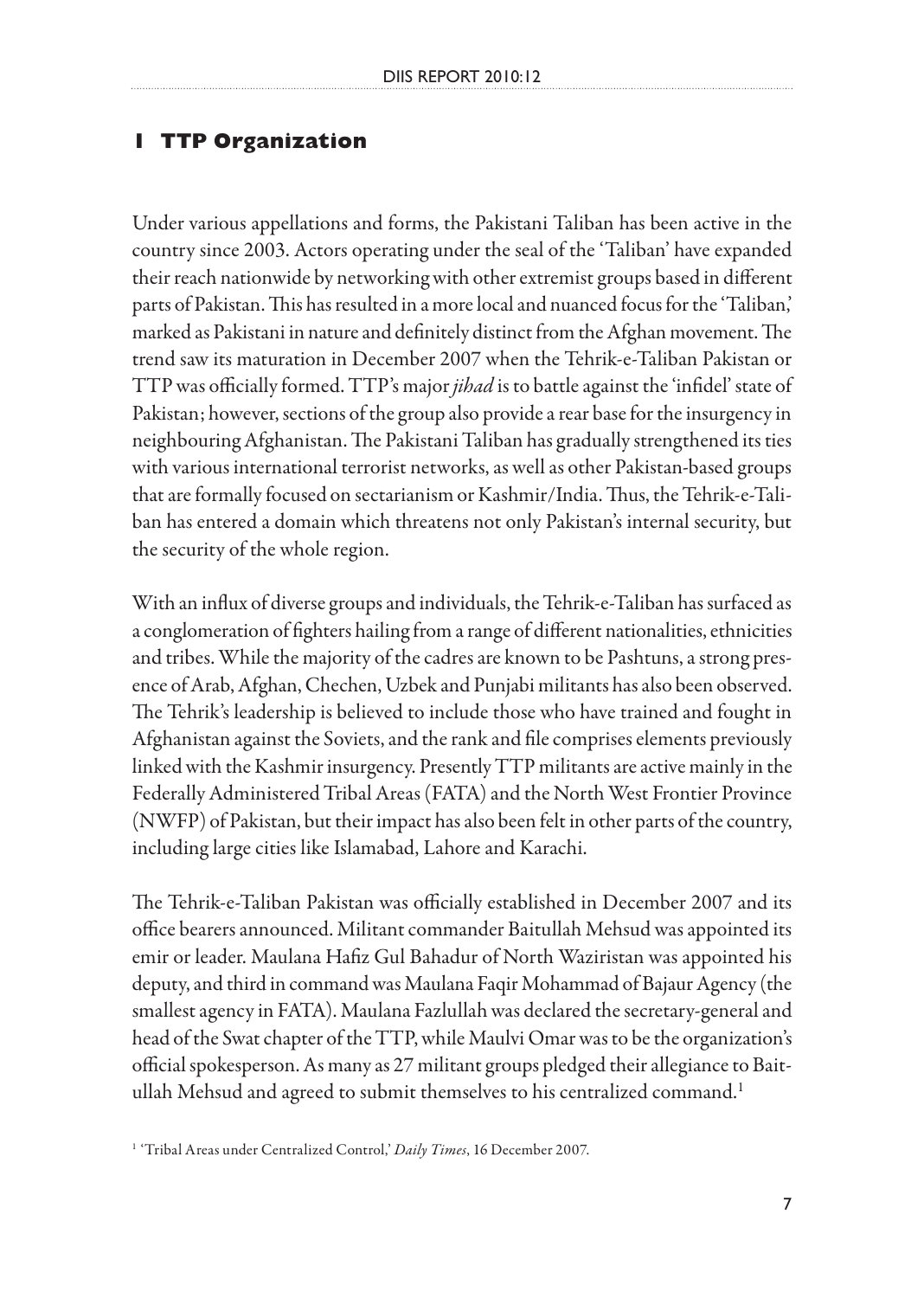# 1 TTP Organization

Under various appellations and forms, the Pakistani Taliban has been active in the country since 2003. Actors operating under the seal of the 'Taliban' have expanded their reach nationwide by networking with other extremist groups based in different parts of Pakistan. This has resulted in a more local and nuanced focus for the 'Taliban,' marked as Pakistani in nature and definitely distinct from the Afghan movement. The trend saw its maturation in December 2007 when the Tehrik-e-Taliban Pakistan or TTP was officially formed. TTP's major *jihad* is to battle against the 'infidel' state of Pakistan; however, sections of the group also provide a rear base for the insurgency in neighbouring Afghanistan. The Pakistani Taliban has gradually strengthened its ties with various international terrorist networks, as well as other Pakistan-based groups that are formally focused on sectarianism or Kashmir/India. Thus, the Tehrik-e-Taliban has entered a domain which threatens not only Pakistan's internal security, but the security of the whole region.

With an influx of diverse groups and individuals, the Tehrik-e-Taliban has surfaced as a conglomeration of fighters hailing from a range of different nationalities, ethnicities and tribes. While the majority of the cadres are known to be Pashtuns, a strong presence of Arab, Afghan, Chechen, Uzbek and Punjabi militants has also been observed. The Tehrik's leadership is believed to include those who have trained and fought in Afghanistan against the Soviets, and the rank and file comprises elements previously linked with the Kashmir insurgency. Presently TTP militants are active mainly in the Federally Administered Tribal Areas (FATA) and the North West Frontier Province (NWFP) of Pakistan, but their impact has also been felt in other parts of the country, including large cities like Islamabad, Lahore and Karachi.

The Tehrik-e-Taliban Pakistan was officially established in December 2007 and its office bearers announced. Militant commander Baitullah Mehsud was appointed its emir or leader. Maulana Hafiz Gul Bahadur of North Waziristan was appointed his deputy, and third in command was Maulana Faqir Mohammad of Bajaur Agency (the smallest agency in FATA). Maulana Fazlullah was declared the secretary-general and head of the Swat chapter of the TTP, while Maulvi Omar was to be the organization's official spokesperson. As many as 27 militant groups pledged their allegiance to Baitullah Mehsud and agreed to submit themselves to his centralized command.[1]

[1] 'Tribal Areas under Centralized Control,' *Daily Times*, 16 December 2007.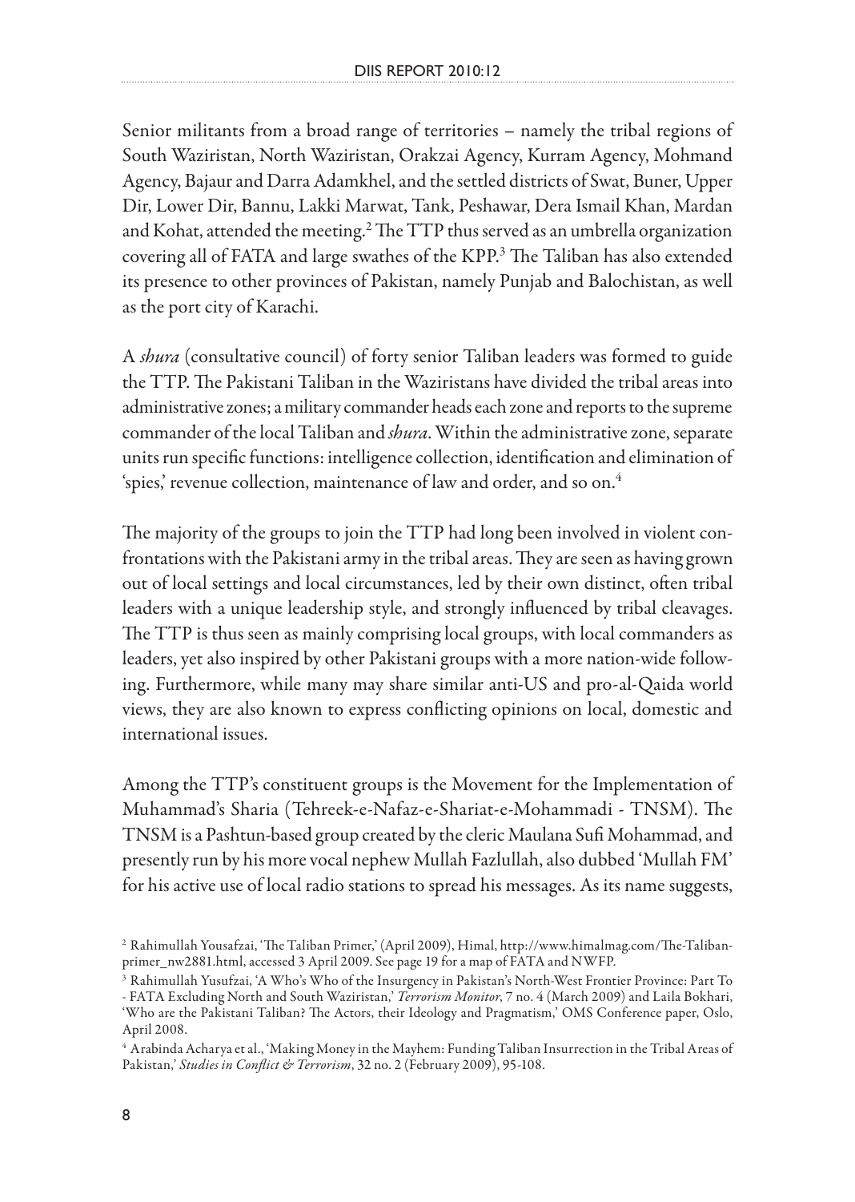Senior militants from a broad range of territories – namely the tribal regions of South Waziristan, North Waziristan, Orakzai Agency, Kurram Agency, Mohmand Agency, Bajaur and Darra Adamkhel, and the settled districts of Swat, Buner, Upper Dir, Lower Dir, Bannu, Lakki Marwat, Tank, Peshawar, Dera Ismail Khan, Mardan and Kohat, attended the meeting.[2] The TTP thus served as an umbrella organization covering all of FATA and large swathes of the KPP.[3] The Taliban has also extended its presence to other provinces of Pakistan, namely Punjab and Balochistan, as well as the port city of Karachi.

A *shura* (consultative council) of forty senior Taliban leaders was formed to guide the TTP. The Pakistani Taliban in the Waziristans have divided the tribal areas into administrative zones; a military commander heads each zone and reports to the supreme commander of the local Taliban and *shura*. Within the administrative zone, separate units run specific functions: intelligence collection, identification and elimination of 'spies,' revenue collection, maintenance of law and order, and so on.[4]

The majority of the groups to join the TTP had long been involved in violent confrontations with the Pakistani army in the tribal areas. They are seen as having grown out of local settings and local circumstances, led by their own distinct, often tribal leaders with a unique leadership style, and strongly influenced by tribal cleavages. The TTP is thus seen as mainly comprising local groups, with local commanders as leaders, yet also inspired by other Pakistani groups with a more nation-wide following. Furthermore, while many may share similar anti-US and pro-al-Qaida world views, they are also known to express conflicting opinions on local, domestic and international issues.

Among the TTP's constituent groups is the Movement for the Implementation of Muhammad's Sharia (Tehreek-e-Nafaz-e-Shariat-e-Mohammadi - TNSM). The TNSM is a Pashtun-based group created by the cleric Maulana Sufi Mohammad, and presently run by his more vocal nephew Mullah Fazlullah, also dubbed 'Mullah FM' for his active use of local radio stations to spread his messages. As its name suggests,

---

[2] Rahimullah Yousafzai, 'The Taliban Primer,' (April 2009), Himal, http://www.himalmag.com/The-Taliban-primer_nw2881.html, accessed 3 April 2009. See page 19 for a map of FATA and NWFP.

[3] Rahimullah Yusufzai, 'A Who's Who of the Insurgency in Pakistan's North-West Frontier Province: Part To - FATA Excluding North and South Waziristan,' *Terrorism Monitor*, 7 no. 4 (March 2009) and Laila Bokhari, 'Who are the Pakistani Taliban? The Actors, their Ideology and Pragmatism,' OMS Conference paper, Oslo, April 2008.

[4] Arabinda Acharya et al., 'Making Money in the Mayhem: Funding Taliban Insurrection in the Tribal Areas of Pakistan,' *Studies in Conflict & Terrorism*, 32 no. 2 (February 2009), 95-108.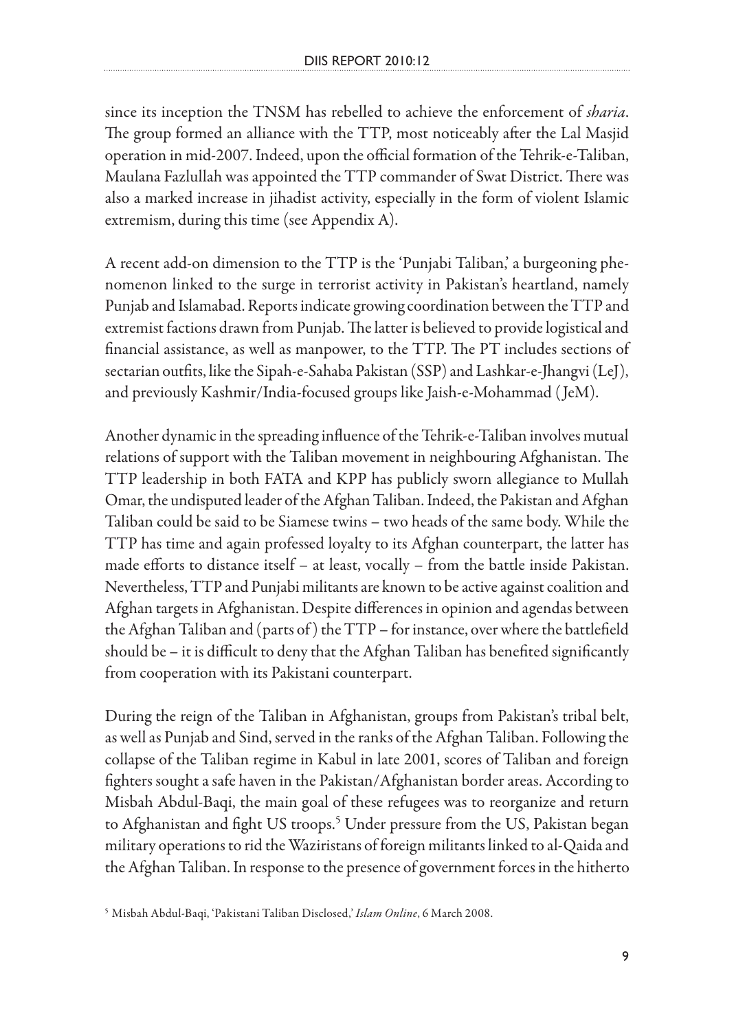since its inception the TNSM has rebelled to achieve the enforcement of *sharia*. The group formed an alliance with the TTP, most noticeably after the Lal Masjid operation in mid-2007. Indeed, upon the official formation of the Tehrik-e-Taliban, Maulana Fazlullah was appointed the TTP commander of Swat District. There was also a marked increase in jihadist activity, especially in the form of violent Islamic extremism, during this time (see Appendix A).

A recent add-on dimension to the TTP is the 'Punjabi Taliban,' a burgeoning phenomenon linked to the surge in terrorist activity in Pakistan's heartland, namely Punjab and Islamabad. Reports indicate growing coordination between the TTP and extremist factions drawn from Punjab. The latter is believed to provide logistical and financial assistance, as well as manpower, to the TTP. The PT includes sections of sectarian outfits, like the Sipah-e-Sahaba Pakistan (SSP) and Lashkar-e-Jhangvi (LeJ), and previously Kashmir/India-focused groups like Jaish-e-Mohammad (JeM).

Another dynamic in the spreading influence of the Tehrik-e-Taliban involves mutual relations of support with the Taliban movement in neighbouring Afghanistan. The TTP leadership in both FATA and KPP has publicly sworn allegiance to Mullah Omar, the undisputed leader of the Afghan Taliban. Indeed, the Pakistan and Afghan Taliban could be said to be Siamese twins – two heads of the same body. While the TTP has time and again professed loyalty to its Afghan counterpart, the latter has made efforts to distance itself – at least, vocally – from the battle inside Pakistan. Nevertheless, TTP and Punjabi militants are known to be active against coalition and Afghan targets in Afghanistan. Despite differences in opinion and agendas between the Afghan Taliban and (parts of) the TTP – for instance, over where the battlefield should be – it is difficult to deny that the Afghan Taliban has benefited significantly from cooperation with its Pakistani counterpart.

During the reign of the Taliban in Afghanistan, groups from Pakistan's tribal belt, as well as Punjab and Sind, served in the ranks of the Afghan Taliban. Following the collapse of the Taliban regime in Kabul in late 2001, scores of Taliban and foreign fighters sought a safe haven in the Pakistan/Afghanistan border areas. According to Misbah Abdul-Baqi, the main goal of these refugees was to reorganize and return to Afghanistan and fight US troops.[5] Under pressure from the US, Pakistan began military operations to rid the Waziristans of foreign militants linked to al-Qaida and the Afghan Taliban. In response to the presence of government forces in the hitherto

[5] Misbah Abdul-Baqi, 'Pakistani Taliban Disclosed,' *Islam Online*, 6 March 2008.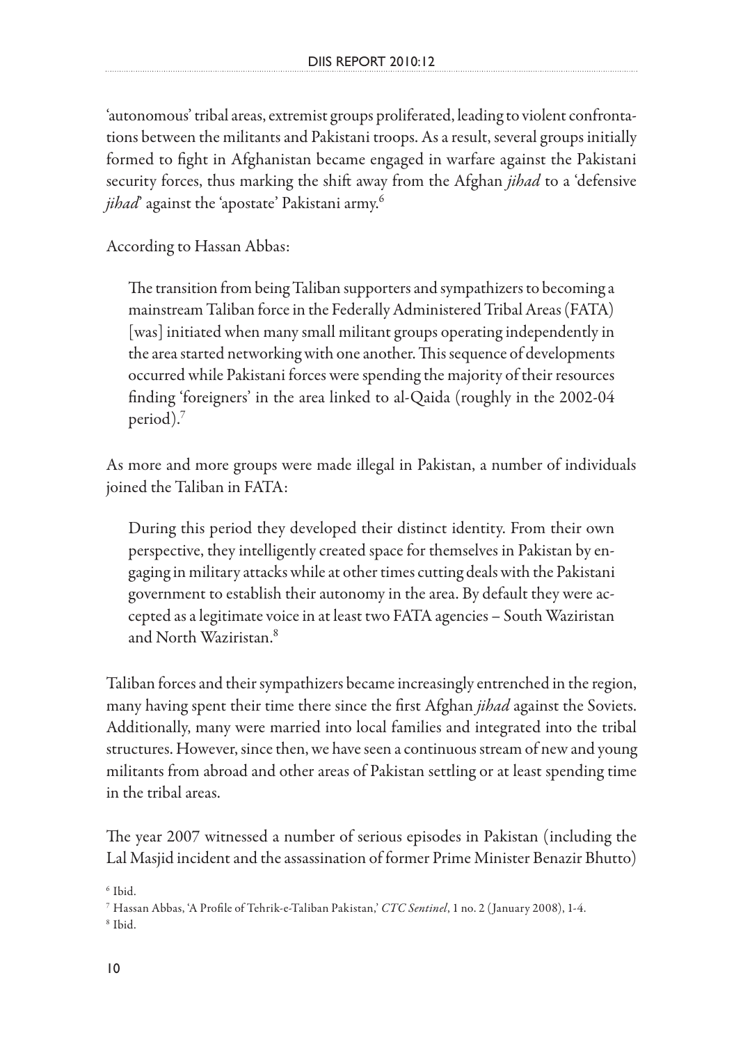'autonomous' tribal areas, extremist groups proliferated, leading to violent confrontations between the militants and Pakistani troops. As a result, several groups initially formed to fight in Afghanistan became engaged in warfare against the Pakistani security forces, thus marking the shift away from the Afghan *jihad* to a 'defensive *jihad*' against the 'apostate' Pakistani army.[6]

According to Hassan Abbas:

> The transition from being Taliban supporters and sympathizers to becoming a mainstream Taliban force in the Federally Administered Tribal Areas (FATA) [was] initiated when many small militant groups operating independently in the area started networking with one another. This sequence of developments occurred while Pakistani forces were spending the majority of their resources finding 'foreigners' in the area linked to al-Qaida (roughly in the 2002-04 period).[7]

As more and more groups were made illegal in Pakistan, a number of individuals joined the Taliban in FATA:

> During this period they developed their distinct identity. From their own perspective, they intelligently created space for themselves in Pakistan by engaging in military attacks while at other times cutting deals with the Pakistani government to establish their autonomy in the area. By default they were accepted as a legitimate voice in at least two FATA agencies – South Waziristan and North Waziristan.[8]

Taliban forces and their sympathizers became increasingly entrenched in the region, many having spent their time there since the first Afghan *jihad* against the Soviets. Additionally, many were married into local families and integrated into the tribal structures. However, since then, we have seen a continuous stream of new and young militants from abroad and other areas of Pakistan settling or at least spending time in the tribal areas.

The year 2007 witnessed a number of serious episodes in Pakistan (including the Lal Masjid incident and the assassination of former Prime Minister Benazir Bhutto)

---

[6] Ibid.

[7] Hassan Abbas, 'A Profile of Tehrik-e-Taliban Pakistan,' *CTC Sentinel*, 1 no. 2 (January 2008), 1-4.

[8] Ibid.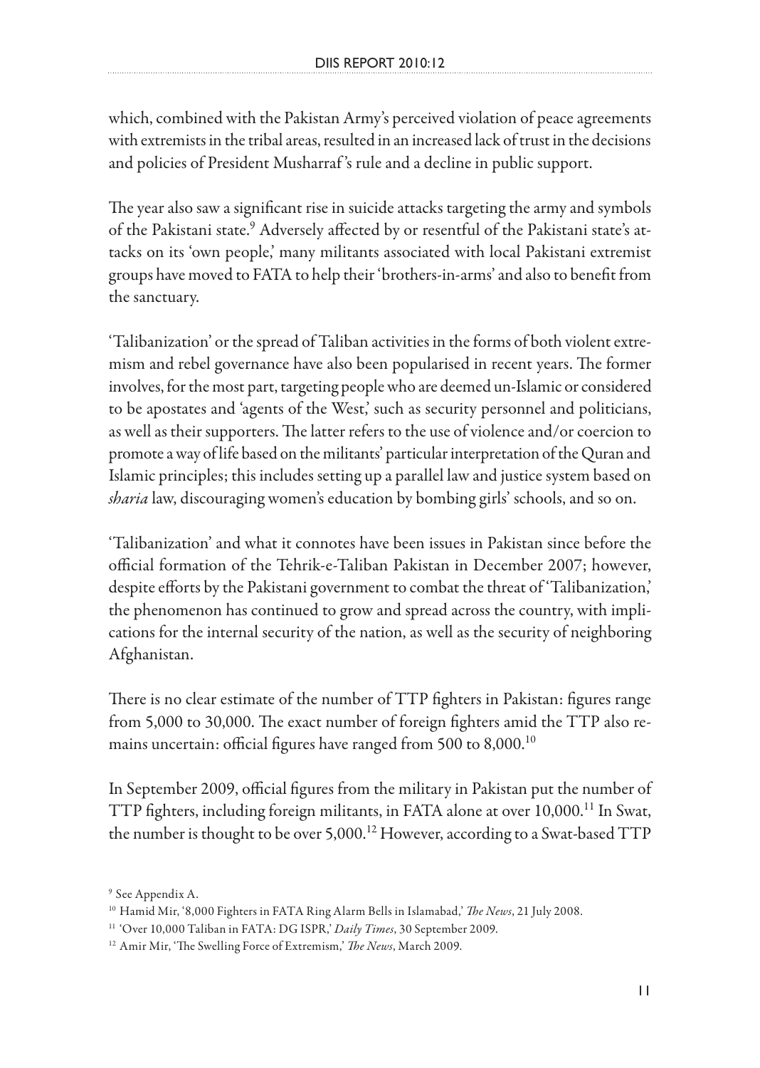which, combined with the Pakistan Army's perceived violation of peace agreements with extremists in the tribal areas, resulted in an increased lack of trust in the decisions and policies of President Musharraf's rule and a decline in public support.

The year also saw a significant rise in suicide attacks targeting the army and symbols of the Pakistani state.[9] Adversely affected by or resentful of the Pakistani state's attacks on its 'own people,' many militants associated with local Pakistani extremist groups have moved to FATA to help their 'brothers-in-arms' and also to benefit from the sanctuary.

'Talibanization' or the spread of Taliban activities in the forms of both violent extremism and rebel governance have also been popularised in recent years. The former involves, for the most part, targeting people who are deemed un-Islamic or considered to be apostates and 'agents of the West,' such as security personnel and politicians, as well as their supporters. The latter refers to the use of violence and/or coercion to promote a way of life based on the militants' particular interpretation of the Quran and Islamic principles; this includes setting up a parallel law and justice system based on *sharia* law, discouraging women's education by bombing girls' schools, and so on.

'Talibanization' and what it connotes have been issues in Pakistan since before the official formation of the Tehrik-e-Taliban Pakistan in December 2007; however, despite efforts by the Pakistani government to combat the threat of 'Talibanization,' the phenomenon has continued to grow and spread across the country, with implications for the internal security of the nation, as well as the security of neighboring Afghanistan.

There is no clear estimate of the number of TTP fighters in Pakistan: figures range from 5,000 to 30,000. The exact number of foreign fighters amid the TTP also remains uncertain: official figures have ranged from 500 to 8,000.[10]

In September 2009, official figures from the military in Pakistan put the number of TTP fighters, including foreign militants, in FATA alone at over 10,000.[11] In Swat, the number is thought to be over 5,000.[12] However, according to a Swat-based TTP

[9] See Appendix A.

[10] Hamid Mir, '8,000 Fighters in FATA Ring Alarm Bells in Islamabad,' *The News*, 21 July 2008.

[11] 'Over 10,000 Taliban in FATA: DG ISPR,' *Daily Times*, 30 September 2009.

[12] Amir Mir, 'The Swelling Force of Extremism,' *The News*, March 2009.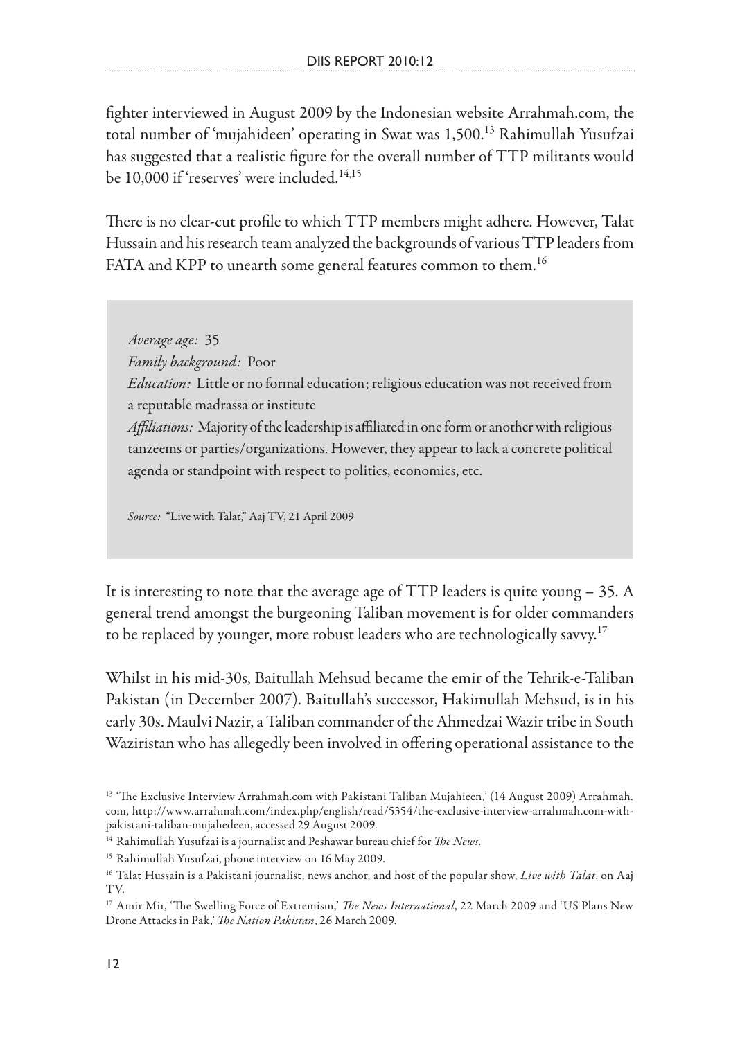fighter interviewed in August 2009 by the Indonesian website Arrahmah.com, the total number of 'mujahideen' operating in Swat was 1,500.[13] Rahimullah Yusufzai has suggested that a realistic figure for the overall number of TTP militants would be 10,000 if 'reserves' were included.[14,15]

There is no clear-cut profile to which TTP members might adhere. However, Talat Hussain and his research team analyzed the backgrounds of various TTP leaders from FATA and KPP to unearth some general features common to them.[16]

> *Average age:* 35
> *Family background:* Poor
> *Education:* Little or no formal education; religious education was not received from a reputable madrassa or institute
> *Affiliations:* Majority of the leadership is affiliated in one form or another with religious tanzeems or parties/organizations. However, they appear to lack a concrete political agenda or standpoint with respect to politics, economics, etc.
>
> *Source:* "Live with Talat," Aaj TV, 21 April 2009

It is interesting to note that the average age of TTP leaders is quite young – 35. A general trend amongst the burgeoning Taliban movement is for older commanders to be replaced by younger, more robust leaders who are technologically savvy.[17]

Whilst in his mid-30s, Baitullah Mehsud became the emir of the Tehrik-e-Taliban Pakistan (in December 2007). Baitullah's successor, Hakimullah Mehsud, is in his early 30s. Maulvi Nazir, a Taliban commander of the Ahmedzai Wazir tribe in South Waziristan who has allegedly been involved in offering operational assistance to the

---

[13] 'The Exclusive Interview Arrahmah.com with Pakistani Taliban Mujahieen,' (14 August 2009) Arrahmah.com, http://www.arrahmah.com/index.php/english/read/5354/the-exclusive-interview-arrahmah.com-with-pakistani-taliban-mujahedeen, accessed 29 August 2009.

[14] Rahimullah Yusufzai is a journalist and Peshawar bureau chief for *The News*.

[15] Rahimullah Yusufzai, phone interview on 16 May 2009.

[16] Talat Hussain is a Pakistani journalist, news anchor, and host of the popular show, *Live with Talat*, on Aaj TV.

[17] Amir Mir, 'The Swelling Force of Extremism,' *The News International*, 22 March 2009 and 'US Plans New Drone Attacks in Pak,' *The Nation Pakistan*, 26 March 2009.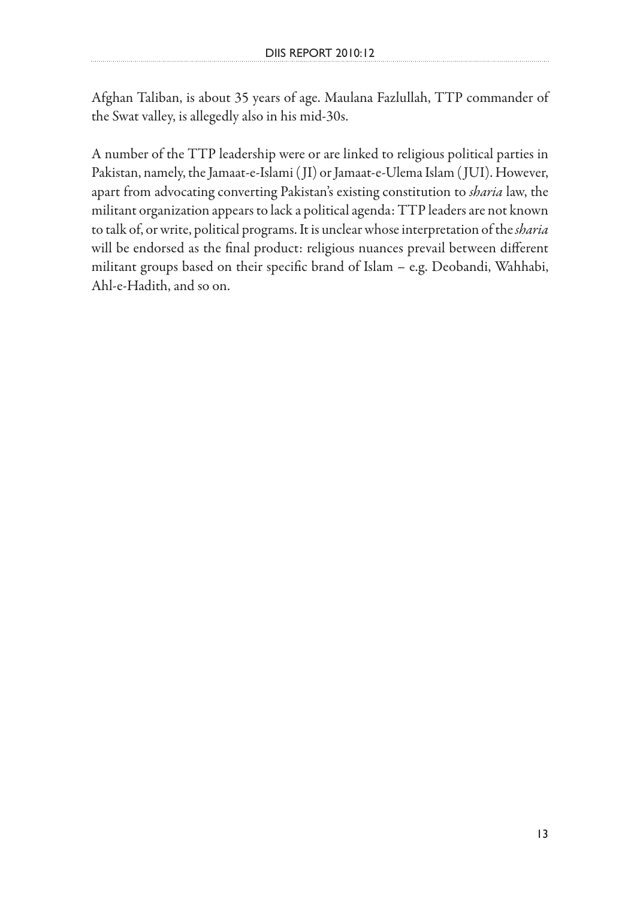Afghan Taliban, is about 35 years of age. Maulana Fazlullah, TTP commander of the Swat valley, is allegedly also in his mid-30s.

A number of the TTP leadership were or are linked to religious political parties in Pakistan, namely, the Jamaat-e-Islami (JI) or Jamaat-e-Ulema Islam (JUI). However, apart from advocating converting Pakistan's existing constitution to *sharia* law, the militant organization appears to lack a political agenda: TTP leaders are not known to talk of, or write, political programs. It is unclear whose interpretation of the *sharia* will be endorsed as the final product: religious nuances prevail between different militant groups based on their specific brand of Islam – e.g. Deobandi, Wahhabi, Ahl-e-Hadith, and so on.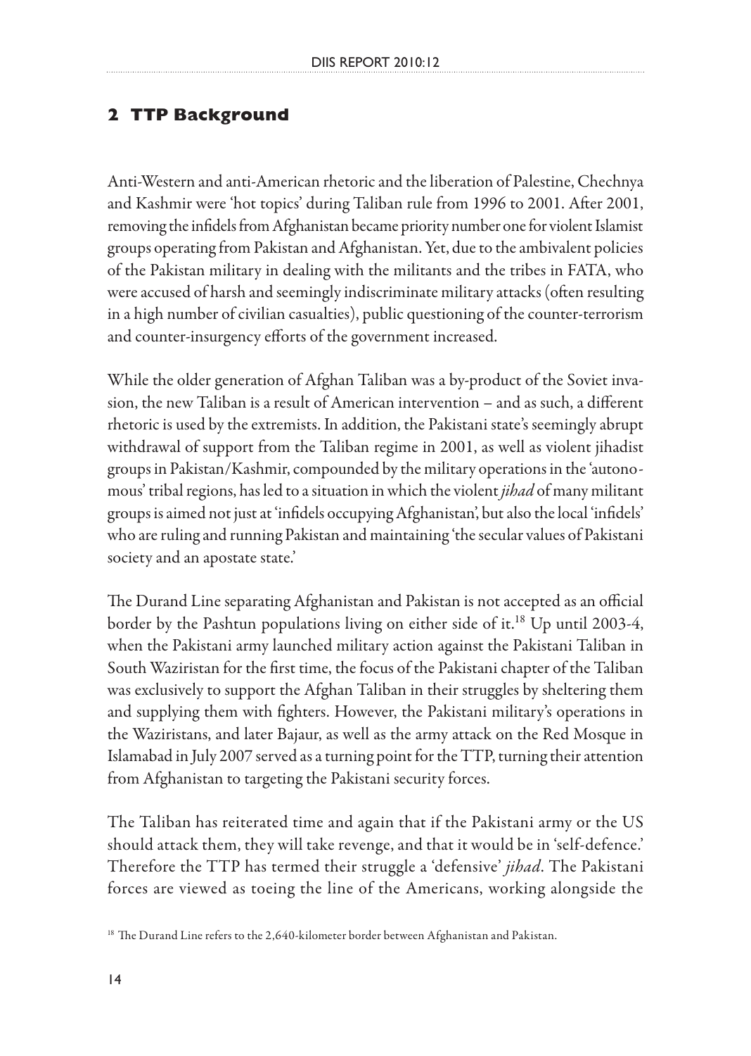## 2 TTP Background

Anti-Western and anti-American rhetoric and the liberation of Palestine, Chechnya and Kashmir were 'hot topics' during Taliban rule from 1996 to 2001. After 2001, removing the infidels from Afghanistan became priority number one for violent Islamist groups operating from Pakistan and Afghanistan. Yet, due to the ambivalent policies of the Pakistan military in dealing with the militants and the tribes in FATA, who were accused of harsh and seemingly indiscriminate military attacks (often resulting in a high number of civilian casualties), public questioning of the counter-terrorism and counter-insurgency efforts of the government increased.

While the older generation of Afghan Taliban was a by-product of the Soviet invasion, the new Taliban is a result of American intervention – and as such, a different rhetoric is used by the extremists. In addition, the Pakistani state's seemingly abrupt withdrawal of support from the Taliban regime in 2001, as well as violent jihadist groups in Pakistan/Kashmir, compounded by the military operations in the 'autonomous' tribal regions, has led to a situation in which the violent *jihad* of many militant groups is aimed not just at 'infidels occupying Afghanistan', but also the local 'infidels' who are ruling and running Pakistan and maintaining 'the secular values of Pakistani society and an apostate state.'

The Durand Line separating Afghanistan and Pakistan is not accepted as an official border by the Pashtun populations living on either side of it.[18] Up until 2003-4, when the Pakistani army launched military action against the Pakistani Taliban in South Waziristan for the first time, the focus of the Pakistani chapter of the Taliban was exclusively to support the Afghan Taliban in their struggles by sheltering them and supplying them with fighters. However, the Pakistani military's operations in the Waziristans, and later Bajaur, as well as the army attack on the Red Mosque in Islamabad in July 2007 served as a turning point for the TTP, turning their attention from Afghanistan to targeting the Pakistani security forces.

The Taliban has reiterated time and again that if the Pakistani army or the US should attack them, they will take revenge, and that it would be in 'self-defence.' Therefore the TTP has termed their struggle a 'defensive' *jihad*. The Pakistani forces are viewed as toeing the line of the Americans, working alongside the

[18] The Durand Line refers to the 2,640-kilometer border between Afghanistan and Pakistan.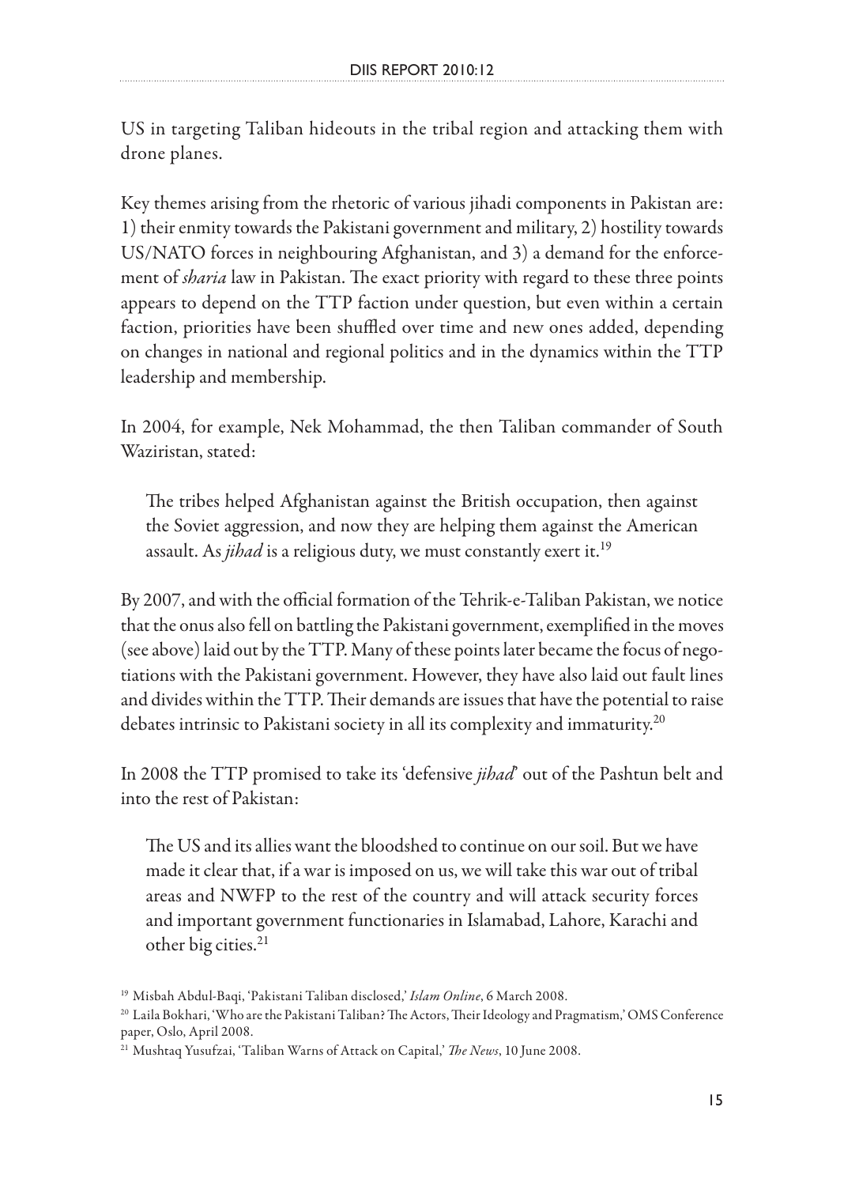US in targeting Taliban hideouts in the tribal region and attacking them with drone planes.

Key themes arising from the rhetoric of various jihadi components in Pakistan are: 1) their enmity towards the Pakistani government and military, 2) hostility towards US/NATO forces in neighbouring Afghanistan, and 3) a demand for the enforcement of *sharia* law in Pakistan. The exact priority with regard to these three points appears to depend on the TTP faction under question, but even within a certain faction, priorities have been shuffled over time and new ones added, depending on changes in national and regional politics and in the dynamics within the TTP leadership and membership.

In 2004, for example, Nek Mohammad, the then Taliban commander of South Waziristan, stated:

> The tribes helped Afghanistan against the British occupation, then against the Soviet aggression, and now they are helping them against the American assault. As *jihad* is a religious duty, we must constantly exert it.[19]

By 2007, and with the official formation of the Tehrik-e-Taliban Pakistan, we notice that the onus also fell on battling the Pakistani government, exemplified in the moves (see above) laid out by the TTP. Many of these points later became the focus of negotiations with the Pakistani government. However, they have also laid out fault lines and divides within the TTP. Their demands are issues that have the potential to raise debates intrinsic to Pakistani society in all its complexity and immaturity.[20]

In 2008 the TTP promised to take its 'defensive *jihad*' out of the Pashtun belt and into the rest of Pakistan:

> The US and its allies want the bloodshed to continue on our soil. But we have made it clear that, if a war is imposed on us, we will take this war out of tribal areas and NWFP to the rest of the country and will attack security forces and important government functionaries in Islamabad, Lahore, Karachi and other big cities.[21]

[19] Misbah Abdul-Baqi, 'Pakistani Taliban disclosed,' *Islam Online*, 6 March 2008.

[20] Laila Bokhari, 'Who are the Pakistani Taliban? The Actors, Their Ideology and Pragmatism,' OMS Conference paper, Oslo, April 2008.

[21] Mushtaq Yusufzai, 'Taliban Warns of Attack on Capital,' *The News*, 10 June 2008.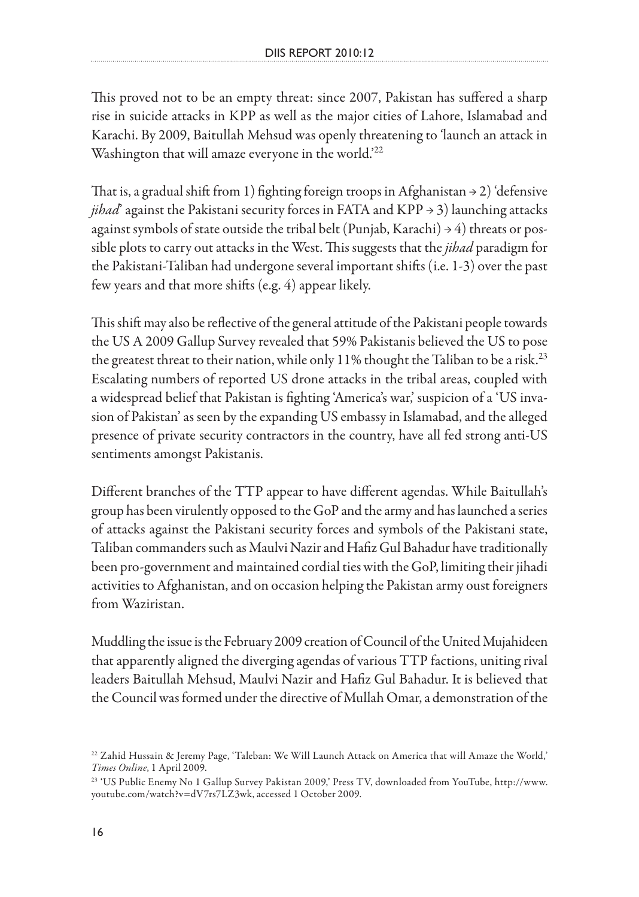This proved not to be an empty threat: since 2007, Pakistan has suffered a sharp rise in suicide attacks in KPP as well as the major cities of Lahore, Islamabad and Karachi. By 2009, Baitullah Mehsud was openly threatening to 'launch an attack in Washington that will amaze everyone in the world.'[22]

That is, a gradual shift from 1) fighting foreign troops in Afghanistan → 2) 'defensive *jihad*' against the Pakistani security forces in FATA and KPP → 3) launching attacks against symbols of state outside the tribal belt (Punjab, Karachi) → 4) threats or possible plots to carry out attacks in the West. This suggests that the *jihad* paradigm for the Pakistani-Taliban had undergone several important shifts (i.e. 1-3) over the past few years and that more shifts (e.g. 4) appear likely.

This shift may also be reflective of the general attitude of the Pakistani people towards the US A 2009 Gallup Survey revealed that 59% Pakistanis believed the US to pose the greatest threat to their nation, while only 11% thought the Taliban to be a risk.[23] Escalating numbers of reported US drone attacks in the tribal areas, coupled with a widespread belief that Pakistan is fighting 'America's war,' suspicion of a 'US invasion of Pakistan' as seen by the expanding US embassy in Islamabad, and the alleged presence of private security contractors in the country, have all fed strong anti-US sentiments amongst Pakistanis.

Different branches of the TTP appear to have different agendas. While Baitullah's group has been virulently opposed to the GoP and the army and has launched a series of attacks against the Pakistani security forces and symbols of the Pakistani state, Taliban commanders such as Maulvi Nazir and Hafiz Gul Bahadur have traditionally been pro-government and maintained cordial ties with the GoP, limiting their jihadi activities to Afghanistan, and on occasion helping the Pakistan army oust foreigners from Waziristan.

Muddling the issue is the February 2009 creation of Council of the United Mujahideen that apparently aligned the diverging agendas of various TTP factions, uniting rival leaders Baitullah Mehsud, Maulvi Nazir and Hafiz Gul Bahadur. It is believed that the Council was formed under the directive of Mullah Omar, a demonstration of the

---

[22] Zahid Hussain & Jeremy Page, 'Taleban: We Will Launch Attack on America that will Amaze the World,' *Times Online*, 1 April 2009.

[23] 'US Public Enemy No 1 Gallup Survey Pakistan 2009,' Press TV, downloaded from YouTube, http://www.youtube.com/watch?v=dV7rs7LZ3wk, accessed 1 October 2009.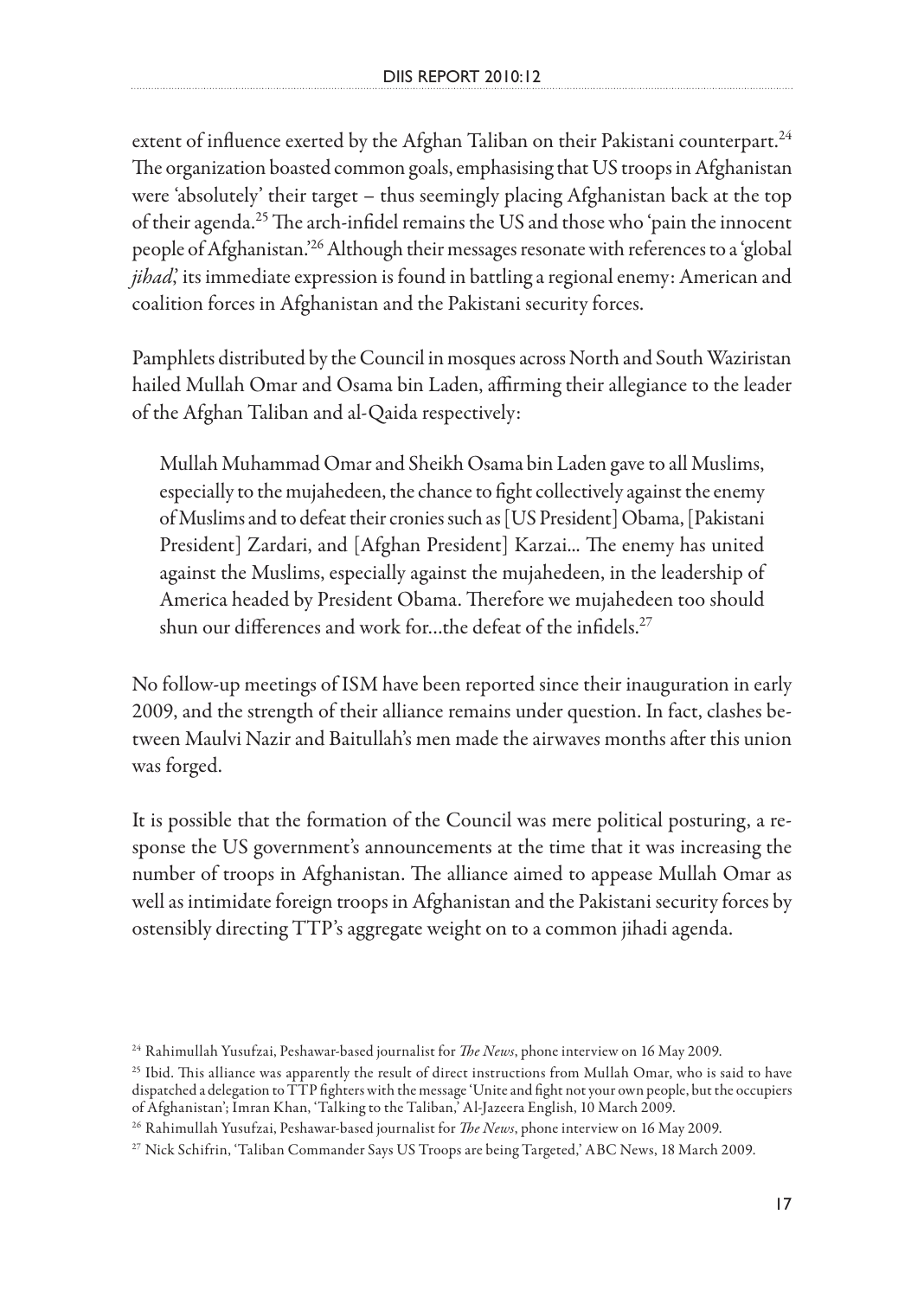extent of influence exerted by the Afghan Taliban on their Pakistani counterpart.[24] The organization boasted common goals, emphasising that US troops in Afghanistan were 'absolutely' their target – thus seemingly placing Afghanistan back at the top of their agenda.[25] The arch-infidel remains the US and those who 'pain the innocent people of Afghanistan.'[26] Although their messages resonate with references to a 'global *jihad*,' its immediate expression is found in battling a regional enemy: American and coalition forces in Afghanistan and the Pakistani security forces.

Pamphlets distributed by the Council in mosques across North and South Waziristan hailed Mullah Omar and Osama bin Laden, affirming their allegiance to the leader of the Afghan Taliban and al-Qaida respectively:

> Mullah Muhammad Omar and Sheikh Osama bin Laden gave to all Muslims, especially to the mujahedeen, the chance to fight collectively against the enemy of Muslims and to defeat their cronies such as [US President] Obama, [Pakistani President] Zardari, and [Afghan President] Karzai... The enemy has united against the Muslims, especially against the mujahedeen, in the leadership of America headed by President Obama. Therefore we mujahedeen too should shun our differences and work for...the defeat of the infidels.[27]

No follow-up meetings of ISM have been reported since their inauguration in early 2009, and the strength of their alliance remains under question. In fact, clashes between Maulvi Nazir and Baitullah's men made the airwaves months after this union was forged.

It is possible that the formation of the Council was mere political posturing, a response the US government's announcements at the time that it was increasing the number of troops in Afghanistan. The alliance aimed to appease Mullah Omar as well as intimidate foreign troops in Afghanistan and the Pakistani security forces by ostensibly directing TTP's aggregate weight on to a common jihadi agenda.

---

[24] Rahimullah Yusufzai, Peshawar-based journalist for *The News*, phone interview on 16 May 2009.

[25] Ibid. This alliance was apparently the result of direct instructions from Mullah Omar, who is said to have dispatched a delegation to TTP fighters with the message 'Unite and fight not your own people, but the occupiers of Afghanistan'; Imran Khan, 'Talking to the Taliban,' Al-Jazeera English, 10 March 2009.

[26] Rahimullah Yusufzai, Peshawar-based journalist for *The News*, phone interview on 16 May 2009.

[27] Nick Schifrin, 'Taliban Commander Says US Troops are being Targeted,' ABC News, 18 March 2009.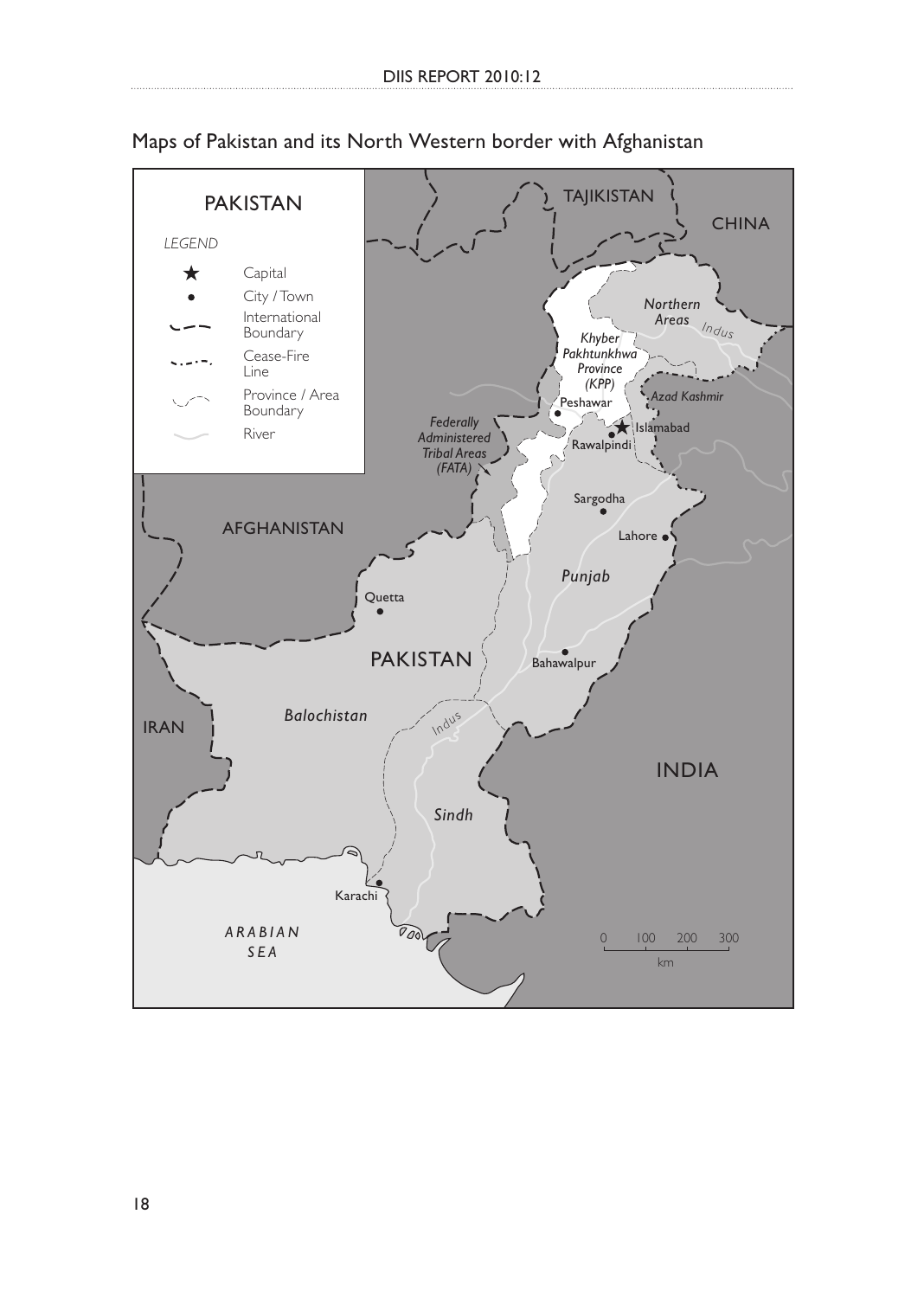Maps of Pakistan and its North Western border with Afghanistan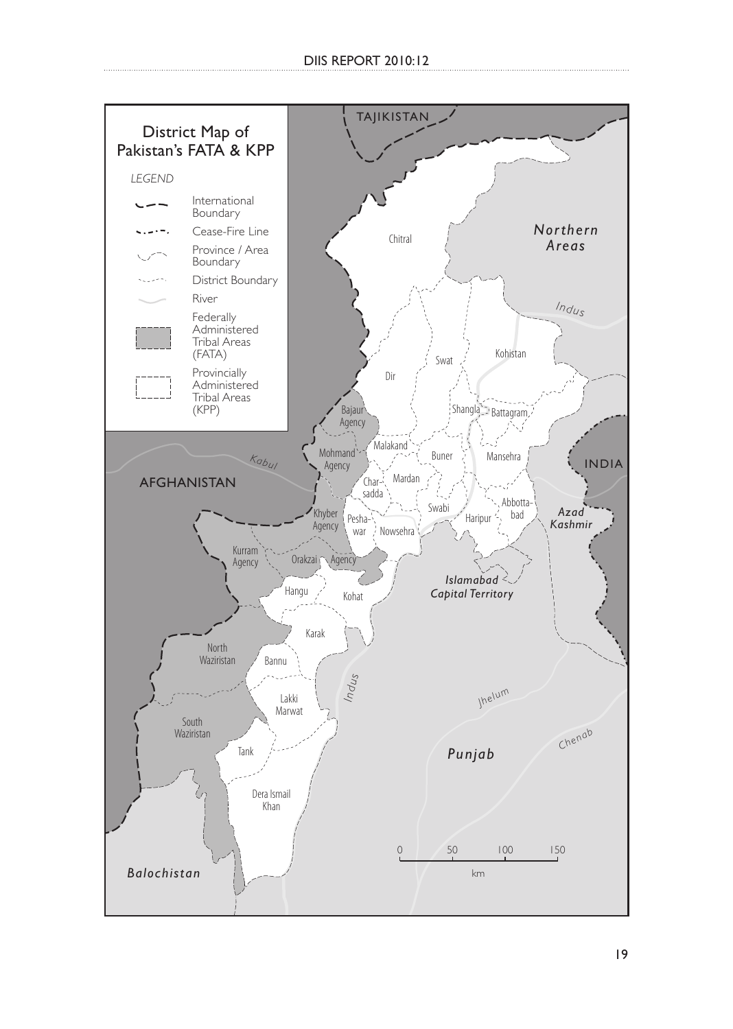# District Map of Pakistan's FATA & KPP

*LEGEND*

- International Boundary
- Cease-Fire Line
- Province / Area Boundary
- District Boundary
- River
- Federally Administered Tribal Areas (FATA)
- Provincially Administered Tribal Areas (KPP)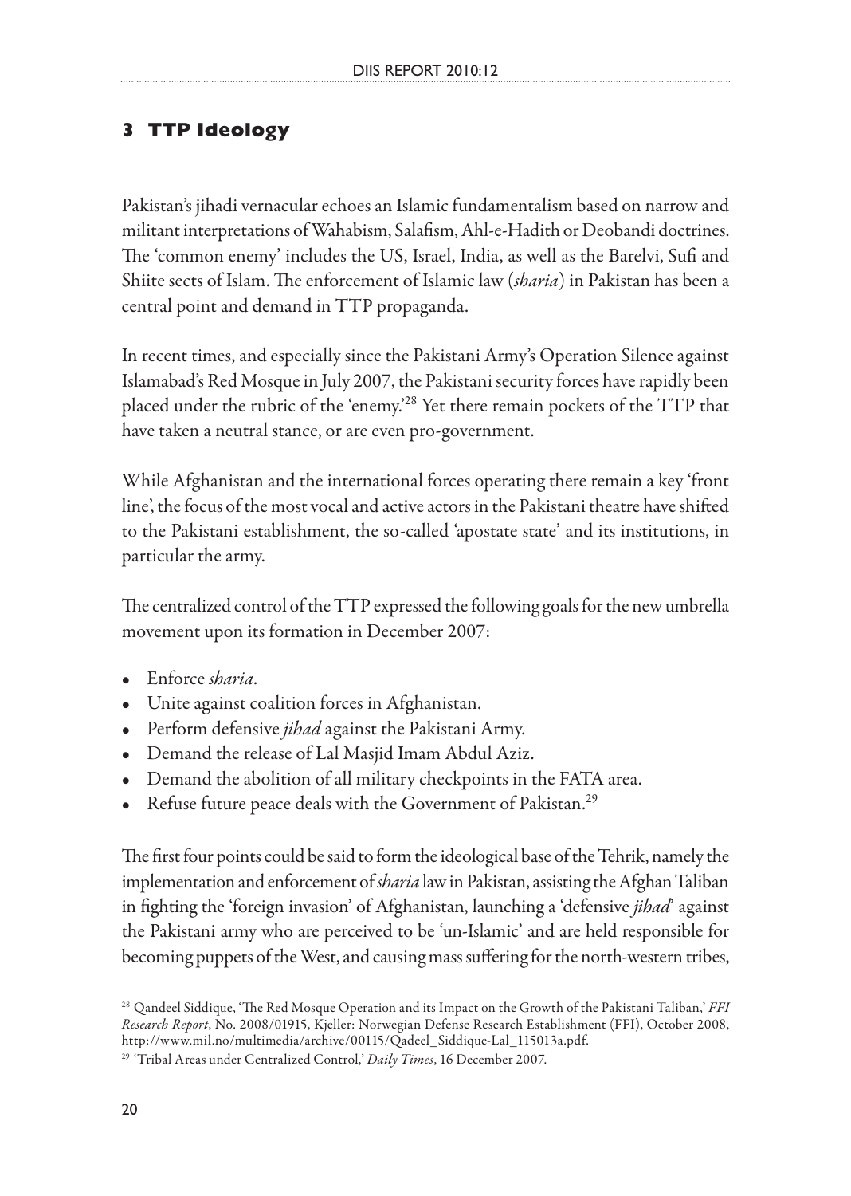## 3 TTP Ideology

Pakistan's jihadi vernacular echoes an Islamic fundamentalism based on narrow and militant interpretations of Wahabism, Salafism, Ahl-e-Hadith or Deobandi doctrines. The 'common enemy' includes the US, Israel, India, as well as the Barelvi, Sufi and Shiite sects of Islam. The enforcement of Islamic law (*sharia*) in Pakistan has been a central point and demand in TTP propaganda.

In recent times, and especially since the Pakistani Army's Operation Silence against Islamabad's Red Mosque in July 2007, the Pakistani security forces have rapidly been placed under the rubric of the 'enemy.'[28] Yet there remain pockets of the TTP that have taken a neutral stance, or are even pro-government.

While Afghanistan and the international forces operating there remain a key 'front line', the focus of the most vocal and active actors in the Pakistani theatre have shifted to the Pakistani establishment, the so-called 'apostate state' and its institutions, in particular the army.

The centralized control of the TTP expressed the following goals for the new umbrella movement upon its formation in December 2007:

- Enforce *sharia*.
- Unite against coalition forces in Afghanistan.
- Perform defensive *jihad* against the Pakistani Army.
- Demand the release of Lal Masjid Imam Abdul Aziz.
- Demand the abolition of all military checkpoints in the FATA area.
- Refuse future peace deals with the Government of Pakistan.[29]

The first four points could be said to form the ideological base of the Tehrik, namely the implementation and enforcement of *sharia* law in Pakistan, assisting the Afghan Taliban in fighting the 'foreign invasion' of Afghanistan, launching a 'defensive *jihad*' against the Pakistani army who are perceived to be 'un-Islamic' and are held responsible for becoming puppets of the West, and causing mass suffering for the north-western tribes,

[28] Qandeel Siddique, 'The Red Mosque Operation and its Impact on the Growth of the Pakistani Taliban,' *FFI Research Report*, No. 2008/01915, Kjeller: Norwegian Defense Research Establishment (FFI), October 2008, http://www.mil.no/multimedia/archive/00115/Qadeel_Siddique-Lal_115013a.pdf.

[29] 'Tribal Areas under Centralized Control,' *Daily Times*, 16 December 2007.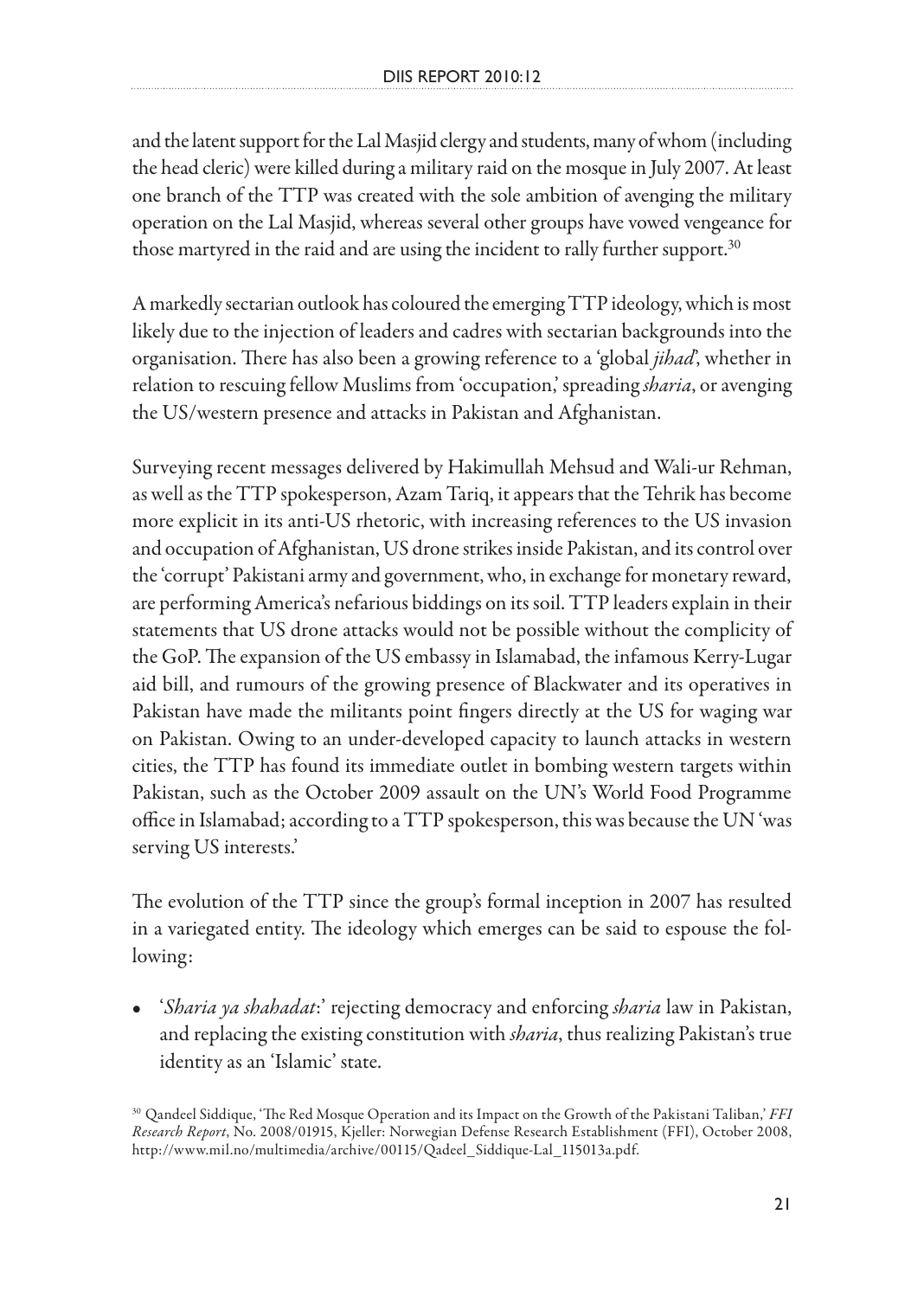and the latent support for the Lal Masjid clergy and students, many of whom (including the head cleric) were killed during a military raid on the mosque in July 2007. At least one branch of the TTP was created with the sole ambition of avenging the military operation on the Lal Masjid, whereas several other groups have vowed vengeance for those martyred in the raid and are using the incident to rally further support.[30]

A markedly sectarian outlook has coloured the emerging TTP ideology, which is most likely due to the injection of leaders and cadres with sectarian backgrounds into the organisation. There has also been a growing reference to a 'global *jihad*', whether in relation to rescuing fellow Muslims from 'occupation,' spreading *sharia*, or avenging the US/western presence and attacks in Pakistan and Afghanistan.

Surveying recent messages delivered by Hakimullah Mehsud and Wali-ur Rehman, as well as the TTP spokesperson, Azam Tariq, it appears that the Tehrik has become more explicit in its anti-US rhetoric, with increasing references to the US invasion and occupation of Afghanistan, US drone strikes inside Pakistan, and its control over the 'corrupt' Pakistani army and government, who, in exchange for monetary reward, are performing America's nefarious biddings on its soil. TTP leaders explain in their statements that US drone attacks would not be possible without the complicity of the GoP. The expansion of the US embassy in Islamabad, the infamous Kerry-Lugar aid bill, and rumours of the growing presence of Blackwater and its operatives in Pakistan have made the militants point fingers directly at the US for waging war on Pakistan. Owing to an under-developed capacity to launch attacks in western cities, the TTP has found its immediate outlet in bombing western targets within Pakistan, such as the October 2009 assault on the UN's World Food Programme office in Islamabad; according to a TTP spokesperson, this was because the UN 'was serving US interests.'

The evolution of the TTP since the group's formal inception in 2007 has resulted in a variegated entity. The ideology which emerges can be said to espouse the following:

- '*Sharia ya shahadat*:' rejecting democracy and enforcing *sharia* law in Pakistan, and replacing the existing constitution with *sharia*, thus realizing Pakistan's true identity as an 'Islamic' state.

[30] Qandeel Siddique, 'The Red Mosque Operation and its Impact on the Growth of the Pakistani Taliban,' *FFI Research Report*, No. 2008/01915, Kjeller: Norwegian Defense Research Establishment (FFI), October 2008, http://www.mil.no/multimedia/archive/00115/Qadeel_Siddique-Lal_115013a.pdf.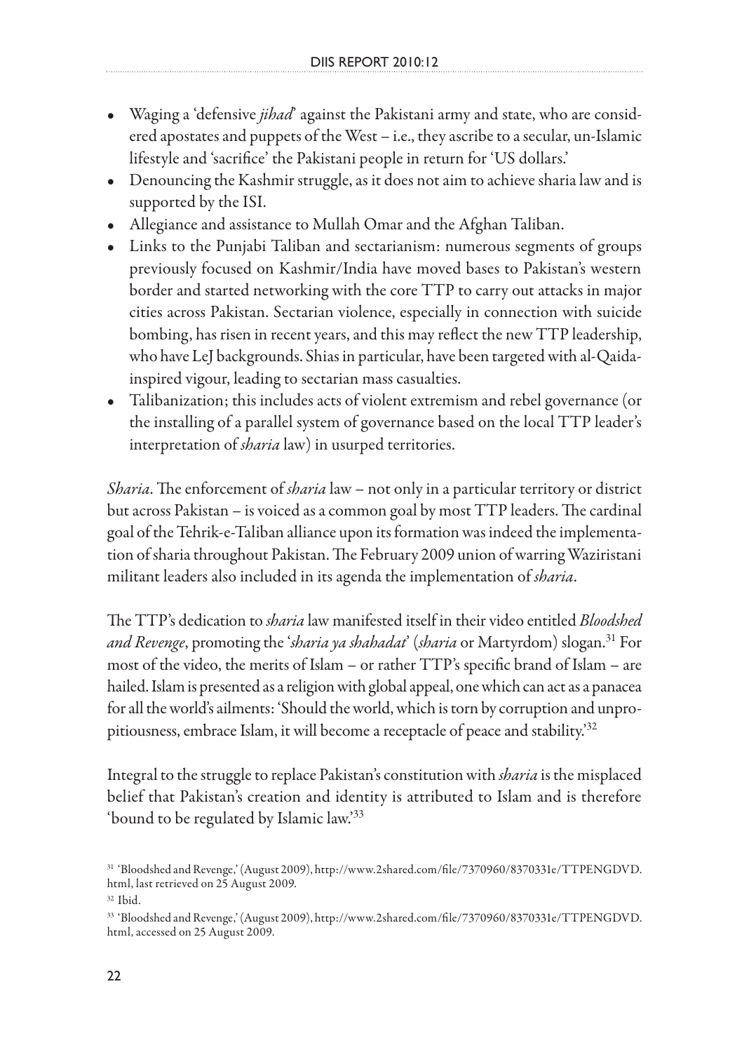- Waging a 'defensive *jihad*' against the Pakistani army and state, who are considered apostates and puppets of the West – i.e., they ascribe to a secular, un-Islamic lifestyle and 'sacrifice' the Pakistani people in return for 'US dollars.'
- Denouncing the Kashmir struggle, as it does not aim to achieve sharia law and is supported by the ISI.
- Allegiance and assistance to Mullah Omar and the Afghan Taliban.
- Links to the Punjabi Taliban and sectarianism: numerous segments of groups previously focused on Kashmir/India have moved bases to Pakistan's western border and started networking with the core TTP to carry out attacks in major cities across Pakistan. Sectarian violence, especially in connection with suicide bombing, has risen in recent years, and this may reflect the new TTP leadership, who have LeJ backgrounds. Shias in particular, have been targeted with al-Qaida-inspired vigour, leading to sectarian mass casualties.
- Talibanization; this includes acts of violent extremism and rebel governance (or the installing of a parallel system of governance based on the local TTP leader's interpretation of *sharia* law) in usurped territories.

*Sharia*. The enforcement of *sharia* law – not only in a particular territory or district but across Pakistan – is voiced as a common goal by most TTP leaders. The cardinal goal of the Tehrik-e-Taliban alliance upon its formation was indeed the implementation of sharia throughout Pakistan. The February 2009 union of warring Waziristani militant leaders also included in its agenda the implementation of *sharia*.

The TTP's dedication to *sharia* law manifested itself in their video entitled *Bloodshed and Revenge*, promoting the '*sharia ya shahadat*' (*sharia* or Martyrdom) slogan.[31] For most of the video, the merits of Islam – or rather TTP's specific brand of Islam – are hailed. Islam is presented as a religion with global appeal, one which can act as a panacea for all the world's ailments: 'Should the world, which is torn by corruption and unpropitiousness, embrace Islam, it will become a receptacle of peace and stability.'[32]

Integral to the struggle to replace Pakistan's constitution with *sharia* is the misplaced belief that Pakistan's creation and identity is attributed to Islam and is therefore 'bound to be regulated by Islamic law.'[33]

---

[31] 'Bloodshed and Revenge,' (August 2009), http://www.2shared.com/file/7370960/8370331e/TTPENGDVD.html, last retrieved on 25 August 2009.

[32] Ibid.

[33] 'Bloodshed and Revenge,' (August 2009), http://www.2shared.com/file/7370960/8370331e/TTPENGDVD.html, accessed on 25 August 2009.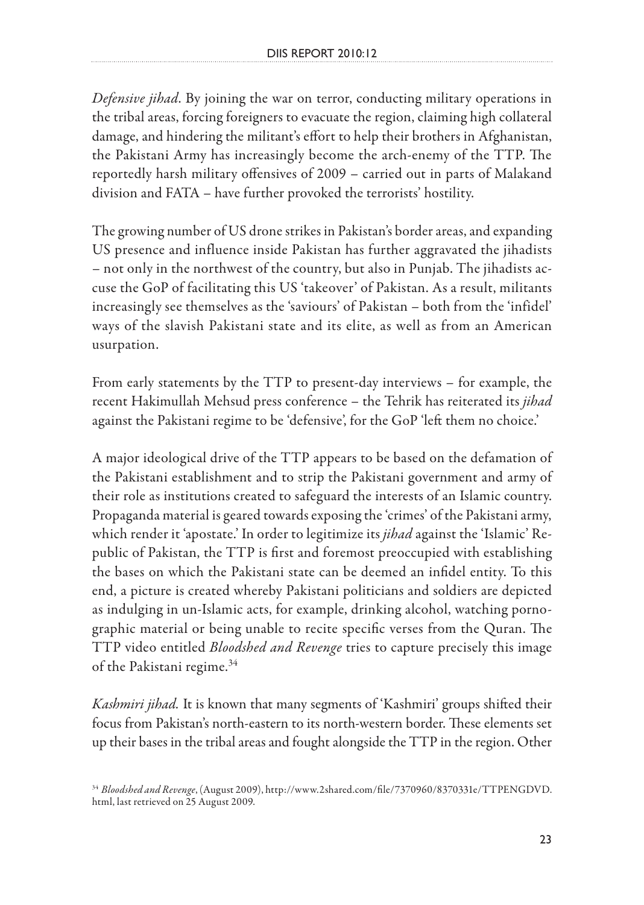*Defensive jihad*. By joining the war on terror, conducting military operations in the tribal areas, forcing foreigners to evacuate the region, claiming high collateral damage, and hindering the militant's effort to help their brothers in Afghanistan, the Pakistani Army has increasingly become the arch-enemy of the TTP. The reportedly harsh military offensives of 2009 – carried out in parts of Malakand division and FATA – have further provoked the terrorists' hostility.

The growing number of US drone strikes in Pakistan's border areas, and expanding US presence and influence inside Pakistan has further aggravated the jihadists – not only in the northwest of the country, but also in Punjab. The jihadists accuse the GoP of facilitating this US 'takeover' of Pakistan. As a result, militants increasingly see themselves as the 'saviours' of Pakistan – both from the 'infidel' ways of the slavish Pakistani state and its elite, as well as from an American usurpation.

From early statements by the TTP to present-day interviews – for example, the recent Hakimullah Mehsud press conference – the Tehrik has reiterated its *jihad* against the Pakistani regime to be 'defensive', for the GoP 'left them no choice.'

A major ideological drive of the TTP appears to be based on the defamation of the Pakistani establishment and to strip the Pakistani government and army of their role as institutions created to safeguard the interests of an Islamic country. Propaganda material is geared towards exposing the 'crimes' of the Pakistani army, which render it 'apostate.' In order to legitimize its *jihad* against the 'Islamic' Republic of Pakistan, the TTP is first and foremost preoccupied with establishing the bases on which the Pakistani state can be deemed an infidel entity. To this end, a picture is created whereby Pakistani politicians and soldiers are depicted as indulging in un-Islamic acts, for example, drinking alcohol, watching pornographic material or being unable to recite specific verses from the Quran. The TTP video entitled *Bloodshed and Revenge* tries to capture precisely this image of the Pakistani regime.[34]

*Kashmiri jihad.* It is known that many segments of 'Kashmiri' groups shifted their focus from Pakistan's north-eastern to its north-western border. These elements set up their bases in the tribal areas and fought alongside the TTP in the region. Other

[34] *Bloodshed and Revenge*, (August 2009), http://www.2shared.com/file/7370960/8370331e/TTPENGDVD.html, last retrieved on 25 August 2009.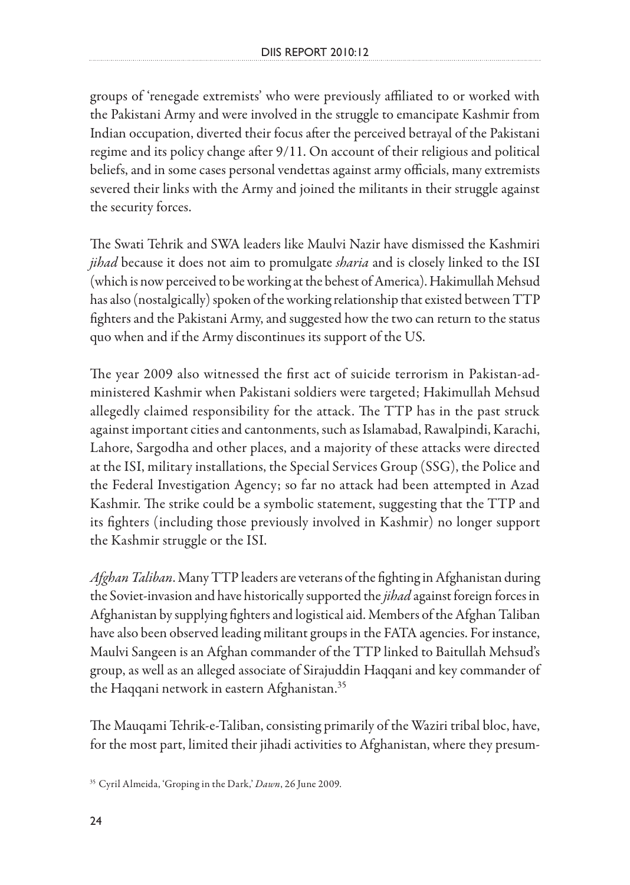groups of 'renegade extremists' who were previously affiliated to or worked with the Pakistani Army and were involved in the struggle to emancipate Kashmir from Indian occupation, diverted their focus after the perceived betrayal of the Pakistani regime and its policy change after 9/11. On account of their religious and political beliefs, and in some cases personal vendettas against army officials, many extremists severed their links with the Army and joined the militants in their struggle against the security forces.

The Swati Tehrik and SWA leaders like Maulvi Nazir have dismissed the Kashmiri *jihad* because it does not aim to promulgate *sharia* and is closely linked to the ISI (which is now perceived to be working at the behest of America). Hakimullah Mehsud has also (nostalgically) spoken of the working relationship that existed between TTP fighters and the Pakistani Army, and suggested how the two can return to the status quo when and if the Army discontinues its support of the US.

The year 2009 also witnessed the first act of suicide terrorism in Pakistan-administered Kashmir when Pakistani soldiers were targeted; Hakimullah Mehsud allegedly claimed responsibility for the attack. The TTP has in the past struck against important cities and cantonments, such as Islamabad, Rawalpindi, Karachi, Lahore, Sargodha and other places, and a majority of these attacks were directed at the ISI, military installations, the Special Services Group (SSG), the Police and the Federal Investigation Agency; so far no attack had been attempted in Azad Kashmir. The strike could be a symbolic statement, suggesting that the TTP and its fighters (including those previously involved in Kashmir) no longer support the Kashmir struggle or the ISI.

*Afghan Taliban*. Many TTP leaders are veterans of the fighting in Afghanistan during the Soviet-invasion and have historically supported the *jihad* against foreign forces in Afghanistan by supplying fighters and logistical aid. Members of the Afghan Taliban have also been observed leading militant groups in the FATA agencies. For instance, Maulvi Sangeen is an Afghan commander of the TTP linked to Baitullah Mehsud's group, as well as an alleged associate of Sirajuddin Haqqani and key commander of the Haqqani network in eastern Afghanistan.[35]

The Mauqami Tehrik-e-Taliban, consisting primarily of the Waziri tribal bloc, have, for the most part, limited their jihadi activities to Afghanistan, where they presum-

[35] Cyril Almeida, 'Groping in the Dark,' *Dawn*, 26 June 2009.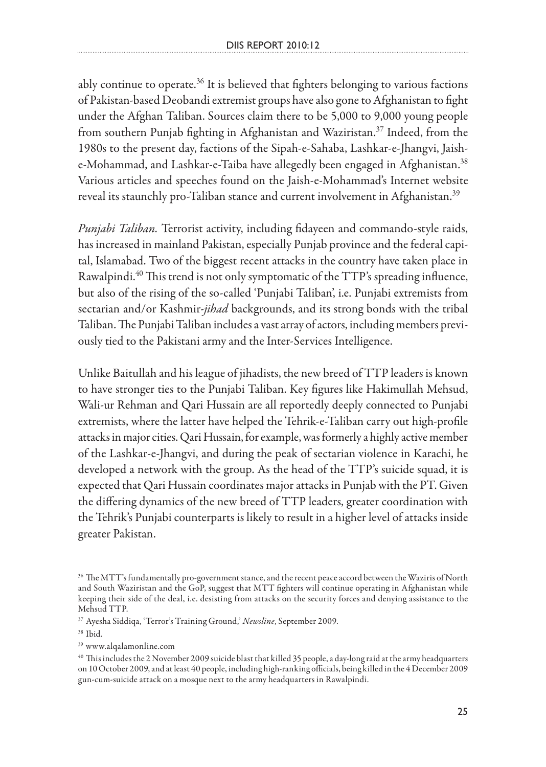ably continue to operate.[36] It is believed that fighters belonging to various factions of Pakistan-based Deobandi extremist groups have also gone to Afghanistan to fight under the Afghan Taliban. Sources claim there to be 5,000 to 9,000 young people from southern Punjab fighting in Afghanistan and Waziristan.[37] Indeed, from the 1980s to the present day, factions of the Sipah-e-Sahaba, Lashkar-e-Jhangvi, Jaish-e-Mohammad, and Lashkar-e-Taiba have allegedly been engaged in Afghanistan.[38] Various articles and speeches found on the Jaish-e-Mohammad's Internet website reveal its staunchly pro-Taliban stance and current involvement in Afghanistan.[39]

*Punjabi Taliban.* Terrorist activity, including fidayeen and commando-style raids, has increased in mainland Pakistan, especially Punjab province and the federal capital, Islamabad. Two of the biggest recent attacks in the country have taken place in Rawalpindi.[40] This trend is not only symptomatic of the TTP's spreading influence, but also of the rising of the so-called 'Punjabi Taliban', i.e. Punjabi extremists from sectarian and/or Kashmir-*jihad* backgrounds, and its strong bonds with the tribal Taliban. The Punjabi Taliban includes a vast array of actors, including members previously tied to the Pakistani army and the Inter-Services Intelligence.

Unlike Baitullah and his league of jihadists, the new breed of TTP leaders is known to have stronger ties to the Punjabi Taliban. Key figures like Hakimullah Mehsud, Wali-ur Rehman and Qari Hussain are all reportedly deeply connected to Punjabi extremists, where the latter have helped the Tehrik-e-Taliban carry out high-profile attacks in major cities. Qari Hussain, for example, was formerly a highly active member of the Lashkar-e-Jhangvi, and during the peak of sectarian violence in Karachi, he developed a network with the group. As the head of the TTP's suicide squad, it is expected that Qari Hussain coordinates major attacks in Punjab with the PT. Given the differing dynamics of the new breed of TTP leaders, greater coordination with the Tehrik's Punjabi counterparts is likely to result in a higher level of attacks inside greater Pakistan.

---

[36] The MTT's fundamentally pro-government stance, and the recent peace accord between the Waziris of North and South Waziristan and the GoP, suggest that MTT fighters will continue operating in Afghanistan while keeping their side of the deal, i.e. desisting from attacks on the security forces and denying assistance to the Mehsud TTP.

[37] Ayesha Siddiqa, 'Terror's Training Ground,' *Newsline*, September 2009.

[38] Ibid.

[39] www.alqalamonline.com

[40] This includes the 2 November 2009 suicide blast that killed 35 people, a day-long raid at the army headquarters on 10 October 2009, and at least 40 people, including high-ranking officials, being killed in the 4 December 2009 gun-cum-suicide attack on a mosque next to the army headquarters in Rawalpindi.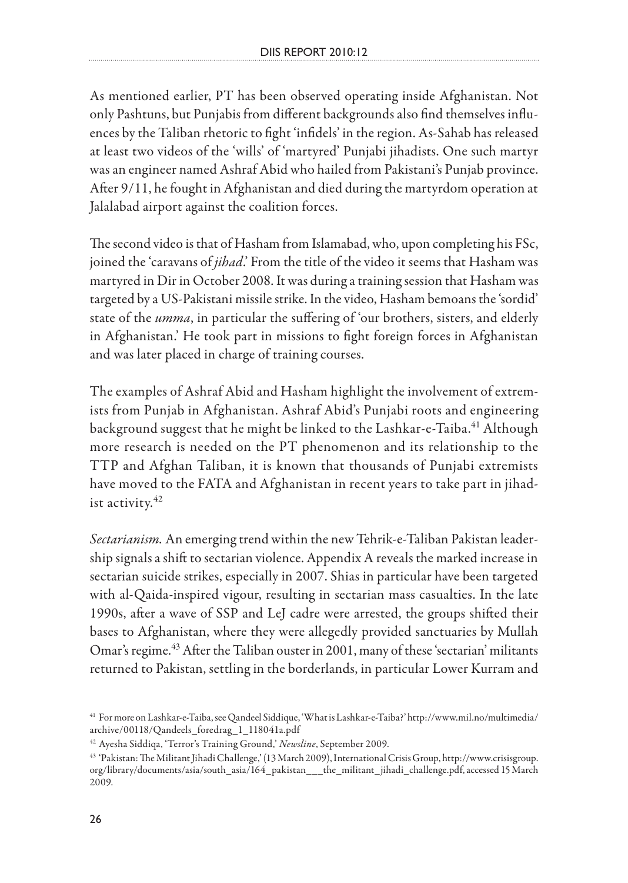As mentioned earlier, PT has been observed operating inside Afghanistan. Not only Pashtuns, but Punjabis from different backgrounds also find themselves influences by the Taliban rhetoric to fight 'infidels' in the region. As-Sahab has released at least two videos of the 'wills' of 'martyred' Punjabi jihadists. One such martyr was an engineer named Ashraf Abid who hailed from Pakistani's Punjab province. After 9/11, he fought in Afghanistan and died during the martyrdom operation at Jalalabad airport against the coalition forces.

The second video is that of Hasham from Islamabad, who, upon completing his FSc, joined the 'caravans of *jihad*.' From the title of the video it seems that Hasham was martyred in Dir in October 2008. It was during a training session that Hasham was targeted by a US-Pakistani missile strike. In the video, Hasham bemoans the 'sordid' state of the *umma*, in particular the suffering of 'our brothers, sisters, and elderly in Afghanistan.' He took part in missions to fight foreign forces in Afghanistan and was later placed in charge of training courses.

The examples of Ashraf Abid and Hasham highlight the involvement of extremists from Punjab in Afghanistan. Ashraf Abid's Punjabi roots and engineering background suggest that he might be linked to the Lashkar-e-Taiba.[41] Although more research is needed on the PT phenomenon and its relationship to the TTP and Afghan Taliban, it is known that thousands of Punjabi extremists have moved to the FATA and Afghanistan in recent years to take part in jihadist activity.[42]

*Sectarianism.* An emerging trend within the new Tehrik-e-Taliban Pakistan leadership signals a shift to sectarian violence. Appendix A reveals the marked increase in sectarian suicide strikes, especially in 2007. Shias in particular have been targeted with al-Qaida-inspired vigour, resulting in sectarian mass casualties. In the late 1990s, after a wave of SSP and LeJ cadre were arrested, the groups shifted their bases to Afghanistan, where they were allegedly provided sanctuaries by Mullah Omar's regime.[43] After the Taliban ouster in 2001, many of these 'sectarian' militants returned to Pakistan, settling in the borderlands, in particular Lower Kurram and

---

[41] For more on Lashkar-e-Taiba, see Qandeel Siddique, 'What is Lashkar-e-Taiba?' http://www.mil.no/multimedia/archive/00118/Qandeels_foredrag_1_118041a.pdf

[42] Ayesha Siddiqa, 'Terror's Training Ground,' *Newsline*, September 2009.

[43] 'Pakistan: The Militant Jihadi Challenge,' (13 March 2009), International Crisis Group, http://www.crisisgroup.org/library/documents/asia/south_asia/164_pakistan___the_militant_jihadi_challenge.pdf, accessed 15 March 2009.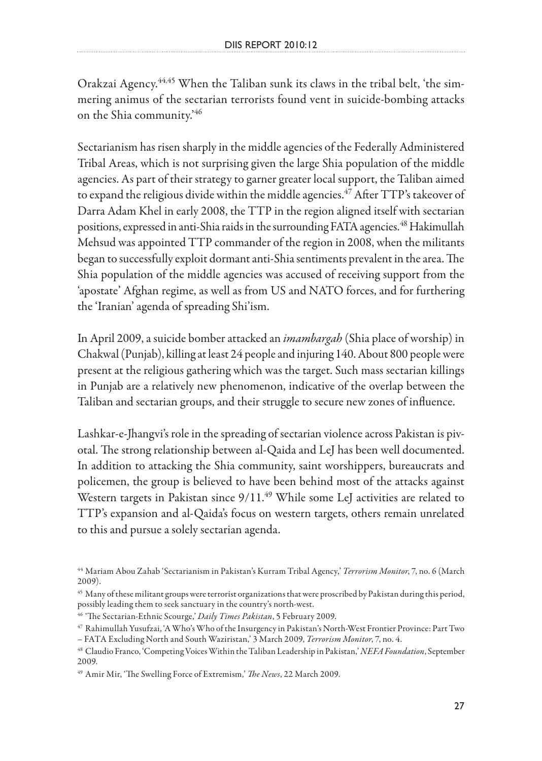Orakzai Agency.[44,45] When the Taliban sunk its claws in the tribal belt, 'the simmering animus of the sectarian terrorists found vent in suicide-bombing attacks on the Shia community.'[46]

Sectarianism has risen sharply in the middle agencies of the Federally Administered Tribal Areas, which is not surprising given the large Shia population of the middle agencies. As part of their strategy to garner greater local support, the Taliban aimed to expand the religious divide within the middle agencies.[47] After TTP's takeover of Darra Adam Khel in early 2008, the TTP in the region aligned itself with sectarian positions, expressed in anti-Shia raids in the surrounding FATA agencies.[48] Hakimullah Mehsud was appointed TTP commander of the region in 2008, when the militants began to successfully exploit dormant anti-Shia sentiments prevalent in the area. The Shia population of the middle agencies was accused of receiving support from the 'apostate' Afghan regime, as well as from US and NATO forces, and for furthering the 'Iranian' agenda of spreading Shi'ism.

In April 2009, a suicide bomber attacked an *imambargah* (Shia place of worship) in Chakwal (Punjab), killing at least 24 people and injuring 140. About 800 people were present at the religious gathering which was the target. Such mass sectarian killings in Punjab are a relatively new phenomenon, indicative of the overlap between the Taliban and sectarian groups, and their struggle to secure new zones of influence.

Lashkar-e-Jhangvi's role in the spreading of sectarian violence across Pakistan is pivotal. The strong relationship between al-Qaida and LeJ has been well documented. In addition to attacking the Shia community, saint worshippers, bureaucrats and policemen, the group is believed to have been behind most of the attacks against Western targets in Pakistan since 9/11.[49] While some LeJ activities are related to TTP's expansion and al-Qaida's focus on western targets, others remain unrelated to this and pursue a solely sectarian agenda.

---

[44] Mariam Abou Zahab 'Sectarianism in Pakistan's Kurram Tribal Agency,' *Terrorism Monitor*, 7, no. 6 (March 2009).

[45] Many of these militant groups were terrorist organizations that were proscribed by Pakistan during this period, possibly leading them to seek sanctuary in the country's north-west.

[46] 'The Sectarian-Ethnic Scourge,' *Daily Times Pakistan*, 5 February 2009.

[47] Rahimullah Yusufzai, 'A Who's Who of the Insurgency in Pakistan's North-West Frontier Province: Part Two – FATA Excluding North and South Waziristan,' 3 March 2009, *Terrorism Monitor*, 7, no. 4.

[48] Claudio Franco, 'Competing Voices Within the Taliban Leadership in Pakistan,' *NEFA Foundation*, September 2009.

[49] Amir Mir, 'The Swelling Force of Extremism,' *The News*, 22 March 2009.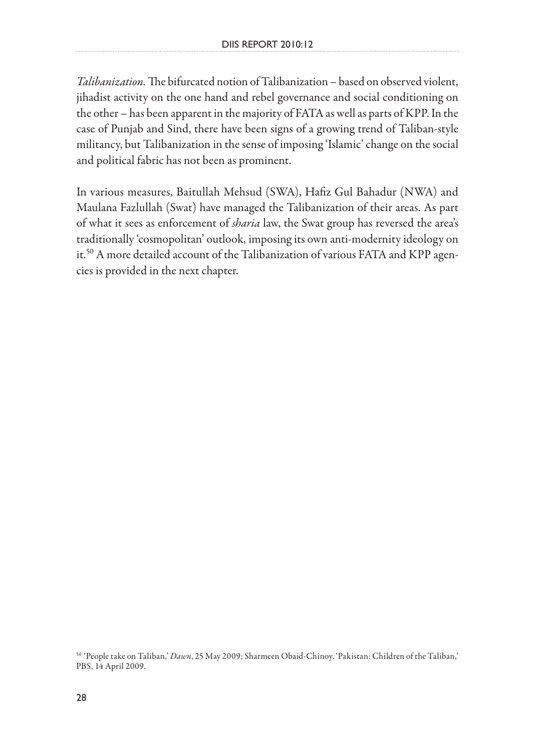*Talibanization*. The bifurcated notion of Talibanization – based on observed violent, jihadist activity on the one hand and rebel governance and social conditioning on the other – has been apparent in the majority of FATA as well as parts of KPP. In the case of Punjab and Sind, there have been signs of a growing trend of Taliban-style militancy, but Talibanization in the sense of imposing 'Islamic' change on the social and political fabric has not been as prominent.

In various measures, Baitullah Mehsud (SWA), Hafiz Gul Bahadur (NWA) and Maulana Fazlullah (Swat) have managed the Talibanization of their areas. As part of what it sees as enforcement of *sharia* law, the Swat group has reversed the area's traditionally 'cosmopolitan' outlook, imposing its own anti-modernity ideology on it.[50] A more detailed account of the Talibanization of various FATA and KPP agencies is provided in the next chapter.

[50] 'People take on Taliban,' *Dawn*, 25 May 2009; Sharmeen Obaid-Chinoy, 'Pakistan: Children of the Taliban,' PBS, 14 April 2009.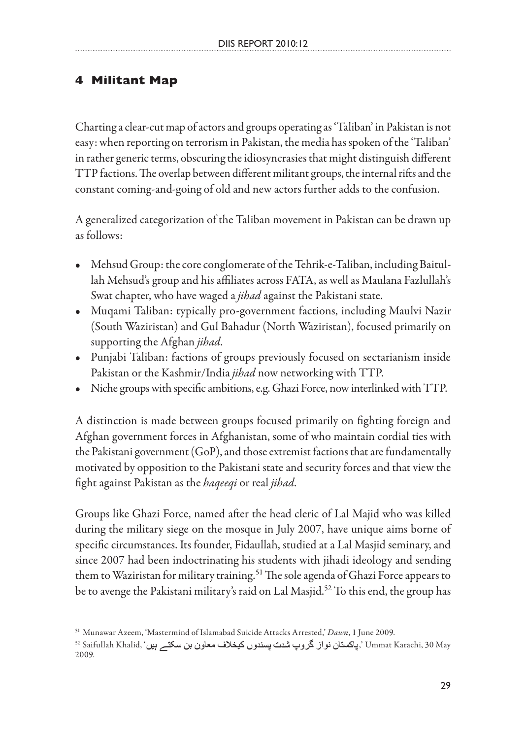## 4 Militant Map

Charting a clear-cut map of actors and groups operating as 'Taliban' in Pakistan is not easy: when reporting on terrorism in Pakistan, the media has spoken of the 'Taliban' in rather generic terms, obscuring the idiosyncrasies that might distinguish different TTP factions. The overlap between different militant groups, the internal rifts and the constant coming-and-going of old and new actors further adds to the confusion.

A generalized categorization of the Taliban movement in Pakistan can be drawn up as follows:

- Mehsud Group: the core conglomerate of the Tehrik-e-Taliban, including Baitullah Mehsud's group and his affiliates across FATA, as well as Maulana Fazlullah's Swat chapter, who have waged a *jihad* against the Pakistani state.
- Muqami Taliban: typically pro-government factions, including Maulvi Nazir (South Waziristan) and Gul Bahadur (North Waziristan), focused primarily on supporting the Afghan *jihad*.
- Punjabi Taliban: factions of groups previously focused on sectarianism inside Pakistan or the Kashmir/India *jihad* now networking with TTP.
- Niche groups with specific ambitions, e.g. Ghazi Force, now interlinked with TTP.

A distinction is made between groups focused primarily on fighting foreign and Afghan government forces in Afghanistan, some of who maintain cordial ties with the Pakistani government (GoP), and those extremist factions that are fundamentally motivated by opposition to the Pakistani state and security forces and that view the fight against Pakistan as the *haqeeqi* or real *jihad*.

Groups like Ghazi Force, named after the head cleric of Lal Majid who was killed during the military siege on the mosque in July 2007, have unique aims borne of specific circumstances. Its founder, Fidaullah, studied at a Lal Masjid seminary, and since 2007 had been indoctrinating his students with jihadi ideology and sending them to Waziristan for military training.[51] The sole agenda of Ghazi Force appears to be to avenge the Pakistani military's raid on Lal Masjid.[52] To this end, the group has

[51] Munawar Azeem, 'Mastermind of Islamabad Suicide Attacks Arrested,' *Dawn*, 1 June 2009.

[52] Saifullah Khalid, 'پاکستان نواز گروپ شدت پسندوں کیخلاف معاون بن سکتے ہیں,' Ummat Karachi, 30 May 2009.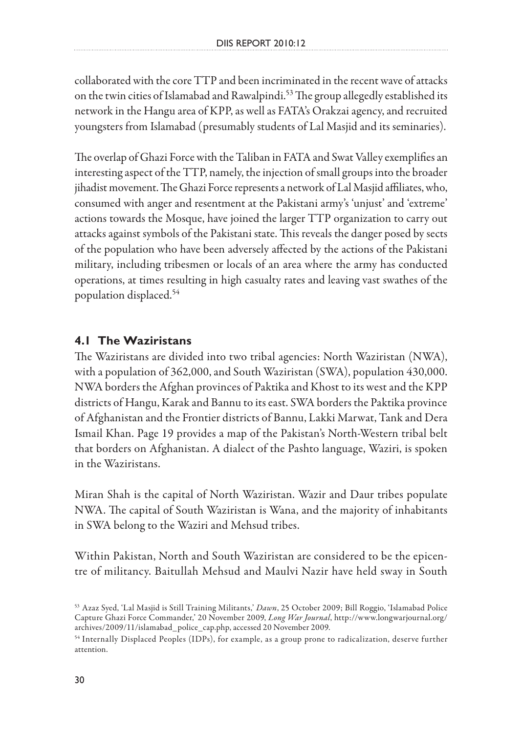collaborated with the core TTP and been incriminated in the recent wave of attacks on the twin cities of Islamabad and Rawalpindi.[53] The group allegedly established its network in the Hangu area of KPP, as well as FATA's Orakzai agency, and recruited youngsters from Islamabad (presumably students of Lal Masjid and its seminaries).

The overlap of Ghazi Force with the Taliban in FATA and Swat Valley exemplifies an interesting aspect of the TTP, namely, the injection of small groups into the broader jihadist movement. The Ghazi Force represents a network of Lal Masjid affiliates, who, consumed with anger and resentment at the Pakistani army's 'unjust' and 'extreme' actions towards the Mosque, have joined the larger TTP organization to carry out attacks against symbols of the Pakistani state. This reveals the danger posed by sects of the population who have been adversely affected by the actions of the Pakistani military, including tribesmen or locals of an area where the army has conducted operations, at times resulting in high casualty rates and leaving vast swathes of the population displaced.[54]

## 4.1 The Waziristans

The Waziristans are divided into two tribal agencies: North Waziristan (NWA), with a population of 362,000, and South Waziristan (SWA), population 430,000. NWA borders the Afghan provinces of Paktika and Khost to its west and the KPP districts of Hangu, Karak and Bannu to its east. SWA borders the Paktika province of Afghanistan and the Frontier districts of Bannu, Lakki Marwat, Tank and Dera Ismail Khan. Page 19 provides a map of the Pakistan's North-Western tribal belt that borders on Afghanistan. A dialect of the Pashto language, Waziri, is spoken in the Waziristans.

Miran Shah is the capital of North Waziristan. Wazir and Daur tribes populate NWA. The capital of South Waziristan is Wana, and the majority of inhabitants in SWA belong to the Waziri and Mehsud tribes.

Within Pakistan, North and South Waziristan are considered to be the epicentre of militancy. Baitullah Mehsud and Maulvi Nazir have held sway in South

[53] Azaz Syed, 'Lal Masjid is Still Training Militants,' *Dawn*, 25 October 2009; Bill Roggio, 'Islamabad Police Capture Ghazi Force Commander,' 20 November 2009, *Long War Journal*, http://www.longwarjournal.org/archives/2009/11/islamabad_police_cap.php, accessed 20 November 2009.

[54] Internally Displaced Peoples (IDPs), for example, as a group prone to radicalization, deserve further attention.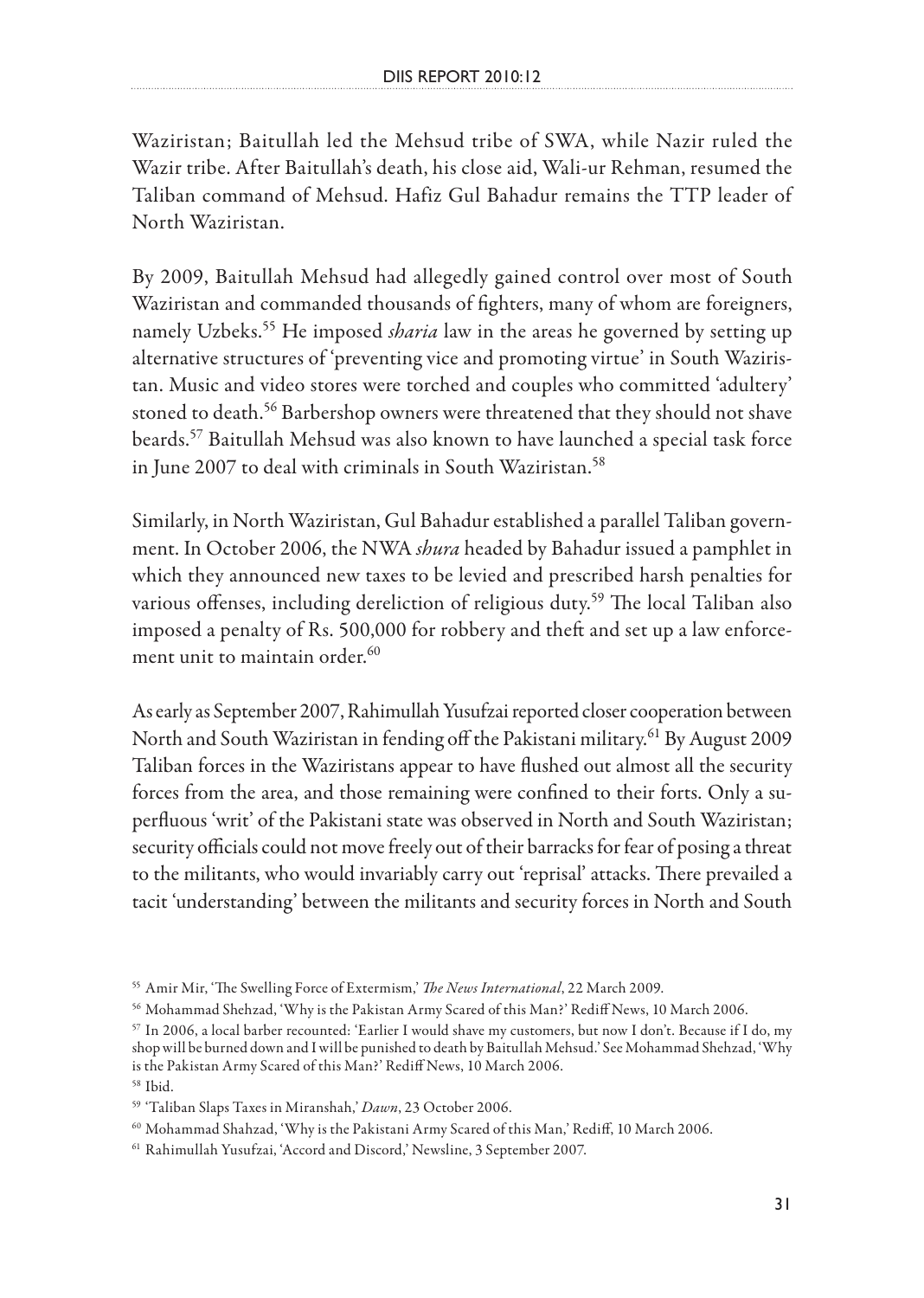Waziristan; Baitullah led the Mehsud tribe of SWA, while Nazir ruled the Wazir tribe. After Baitullah's death, his close aid, Wali-ur Rehman, resumed the Taliban command of Mehsud. Hafiz Gul Bahadur remains the TTP leader of North Waziristan.

By 2009, Baitullah Mehsud had allegedly gained control over most of South Waziristan and commanded thousands of fighters, many of whom are foreigners, namely Uzbeks.[55] He imposed *sharia* law in the areas he governed by setting up alternative structures of 'preventing vice and promoting virtue' in South Waziristan. Music and video stores were torched and couples who committed 'adultery' stoned to death.[56] Barbershop owners were threatened that they should not shave beards.[57] Baitullah Mehsud was also known to have launched a special task force in June 2007 to deal with criminals in South Waziristan.[58]

Similarly, in North Waziristan, Gul Bahadur established a parallel Taliban government. In October 2006, the NWA *shura* headed by Bahadur issued a pamphlet in which they announced new taxes to be levied and prescribed harsh penalties for various offenses, including dereliction of religious duty.[59] The local Taliban also imposed a penalty of Rs. 500,000 for robbery and theft and set up a law enforcement unit to maintain order.[60]

As early as September 2007, Rahimullah Yusufzai reported closer cooperation between North and South Waziristan in fending off the Pakistani military.[61] By August 2009 Taliban forces in the Waziristans appear to have flushed out almost all the security forces from the area, and those remaining were confined to their forts. Only a superfluous 'writ' of the Pakistani state was observed in North and South Waziristan; security officials could not move freely out of their barracks for fear of posing a threat to the militants, who would invariably carry out 'reprisal' attacks. There prevailed a tacit 'understanding' between the militants and security forces in North and South

---

[55] Amir Mir, 'The Swelling Force of Extermism,' *The News International*, 22 March 2009.

[56] Mohammad Shehzad, 'Why is the Pakistan Army Scared of this Man?' Rediff News, 10 March 2006.

[57] In 2006, a local barber recounted: 'Earlier I would shave my customers, but now I don't. Because if I do, my shop will be burned down and I will be punished to death by Baitullah Mehsud.' See Mohammad Shehzad, 'Why is the Pakistan Army Scared of this Man?' Rediff News, 10 March 2006.

[58] Ibid.

[59] 'Taliban Slaps Taxes in Miranshah,' *Dawn*, 23 October 2006.

[60] Mohammad Shahzad, 'Why is the Pakistani Army Scared of this Man,' Rediff, 10 March 2006.

[61] Rahimullah Yusufzai, 'Accord and Discord,' Newsline, 3 September 2007.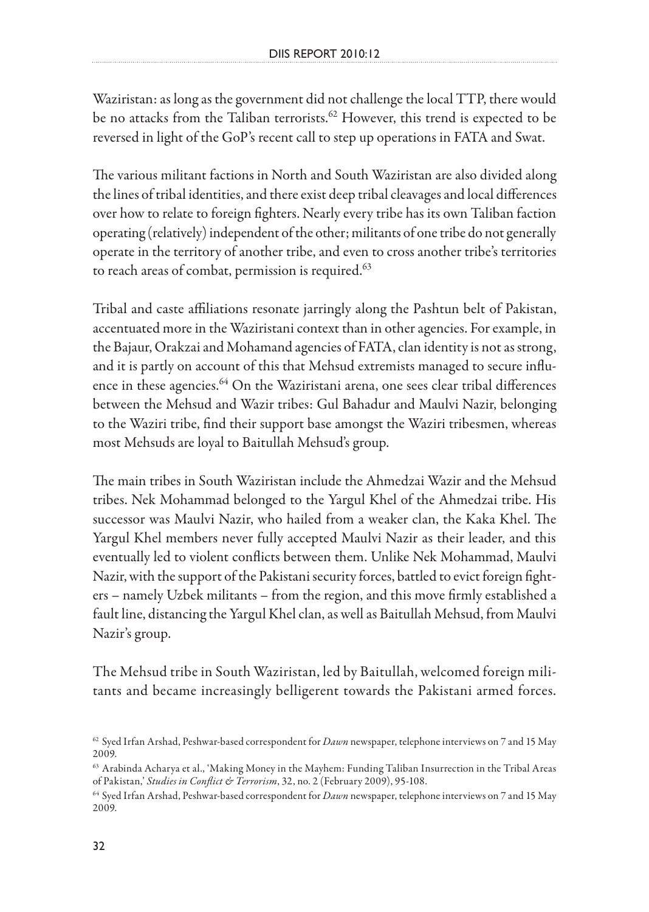Waziristan: as long as the government did not challenge the local TTP, there would be no attacks from the Taliban terrorists.[62] However, this trend is expected to be reversed in light of the GoP's recent call to step up operations in FATA and Swat.

The various militant factions in North and South Waziristan are also divided along the lines of tribal identities, and there exist deep tribal cleavages and local differences over how to relate to foreign fighters. Nearly every tribe has its own Taliban faction operating (relatively) independent of the other; militants of one tribe do not generally operate in the territory of another tribe, and even to cross another tribe's territories to reach areas of combat, permission is required.[63]

Tribal and caste affiliations resonate jarringly along the Pashtun belt of Pakistan, accentuated more in the Waziristani context than in other agencies. For example, in the Bajaur, Orakzai and Mohamand agencies of FATA, clan identity is not as strong, and it is partly on account of this that Mehsud extremists managed to secure influence in these agencies.[64] On the Waziristani arena, one sees clear tribal differences between the Mehsud and Wazir tribes: Gul Bahadur and Maulvi Nazir, belonging to the Waziri tribe, find their support base amongst the Waziri tribesmen, whereas most Mehsuds are loyal to Baitullah Mehsud's group.

The main tribes in South Waziristan include the Ahmedzai Wazir and the Mehsud tribes. Nek Mohammad belonged to the Yargul Khel of the Ahmedzai tribe. His successor was Maulvi Nazir, who hailed from a weaker clan, the Kaka Khel. The Yargul Khel members never fully accepted Maulvi Nazir as their leader, and this eventually led to violent conflicts between them. Unlike Nek Mohammad, Maulvi Nazir, with the support of the Pakistani security forces, battled to evict foreign fighters – namely Uzbek militants – from the region, and this move firmly established a fault line, distancing the Yargul Khel clan, as well as Baitullah Mehsud, from Maulvi Nazir's group.

The Mehsud tribe in South Waziristan, led by Baitullah, welcomed foreign militants and became increasingly belligerent towards the Pakistani armed forces.

---

[62] Syed Irfan Arshad, Peshwar-based correspondent for *Dawn* newspaper, telephone interviews on 7 and 15 May 2009.

[63] Arabinda Acharya et al., 'Making Money in the Mayhem: Funding Taliban Insurrection in the Tribal Areas of Pakistan,' *Studies in Conflict & Terrorism*, 32, no. 2 (February 2009), 95-108.

[64] Syed Irfan Arshad, Peshwar-based correspondent for *Dawn* newspaper, telephone interviews on 7 and 15 May 2009.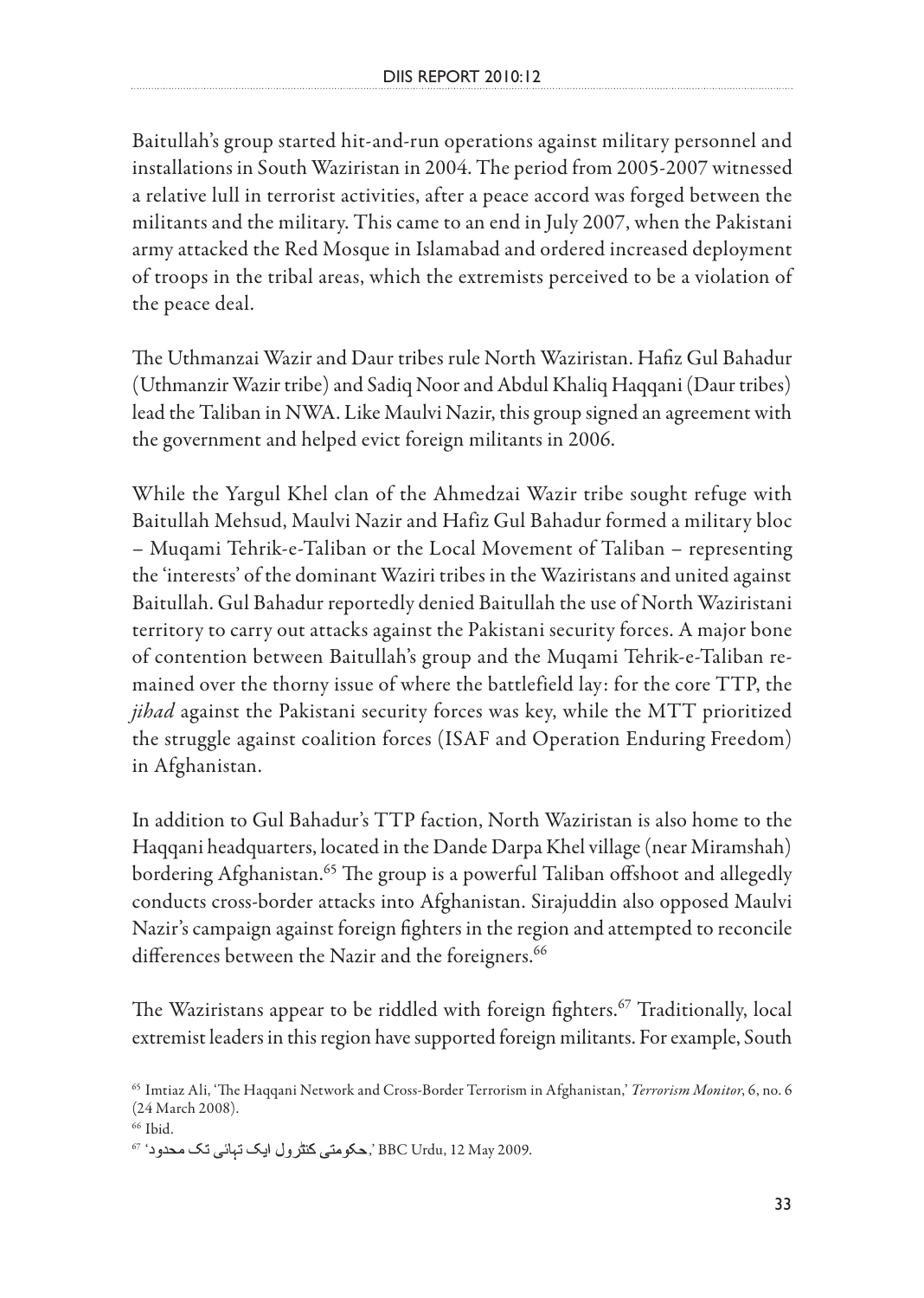Baitullah's group started hit-and-run operations against military personnel and installations in South Waziristan in 2004. The period from 2005-2007 witnessed a relative lull in terrorist activities, after a peace accord was forged between the militants and the military. This came to an end in July 2007, when the Pakistani army attacked the Red Mosque in Islamabad and ordered increased deployment of troops in the tribal areas, which the extremists perceived to be a violation of the peace deal.

The Uthmanzai Wazir and Daur tribes rule North Waziristan. Hafiz Gul Bahadur (Uthmanzir Wazir tribe) and Sadiq Noor and Abdul Khaliq Haqqani (Daur tribes) lead the Taliban in NWA. Like Maulvi Nazir, this group signed an agreement with the government and helped evict foreign militants in 2006.

While the Yargul Khel clan of the Ahmedzai Wazir tribe sought refuge with Baitullah Mehsud, Maulvi Nazir and Hafiz Gul Bahadur formed a military bloc – Muqami Tehrik-e-Taliban or the Local Movement of Taliban – representing the 'interests' of the dominant Waziri tribes in the Waziristans and united against Baitullah. Gul Bahadur reportedly denied Baitullah the use of North Waziristani territory to carry out attacks against the Pakistani security forces. A major bone of contention between Baitullah's group and the Muqami Tehrik-e-Taliban remained over the thorny issue of where the battlefield lay: for the core TTP, the *jihad* against the Pakistani security forces was key, while the MTT prioritized the struggle against coalition forces (ISAF and Operation Enduring Freedom) in Afghanistan.

In addition to Gul Bahadur's TTP faction, North Waziristan is also home to the Haqqani headquarters, located in the Dande Darpa Khel village (near Miramshah) bordering Afghanistan.[65] The group is a powerful Taliban offshoot and allegedly conducts cross-border attacks into Afghanistan. Sirajuddin also opposed Maulvi Nazir's campaign against foreign fighters in the region and attempted to reconcile differences between the Nazir and the foreigners.[66]

The Waziristans appear to be riddled with foreign fighters.[67] Traditionally, local extremist leaders in this region have supported foreign militants. For example, South

[65] Imtiaz Ali, 'The Haqqani Network and Cross-Border Terrorism in Afghanistan,' *Terrorism Monitor*, 6, no. 6 (24 March 2008).

[66] Ibid.

[67] 'حکومتی کنٹرول ایک تہائی تک محدود,' BBC Urdu, 12 May 2009.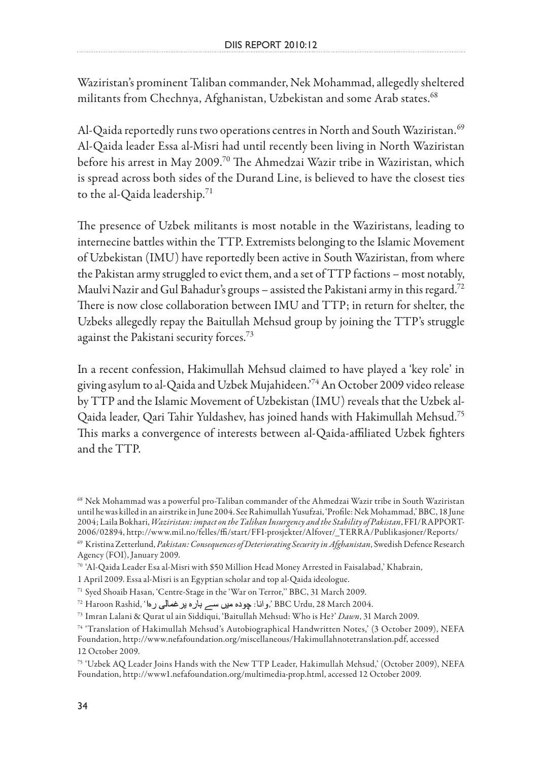Waziristan's prominent Taliban commander, Nek Mohammad, allegedly sheltered militants from Chechnya, Afghanistan, Uzbekistan and some Arab states.[68]

Al-Qaida reportedly runs two operations centres in North and South Waziristan.[69] Al-Qaida leader Essa al-Misri had until recently been living in North Waziristan before his arrest in May 2009.[70] The Ahmedzai Wazir tribe in Waziristan, which is spread across both sides of the Durand Line, is believed to have the closest ties to the al-Qaida leadership.[71]

The presence of Uzbek militants is most notable in the Waziristans, leading to internecine battles within the TTP. Extremists belonging to the Islamic Movement of Uzbekistan (IMU) have reportedly been active in South Waziristan, from where the Pakistan army struggled to evict them, and a set of TTP factions – most notably, Maulvi Nazir and Gul Bahadur's groups – assisted the Pakistani army in this regard.[72] There is now close collaboration between IMU and TTP; in return for shelter, the Uzbeks allegedly repay the Baitullah Mehsud group by joining the TTP's struggle against the Pakistani security forces.[73]

In a recent confession, Hakimullah Mehsud claimed to have played a 'key role' in giving asylum to al-Qaida and Uzbek Mujahideen.'[74] An October 2009 video release by TTP and the Islamic Movement of Uzbekistan (IMU) reveals that the Uzbek al-Qaida leader, Qari Tahir Yuldashev, has joined hands with Hakimullah Mehsud.[75] This marks a convergence of interests between al-Qaida-affiliated Uzbek fighters and the TTP.

[68] Nek Mohammad was a powerful pro-Taliban commander of the Ahmedzai Wazir tribe in South Waziristan until he was killed in an airstrike in June 2004. See Rahimullah Yusufzai, 'Profile: Nek Mohammad,' BBC, 18 June 2004; Laila Bokhari, *Waziristan: impact on the Taliban Insurgency and the Stability of Pakistan*, FFI/RAPPORT-2006/02894, http://www.mil.no/felles/ffi/start/FFI-prosjekter/Alfover/_TERRA/Publikasjoner/Reports/

[69] Kristina Zetterlund, *Pakistan: Consequences of Deteriorating Security in Afghanistan*, Swedish Defence Research Agency (FOI), January 2009.

[70] 'Al-Qaida Leader Esa al-Misri with $50 Million Head Money Arrested in Faisalabad,' Khabrain, 1 April 2009. Essa al-Misri is an Egyptian scholar and top al-Qaida ideologue.

[71] Syed Shoaib Hasan, 'Centre-Stage in the 'War on Terror,'' BBC, 31 March 2009.

[72] Haroon Rashid, 'وانا: چودہ میں سے بارہ یرغمالی رہا,' BBC Urdu, 28 March 2004.

[73] Imran Lalani & Qurat ul ain Siddiqui, 'Baitullah Mehsud: Who is He?' *Dawn*, 31 March 2009.

[74] 'Translation of Hakimullah Mehsud's Autobiographical Handwritten Notes,' (3 October 2009), NEFA Foundation, http://www.nefafoundation.org/miscellaneous/Hakimullahnotetranslation.pdf, accessed 12 October 2009.

[75] 'Uzbek AQ Leader Joins Hands with the New TTP Leader, Hakimullah Mehsud,' (October 2009), NEFA Foundation, http://www1.nefafoundation.org/multimedia-prop.html, accessed 12 October 2009.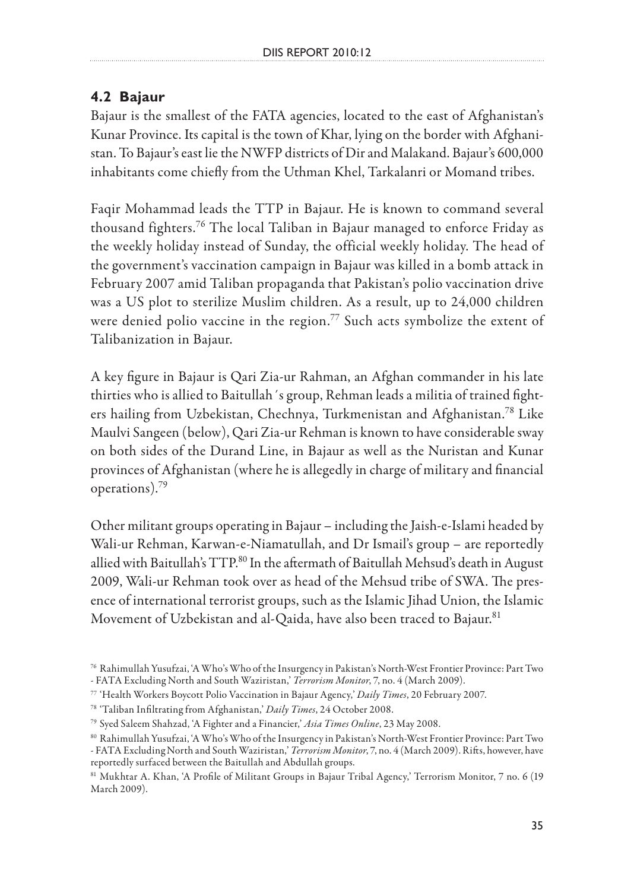## 4.2 Bajaur

Bajaur is the smallest of the FATA agencies, located to the east of Afghanistan's Kunar Province. Its capital is the town of Khar, lying on the border with Afghanistan. To Bajaur's east lie the NWFP districts of Dir and Malakand. Bajaur's 600,000 inhabitants come chiefly from the Uthman Khel, Tarkalanri or Momand tribes.

Faqir Mohammad leads the TTP in Bajaur. He is known to command several thousand fighters.[76] The local Taliban in Bajaur managed to enforce Friday as the weekly holiday instead of Sunday, the official weekly holiday. The head of the government's vaccination campaign in Bajaur was killed in a bomb attack in February 2007 amid Taliban propaganda that Pakistan's polio vaccination drive was a US plot to sterilize Muslim children. As a result, up to 24,000 children were denied polio vaccine in the region.[77] Such acts symbolize the extent of Talibanization in Bajaur.

A key figure in Bajaur is Qari Zia-ur Rahman, an Afghan commander in his late thirties who is allied to Baitullah´s group, Rehman leads a militia of trained fighters hailing from Uzbekistan, Chechnya, Turkmenistan and Afghanistan.[78] Like Maulvi Sangeen (below), Qari Zia-ur Rehman is known to have considerable sway on both sides of the Durand Line, in Bajaur as well as the Nuristan and Kunar provinces of Afghanistan (where he is allegedly in charge of military and financial operations).[79]

Other militant groups operating in Bajaur – including the Jaish-e-Islami headed by Wali-ur Rehman, Karwan-e-Niamatullah, and Dr Ismail's group – are reportedly allied with Baitullah's TTP.[80] In the aftermath of Baitullah Mehsud's death in August 2009, Wali-ur Rehman took over as head of the Mehsud tribe of SWA. The presence of international terrorist groups, such as the Islamic Jihad Union, the Islamic Movement of Uzbekistan and al-Qaida, have also been traced to Bajaur.[81]

---

[76] Rahimullah Yusufzai, 'A Who's Who of the Insurgency in Pakistan's North-West Frontier Province: Part Two - FATA Excluding North and South Waziristan,' *Terrorism Monitor*, 7, no. 4 (March 2009).

[77] 'Health Workers Boycott Polio Vaccination in Bajaur Agency,' *Daily Times*, 20 February 2007.

[78] 'Taliban Infiltrating from Afghanistan,' *Daily Times*, 24 October 2008.

[79] Syed Saleem Shahzad, 'A Fighter and a Financier,' *Asia Times Online*, 23 May 2008.

[80] Rahimullah Yusufzai, 'A Who's Who of the Insurgency in Pakistan's North-West Frontier Province: Part Two - FATA Excluding North and South Waziristan,' *Terrorism Monitor*, 7, no. 4 (March 2009). Rifts, however, have reportedly surfaced between the Baitullah and Abdullah groups.

[81] Mukhtar A. Khan, 'A Profile of Militant Groups in Bajaur Tribal Agency,' Terrorism Monitor, 7 no. 6 (19 March 2009).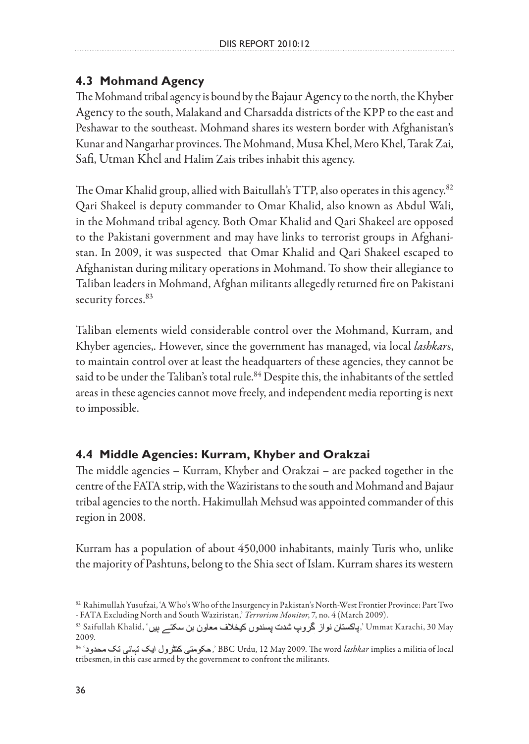### 4.3 Mohmand Agency

The Mohmand tribal agency is bound by the Bajaur Agency to the north, the Khyber Agency to the south, Malakand and Charsadda districts of the KPP to the east and Peshawar to the southeast. Mohmand shares its western border with Afghanistan's Kunar and Nangarhar provinces. The Mohmand, Musa Khel, Mero Khel, Tarak Zai, Safi, Utman Khel and Halim Zais tribes inhabit this agency.

The Omar Khalid group, allied with Baitullah's TTP, also operates in this agency.[82] Qari Shakeel is deputy commander to Omar Khalid, also known as Abdul Wali, in the Mohmand tribal agency. Both Omar Khalid and Qari Shakeel are opposed to the Pakistani government and may have links to terrorist groups in Afghanistan. In 2009, it was suspected that Omar Khalid and Qari Shakeel escaped to Afghanistan during military operations in Mohmand. To show their allegiance to Taliban leaders in Mohmand, Afghan militants allegedly returned fire on Pakistani security forces.[83]

Taliban elements wield considerable control over the Mohmand, Kurram, and Khyber agencies,. However, since the government has managed, via local *lashkar*s, to maintain control over at least the headquarters of these agencies, they cannot be said to be under the Taliban's total rule.[84] Despite this, the inhabitants of the settled areas in these agencies cannot move freely, and independent media reporting is next to impossible.

### 4.4 Middle Agencies: Kurram, Khyber and Orakzai

The middle agencies – Kurram, Khyber and Orakzai – are packed together in the centre of the FATA strip, with the Waziristans to the south and Mohmand and Bajaur tribal agencies to the north. Hakimullah Mehsud was appointed commander of this region in 2008.

Kurram has a population of about 450,000 inhabitants, mainly Turis who, unlike the majority of Pashtuns, belong to the Shia sect of Islam. Kurram shares its western

---

[82] Rahimullah Yusufzai, 'A Who's Who of the Insurgency in Pakistan's North-West Frontier Province: Part Two - FATA Excluding North and South Waziristan,' *Terrorism Monitor*, 7, no. 4 (March 2009).

[83] Saifullah Khalid, 'پاکستان نواز گروپ شدت پسندوں کیخلاف معاون بن سکتے ہیں,' Ummat Karachi, 30 May 2009.

[84] 'حکومتی کنٹرول ایک تہائی تک محدود,' BBC Urdu, 12 May 2009. The word *lashkar* implies a militia of local tribesmen, in this case armed by the government to confront the militants.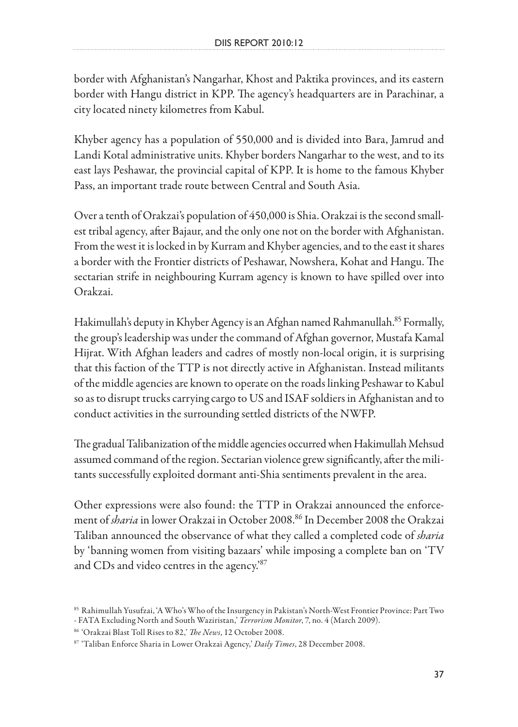border with Afghanistan's Nangarhar, Khost and Paktika provinces, and its eastern border with Hangu district in KPP. The agency's headquarters are in Parachinar, a city located ninety kilometres from Kabul.

Khyber agency has a population of 550,000 and is divided into Bara, Jamrud and Landi Kotal administrative units. Khyber borders Nangarhar to the west, and to its east lays Peshawar, the provincial capital of KPP. It is home to the famous Khyber Pass, an important trade route between Central and South Asia.

Over a tenth of Orakzai's population of 450,000 is Shia. Orakzai is the second smallest tribal agency, after Bajaur, and the only one not on the border with Afghanistan. From the west it is locked in by Kurram and Khyber agencies, and to the east it shares a border with the Frontier districts of Peshawar, Nowshera, Kohat and Hangu. The sectarian strife in neighbouring Kurram agency is known to have spilled over into Orakzai.

Hakimullah's deputy in Khyber Agency is an Afghan named Rahmanullah.[85] Formally, the group's leadership was under the command of Afghan governor, Mustafa Kamal Hijrat. With Afghan leaders and cadres of mostly non-local origin, it is surprising that this faction of the TTP is not directly active in Afghanistan. Instead militants of the middle agencies are known to operate on the roads linking Peshawar to Kabul so as to disrupt trucks carrying cargo to US and ISAF soldiers in Afghanistan and to conduct activities in the surrounding settled districts of the NWFP.

The gradual Talibanization of the middle agencies occurred when Hakimullah Mehsud assumed command of the region. Sectarian violence grew significantly, after the militants successfully exploited dormant anti-Shia sentiments prevalent in the area.

Other expressions were also found: the TTP in Orakzai announced the enforcement of *sharia* in lower Orakzai in October 2008.[86] In December 2008 the Orakzai Taliban announced the observance of what they called a completed code of *sharia* by 'banning women from visiting bazaars' while imposing a complete ban on 'TV and CDs and video centres in the agency.'[87]

---

[85] Rahimullah Yusufzai, 'A Who's Who of the Insurgency in Pakistan's North-West Frontier Province: Part Two - FATA Excluding North and South Waziristan,' *Terrorism Monitor*, 7, no. 4 (March 2009).

[86] 'Orakzai Blast Toll Rises to 82,' *The News*, 12 October 2008.

[87] 'Taliban Enforce Sharia in Lower Orakzai Agency,' *Daily Times*, 28 December 2008.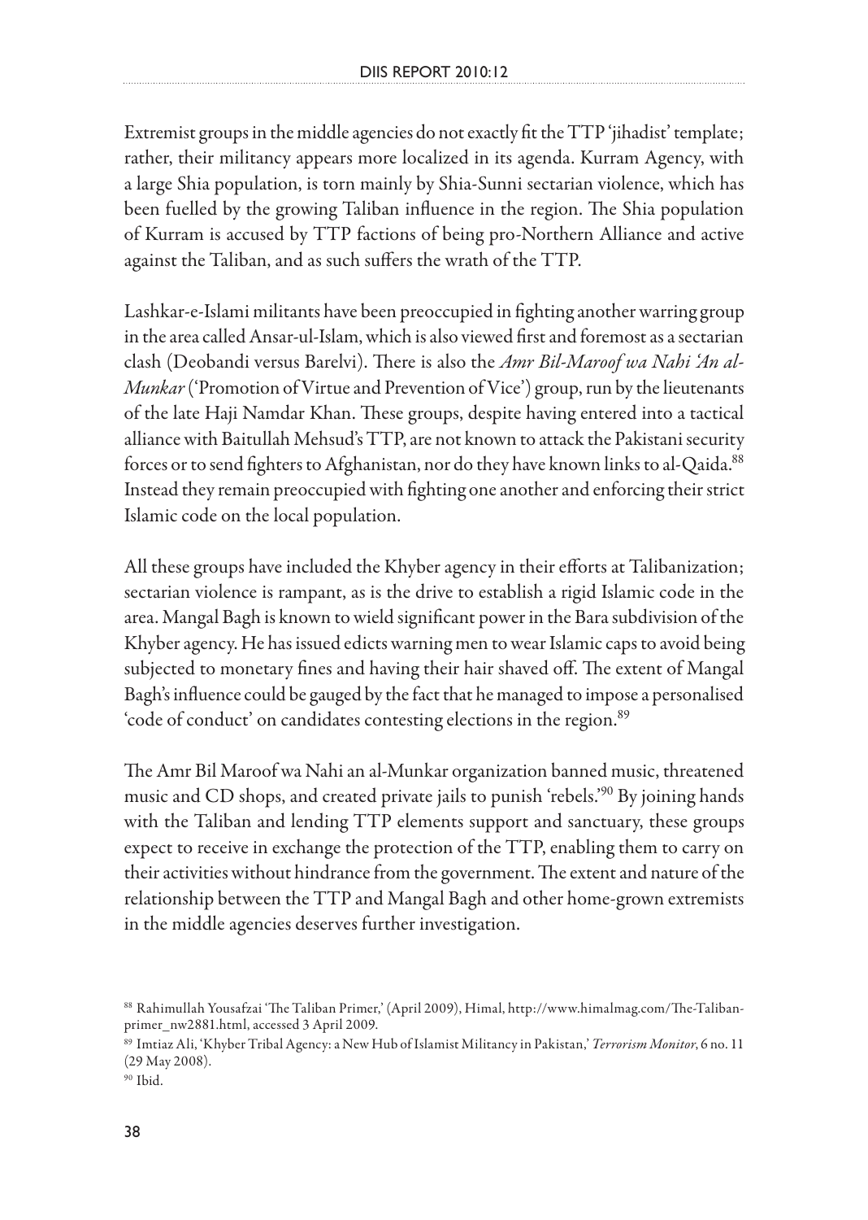Extremist groups in the middle agencies do not exactly fit the TTP 'jihadist' template; rather, their militancy appears more localized in its agenda. Kurram Agency, with a large Shia population, is torn mainly by Shia-Sunni sectarian violence, which has been fuelled by the growing Taliban influence in the region. The Shia population of Kurram is accused by TTP factions of being pro-Northern Alliance and active against the Taliban, and as such suffers the wrath of the TTP.

Lashkar-e-Islami militants have been preoccupied in fighting another warring group in the area called Ansar-ul-Islam, which is also viewed first and foremost as a sectarian clash (Deobandi versus Barelvi). There is also the *Amr Bil-Maroof wa Nahi 'An al-Munkar* ('Promotion of Virtue and Prevention of Vice') group, run by the lieutenants of the late Haji Namdar Khan. These groups, despite having entered into a tactical alliance with Baitullah Mehsud's TTP, are not known to attack the Pakistani security forces or to send fighters to Afghanistan, nor do they have known links to al-Qaida.[88] Instead they remain preoccupied with fighting one another and enforcing their strict Islamic code on the local population.

All these groups have included the Khyber agency in their efforts at Talibanization; sectarian violence is rampant, as is the drive to establish a rigid Islamic code in the area. Mangal Bagh is known to wield significant power in the Bara subdivision of the Khyber agency. He has issued edicts warning men to wear Islamic caps to avoid being subjected to monetary fines and having their hair shaved off. The extent of Mangal Bagh's influence could be gauged by the fact that he managed to impose a personalised 'code of conduct' on candidates contesting elections in the region.[89]

The Amr Bil Maroof wa Nahi an al-Munkar organization banned music, threatened music and CD shops, and created private jails to punish 'rebels.'[90] By joining hands with the Taliban and lending TTP elements support and sanctuary, these groups expect to receive in exchange the protection of the TTP, enabling them to carry on their activities without hindrance from the government. The extent and nature of the relationship between the TTP and Mangal Bagh and other home-grown extremists in the middle agencies deserves further investigation.

---

[88] Rahimullah Yousafzai 'The Taliban Primer,' (April 2009), Himal, http://www.himalmag.com/The-Taliban-primer_nw2881.html, accessed 3 April 2009.

[89] Imtiaz Ali, 'Khyber Tribal Agency: a New Hub of Islamist Militancy in Pakistan,' *Terrorism Monitor*, 6 no. 11 (29 May 2008).

[90] Ibid.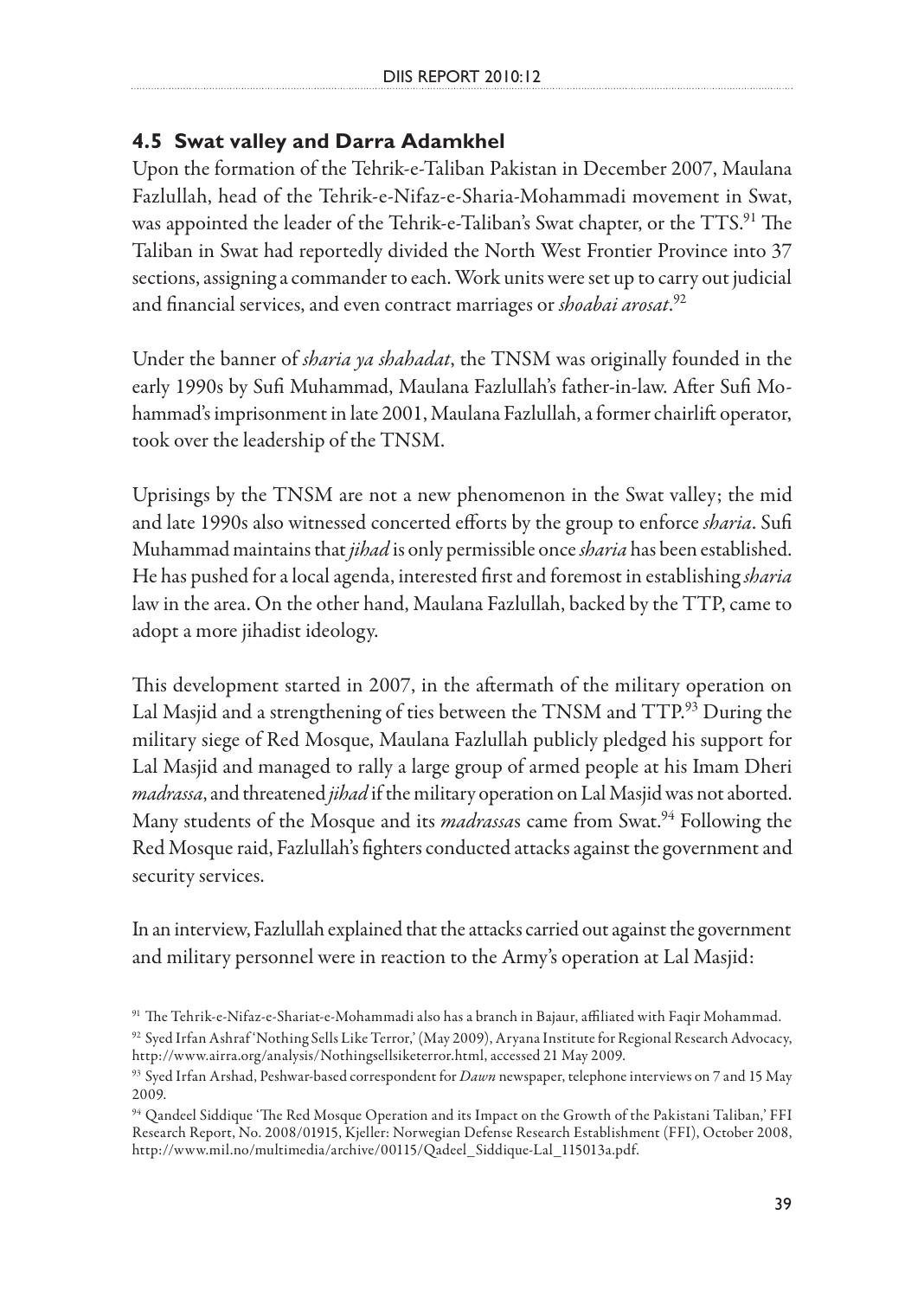## 4.5 Swat valley and Darra Adamkhel

Upon the formation of the Tehrik-e-Taliban Pakistan in December 2007, Maulana Fazlullah, head of the Tehrik-e-Nifaz-e-Sharia-Mohammadi movement in Swat, was appointed the leader of the Tehrik-e-Taliban's Swat chapter, or the TTS.[91] The Taliban in Swat had reportedly divided the North West Frontier Province into 37 sections, assigning a commander to each. Work units were set up to carry out judicial and financial services, and even contract marriages or *shoabai arosat*.[92]

Under the banner of *sharia ya shahadat*, the TNSM was originally founded in the early 1990s by Sufi Muhammad, Maulana Fazlullah's father-in-law. After Sufi Mohammad's imprisonment in late 2001, Maulana Fazlullah, a former chairlift operator, took over the leadership of the TNSM.

Uprisings by the TNSM are not a new phenomenon in the Swat valley; the mid and late 1990s also witnessed concerted efforts by the group to enforce *sharia*. Sufi Muhammad maintains that *jihad* is only permissible once *sharia* has been established. He has pushed for a local agenda, interested first and foremost in establishing *sharia* law in the area. On the other hand, Maulana Fazlullah, backed by the TTP, came to adopt a more jihadist ideology.

This development started in 2007, in the aftermath of the military operation on Lal Masjid and a strengthening of ties between the TNSM and TTP.[93] During the military siege of Red Mosque, Maulana Fazlullah publicly pledged his support for Lal Masjid and managed to rally a large group of armed people at his Imam Dheri *madrassa*, and threatened *jihad* if the military operation on Lal Masjid was not aborted. Many students of the Mosque and its *madrassa*s came from Swat.[94] Following the Red Mosque raid, Fazlullah's fighters conducted attacks against the government and security services.

In an interview, Fazlullah explained that the attacks carried out against the government and military personnel were in reaction to the Army's operation at Lal Masjid:

---

[91] The Tehrik-e-Nifaz-e-Shariat-e-Mohammadi also has a branch in Bajaur, affiliated with Faqir Mohammad.

[92] Syed Irfan Ashraf 'Nothing Sells Like Terror,' (May 2009), Aryana Institute for Regional Research Advocacy, http://www.airra.org/analysis/Nothingsellsliketerror.html, accessed 21 May 2009.

[93] Syed Irfan Arshad, Peshwar-based correspondent for *Dawn* newspaper, telephone interviews on 7 and 15 May 2009.

[94] Qandeel Siddique 'The Red Mosque Operation and its Impact on the Growth of the Pakistani Taliban,' FFI Research Report, No. 2008/01915, Kjeller: Norwegian Defense Research Establishment (FFI), October 2008, http://www.mil.no/multimedia/archive/00115/Qadeel_Siddique-Lal_115013a.pdf.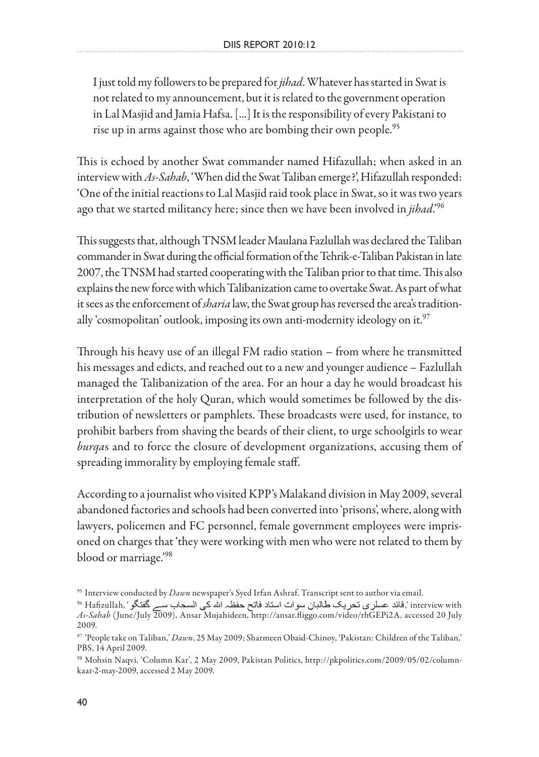> I just told my followers to be prepared for *jihad*. Whatever has started in Swat is not related to my announcement, but it is related to the government operation in Lal Masjid and Jamia Hafsa. [...] It is the responsibility of every Pakistani to rise up in arms against those who are bombing their own people.[95]

This is echoed by another Swat commander named Hifazullah; when asked in an interview with *As-Sahab*, 'When did the Swat Taliban emerge?', Hifazullah responded: 'One of the initial reactions to Lal Masjid raid took place in Swat, so it was two years ago that we started militancy here; since then we have been involved in *jihad*.'[96]

This suggests that, although TNSM leader Maulana Fazlullah was declared the Taliban commander in Swat during the official formation of the Tehrik-e-Taliban Pakistan in late 2007, the TNSM had started cooperating with the Taliban prior to that time. This also explains the new force with which Talibanization came to overtake Swat. As part of what it sees as the enforcement of *sharia* law, the Swat group has reversed the area's traditionally 'cosmopolitan' outlook, imposing its own anti-modernity ideology on it.[97]

Through his heavy use of an illegal FM radio station – from where he transmitted his messages and edicts, and reached out to a new and younger audience – Fazlullah managed the Talibanization of the area. For an hour a day he would broadcast his interpretation of the holy Quran, which would sometimes be followed by the distribution of newsletters or pamphlets. These broadcasts were used, for instance, to prohibit barbers from shaving the beards of their client, to urge schoolgirls to wear *burqa*s and to force the closure of development organizations, accusing them of spreading immorality by employing female staff.

According to a journalist who visited KPP's Malakand division in May 2009, several abandoned factories and schools had been converted into 'prisons', where, along with lawyers, policemen and FC personnel, female government employees were imprisoned on charges that 'they were working with men who were not related to them by blood or marriage.'[98]

---

[95] Interview conducted by *Dawn* newspaper's Syed Irfan Ashraf. Transcript sent to author via email.

[96] Hafizullah, 'قائد عسکری تحریک طالبان سوات استاد فاتح حفظہ اللہ کی السحاب سے گفتگو,' interview with *As-Sahab* (June/July 2009), Ansar Mujahideen, http://ansar.fliggo.com/video/rhGEPi2A, accessed 20 July 2009.

[97] 'People take on Taliban,' *Dawn*, 25 May 2009; Sharmeen Obaid-Chinoy, 'Pakistan: Children of the Taliban,' PBS, 14 April 2009.

[98] Mohsin Naqvi, 'Column Kar', 2 May 2009, Pakistan Politics, http://pkpolitics.com/2009/05/02/column-kaar-2-may-2009, accessed 2 May 2009.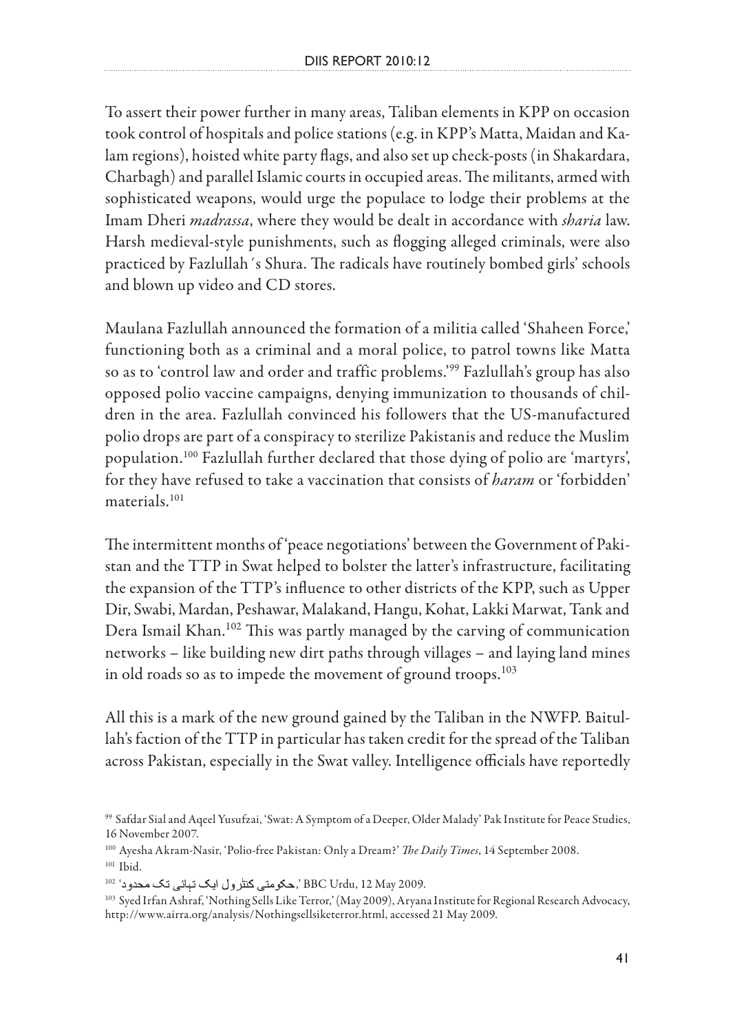To assert their power further in many areas, Taliban elements in KPP on occasion took control of hospitals and police stations (e.g. in KPP's Matta, Maidan and Kalam regions), hoisted white party flags, and also set up check-posts (in Shakardara, Charbagh) and parallel Islamic courts in occupied areas. The militants, armed with sophisticated weapons, would urge the populace to lodge their problems at the Imam Dheri *madrassa*, where they would be dealt in accordance with *sharia* law. Harsh medieval-style punishments, such as flogging alleged criminals, were also practiced by Fazlullah´s Shura. The radicals have routinely bombed girls' schools and blown up video and CD stores.

Maulana Fazlullah announced the formation of a militia called 'Shaheen Force,' functioning both as a criminal and a moral police, to patrol towns like Matta so as to 'control law and order and traffic problems.'[99] Fazlullah's group has also opposed polio vaccine campaigns, denying immunization to thousands of children in the area. Fazlullah convinced his followers that the US-manufactured polio drops are part of a conspiracy to sterilize Pakistanis and reduce the Muslim population.[100] Fazlullah further declared that those dying of polio are 'martyrs', for they have refused to take a vaccination that consists of *haram* or 'forbidden' materials.[101]

The intermittent months of 'peace negotiations' between the Government of Pakistan and the TTP in Swat helped to bolster the latter's infrastructure, facilitating the expansion of the TTP's influence to other districts of the KPP, such as Upper Dir, Swabi, Mardan, Peshawar, Malakand, Hangu, Kohat, Lakki Marwat, Tank and Dera Ismail Khan.[102] This was partly managed by the carving of communication networks – like building new dirt paths through villages – and laying land mines in old roads so as to impede the movement of ground troops.[103]

All this is a mark of the new ground gained by the Taliban in the NWFP. Baitullah's faction of the TTP in particular has taken credit for the spread of the Taliban across Pakistan, especially in the Swat valley. Intelligence officials have reportedly

---

[99] Safdar Sial and Aqeel Yusufzai, 'Swat: A Symptom of a Deeper, Older Malady' Pak Institute for Peace Studies, 16 November 2007.

[100] Ayesha Akram-Nasir, 'Polio-free Pakistan: Only a Dream?' *The Daily Times*, 14 September 2008.

[101] Ibid.

[102] 'حکومتی کنٹرول ایک تہائی تک محدود,' BBC Urdu, 12 May 2009.

[103] Syed Irfan Ashraf, 'Nothing Sells Like Terror,' (May 2009), Aryana Institute for Regional Research Advocacy, http://www.airra.org/analysis/Nothingsellsiketerror.html, accessed 21 May 2009.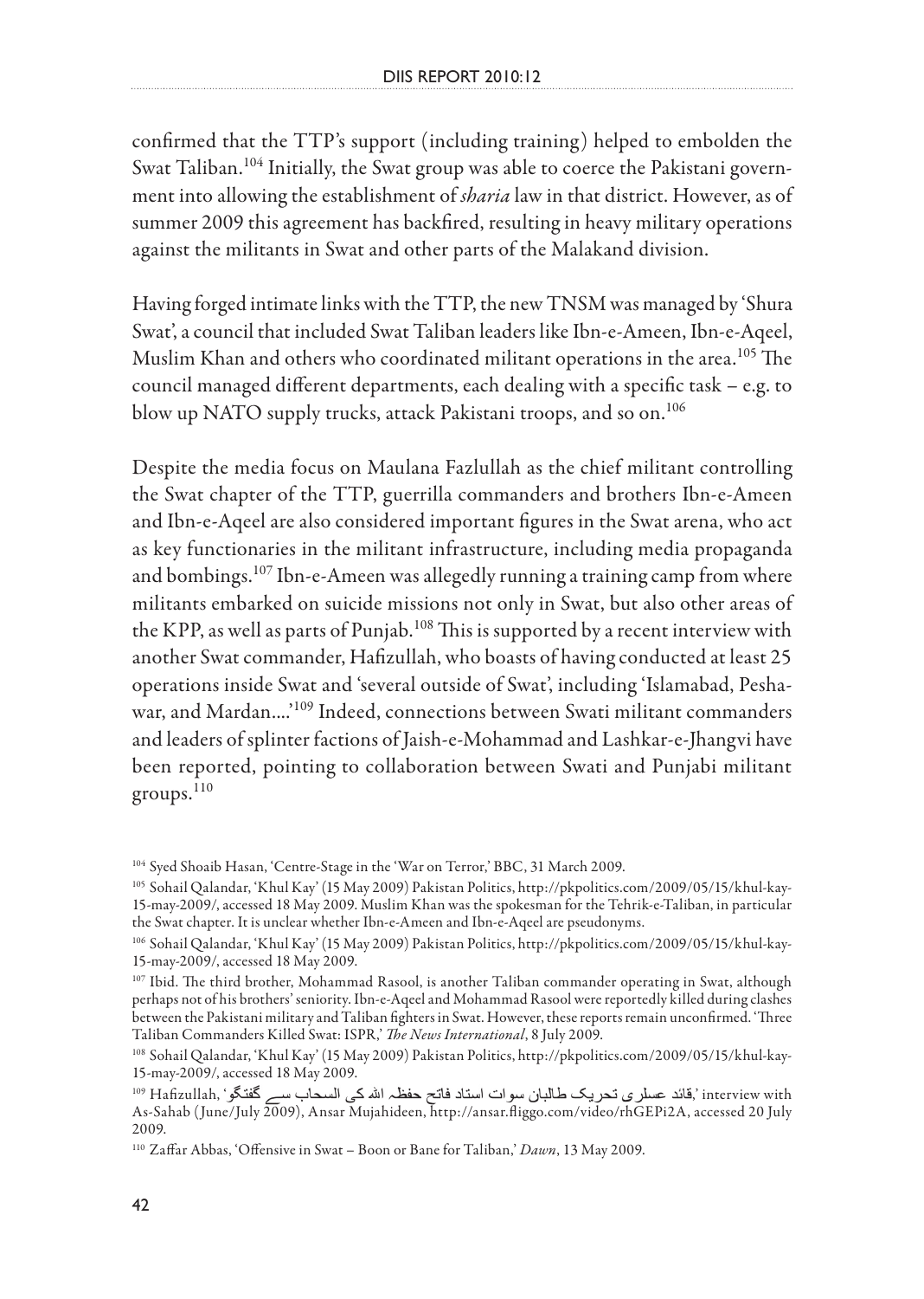confirmed that the TTP's support (including training) helped to embolden the Swat Taliban.[104] Initially, the Swat group was able to coerce the Pakistani government into allowing the establishment of *sharia* law in that district. However, as of summer 2009 this agreement has backfired, resulting in heavy military operations against the militants in Swat and other parts of the Malakand division.

Having forged intimate links with the TTP, the new TNSM was managed by 'Shura Swat', a council that included Swat Taliban leaders like Ibn-e-Ameen, Ibn-e-Aqeel, Muslim Khan and others who coordinated militant operations in the area.[105] The council managed different departments, each dealing with a specific task – e.g. to blow up NATO supply trucks, attack Pakistani troops, and so on.[106]

Despite the media focus on Maulana Fazlullah as the chief militant controlling the Swat chapter of the TTP, guerrilla commanders and brothers Ibn-e-Ameen and Ibn-e-Aqeel are also considered important figures in the Swat arena, who act as key functionaries in the militant infrastructure, including media propaganda and bombings.[107] Ibn-e-Ameen was allegedly running a training camp from where militants embarked on suicide missions not only in Swat, but also other areas of the KPP, as well as parts of Punjab.[108] This is supported by a recent interview with another Swat commander, Hafizullah, who boasts of having conducted at least 25 operations inside Swat and 'several outside of Swat', including 'Islamabad, Peshawar, and Mardan....'[109] Indeed, connections between Swati militant commanders and leaders of splinter factions of Jaish-e-Mohammad and Lashkar-e-Jhangvi have been reported, pointing to collaboration between Swati and Punjabi militant groups.[110]

---

[104] Syed Shoaib Hasan, 'Centre-Stage in the 'War on Terror,' BBC, 31 March 2009.

[105] Sohail Qalandar, 'Khul Kay' (15 May 2009) Pakistan Politics, http://pkpolitics.com/2009/05/15/khul-kay-15-may-2009/, accessed 18 May 2009. Muslim Khan was the spokesman for the Tehrik-e-Taliban, in particular the Swat chapter. It is unclear whether Ibn-e-Ameen and Ibn-e-Aqeel are pseudonyms.

[106] Sohail Qalandar, 'Khul Kay' (15 May 2009) Pakistan Politics, http://pkpolitics.com/2009/05/15/khul-kay-15-may-2009/, accessed 18 May 2009.

[107] Ibid. The third brother, Mohammad Rasool, is another Taliban commander operating in Swat, although perhaps not of his brothers' seniority. Ibn-e-Aqeel and Mohammad Rasool were reportedly killed during clashes between the Pakistani military and Taliban fighters in Swat. However, these reports remain unconfirmed. 'Three Taliban Commanders Killed Swat: ISPR,' *The News International*, 8 July 2009.

[108] Sohail Qalandar, 'Khul Kay' (15 May 2009) Pakistan Politics, http://pkpolitics.com/2009/05/15/khul-kay-15-may-2009/, accessed 18 May 2009.

[109] Hafizullah, 'قائد عسکری تحریک طالبان سوات استاد فاتح حفظہ اللہ کی السحاب سے گفتگو,' interview with As-Sahab (June/July 2009), Ansar Mujahideen, http://ansar.fliggo.com/video/rhGEPi2A, accessed 20 July 2009.

[110] Zaffar Abbas, 'Offensive in Swat – Boon or Bane for Taliban,' *Dawn*, 13 May 2009.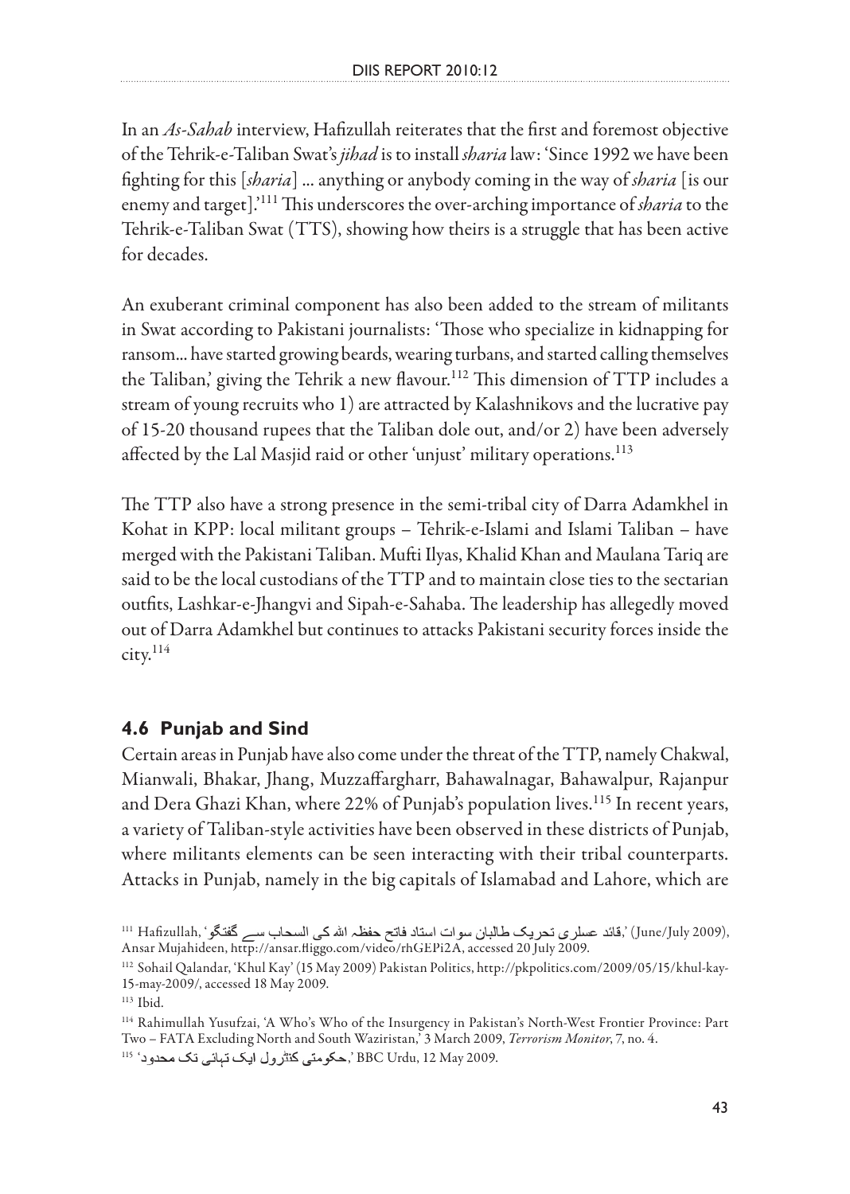In an *As-Sahab* interview, Hafizullah reiterates that the first and foremost objective of the Tehrik-e-Taliban Swat's *jihad* is to install *sharia* law: 'Since 1992 we have been fighting for this [*sharia*] ... anything or anybody coming in the way of *sharia* [is our enemy and target].'[111] This underscores the over-arching importance of *sharia* to the Tehrik-e-Taliban Swat (TTS), showing how theirs is a struggle that has been active for decades.

An exuberant criminal component has also been added to the stream of militants in Swat according to Pakistani journalists: 'Those who specialize in kidnapping for ransom... have started growing beards, wearing turbans, and started calling themselves the Taliban,' giving the Tehrik a new flavour.[112] This dimension of TTP includes a stream of young recruits who 1) are attracted by Kalashnikovs and the lucrative pay of 15-20 thousand rupees that the Taliban dole out, and/or 2) have been adversely affected by the Lal Masjid raid or other 'unjust' military operations.[113]

The TTP also have a strong presence in the semi-tribal city of Darra Adamkhel in Kohat in KPP: local militant groups – Tehrik-e-Islami and Islami Taliban – have merged with the Pakistani Taliban. Mufti Ilyas, Khalid Khan and Maulana Tariq are said to be the local custodians of the TTP and to maintain close ties to the sectarian outfits, Lashkar-e-Jhangvi and Sipah-e-Sahaba. The leadership has allegedly moved out of Darra Adamkhel but continues to attacks Pakistani security forces inside the city.[114]

## 4.6 Punjab and Sind

Certain areas in Punjab have also come under the threat of the TTP, namely Chakwal, Mianwali, Bhakar, Jhang, Muzzaffargharr, Bahawalnagar, Bahawalpur, Rajanpur and Dera Ghazi Khan, where 22% of Punjab's population lives.[115] In recent years, a variety of Taliban-style activities have been observed in these districts of Punjab, where militants elements can be seen interacting with their tribal counterparts. Attacks in Punjab, namely in the big capitals of Islamabad and Lahore, which are

---

[111] Hafizullah, 'قائد عسکری تحریک طالبان سوات استاد فاتح حفظہ اللہ کی السحاب سے گفتگو,' (June/July 2009), Ansar Mujahideen, http://ansar.ffiggo.com/video/rhGEPi2A, accessed 20 July 2009.

[112] Sohail Qalandar, 'Khul Kay' (15 May 2009) Pakistan Politics, http://pkpolitics.com/2009/05/15/khul-kay-15-may-2009/, accessed 18 May 2009.

[113] Ibid.

[114] Rahimullah Yusufzai, 'A Who's Who of the Insurgency in Pakistan's North-West Frontier Province: Part Two – FATA Excluding North and South Waziristan,' 3 March 2009, *Terrorism Monitor*, 7, no. 4.

[115] 'حکومتی کنٹرول ایک تہائی تک محدود,' BBC Urdu, 12 May 2009.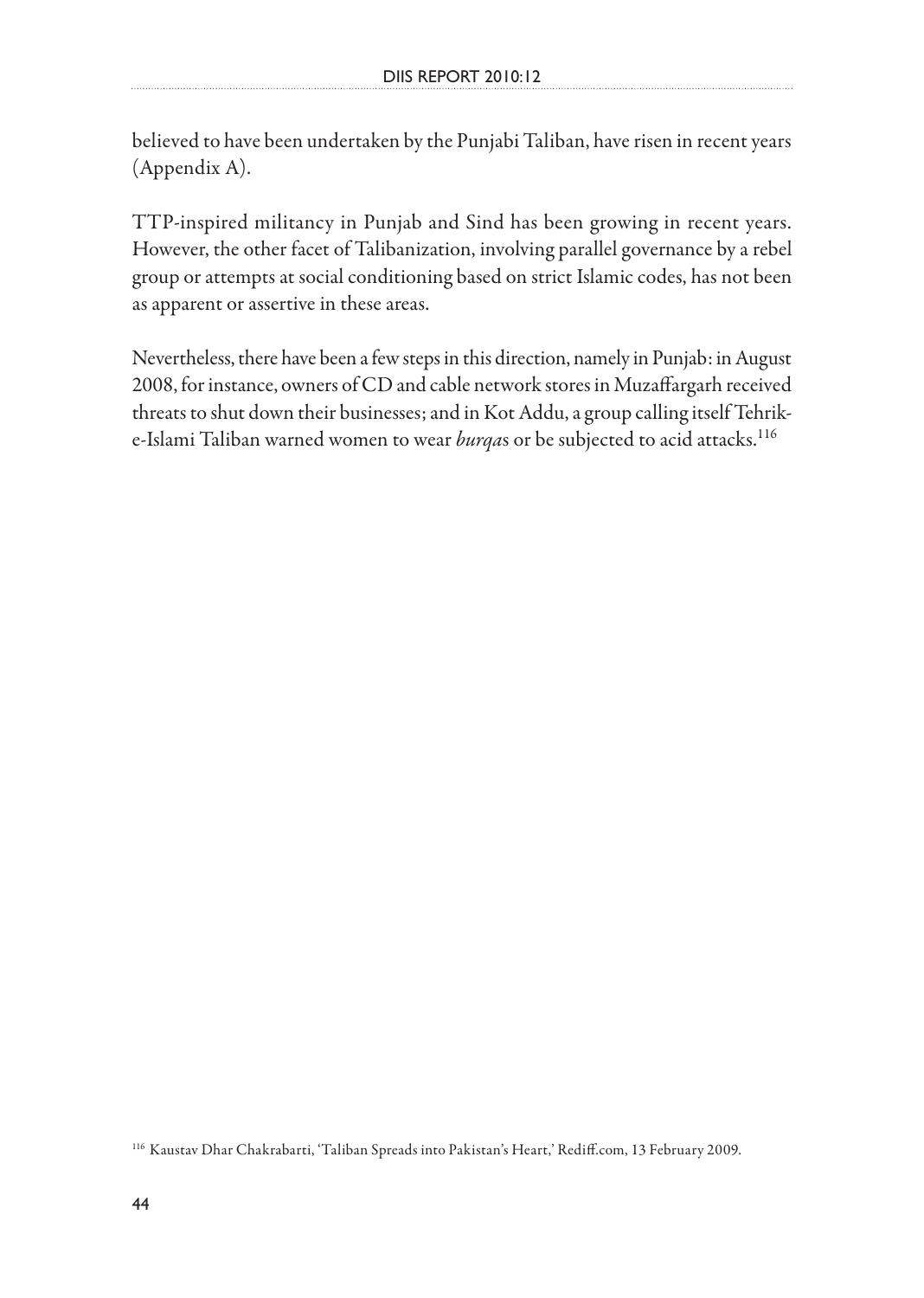believed to have been undertaken by the Punjabi Taliban, have risen in recent years (Appendix A).

TTP-inspired militancy in Punjab and Sind has been growing in recent years. However, the other facet of Talibanization, involving parallel governance by a rebel group or attempts at social conditioning based on strict Islamic codes, has not been as apparent or assertive in these areas.

Nevertheless, there have been a few steps in this direction, namely in Punjab: in August 2008, for instance, owners of CD and cable network stores in Muzaffargarh received threats to shut down their businesses; and in Kot Addu, a group calling itself Tehrik-e-Islami Taliban warned women to wear *burqa*s or be subjected to acid attacks.[116]

[116] Kaustav Dhar Chakrabarti, 'Taliban Spreads into Pakistan's Heart,' Rediff.com, 13 February 2009.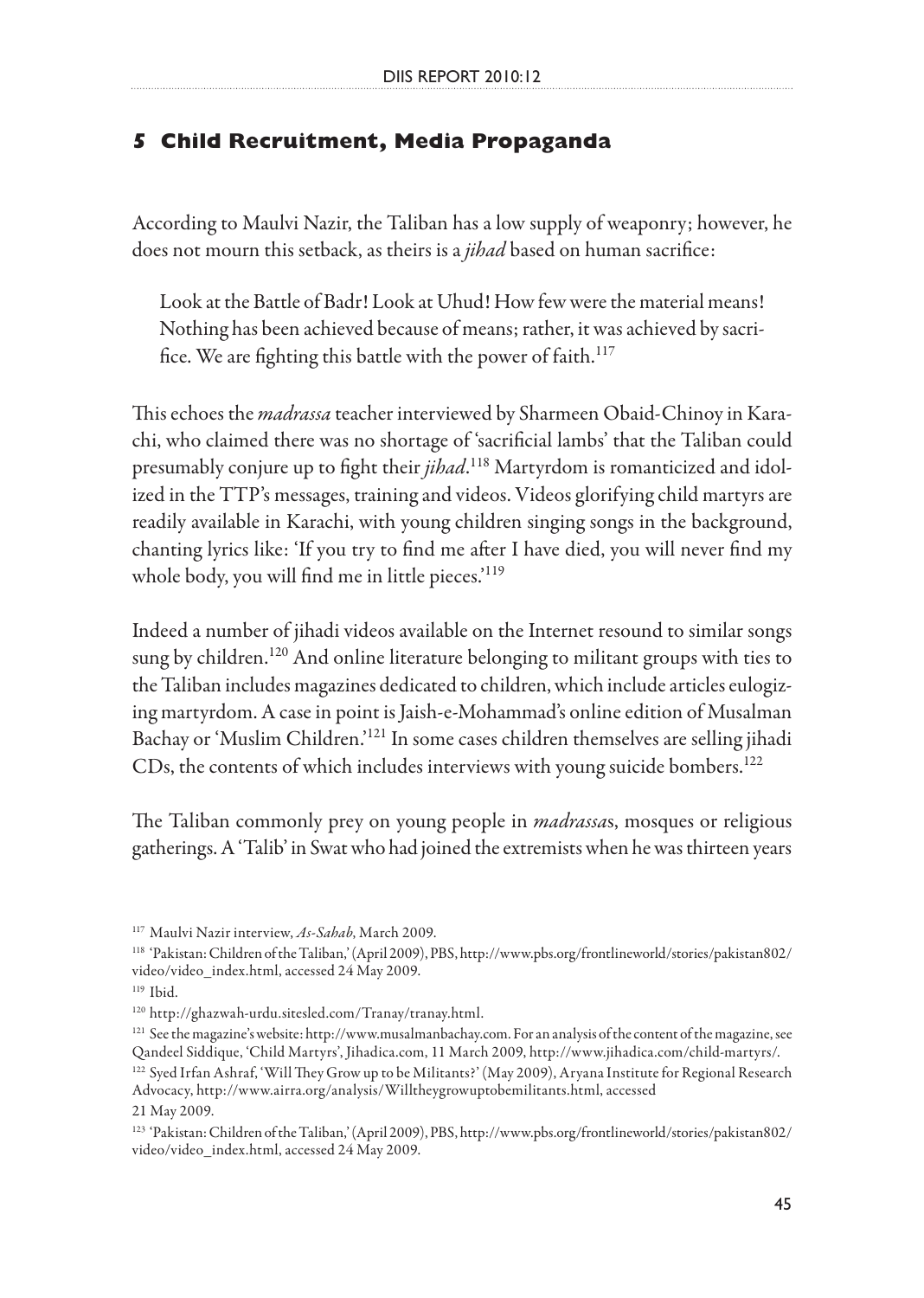## 5 Child Recruitment, Media Propaganda

According to Maulvi Nazir, the Taliban has a low supply of weaponry; however, he does not mourn this setback, as theirs is a *jihad* based on human sacrifice:

> Look at the Battle of Badr! Look at Uhud! How few were the material means! Nothing has been achieved because of means; rather, it was achieved by sacrifice. We are fighting this battle with the power of faith.[117]

This echoes the *madrassa* teacher interviewed by Sharmeen Obaid-Chinoy in Karachi, who claimed there was no shortage of 'sacrificial lambs' that the Taliban could presumably conjure up to fight their *jihad*.[118] Martyrdom is romanticized and idolized in the TTP's messages, training and videos. Videos glorifying child martyrs are readily available in Karachi, with young children singing songs in the background, chanting lyrics like: 'If you try to find me after I have died, you will never find my whole body, you will find me in little pieces.'[119]

Indeed a number of jihadi videos available on the Internet resound to similar songs sung by children.[120] And online literature belonging to militant groups with ties to the Taliban includes magazines dedicated to children, which include articles eulogizing martyrdom. A case in point is Jaish-e-Mohammad's online edition of Musalman Bachay or 'Muslim Children.'[121] In some cases children themselves are selling jihadi CDs, the contents of which includes interviews with young suicide bombers.[122]

The Taliban commonly prey on young people in *madrassa*s, mosques or religious gatherings. A 'Talib' in Swat who had joined the extremists when he was thirteen years

---

[117] Maulvi Nazir interview, *As-Sahab*, March 2009.

[118] 'Pakistan: Children of the Taliban,' (April 2009), PBS, http://www.pbs.org/frontlineworld/stories/pakistan802/video/video_index.html, accessed 24 May 2009.

[119] Ibid.

[120] http://ghazwah-urdu.sitesled.com/Tranay/tranay.html.

[121] See the magazine's website: http://www.musalmanbachay.com. For an analysis of the content of the magazine, see Qandeel Siddique, 'Child Martyrs', Jihadica.com, 11 March 2009, http://www.jihadica.com/child-martyrs/.

[122] Syed Irfan Ashraf, 'Will They Grow up to be Militants?' (May 2009), Aryana Institute for Regional Research Advocacy, http://www.airra.org/analysis/Willtheygrowuptobemilitants.html, accessed 21 May 2009.

[123] 'Pakistan: Children of the Taliban,' (April 2009), PBS, http://www.pbs.org/frontlineworld/stories/pakistan802/video/video_index.html, accessed 24 May 2009.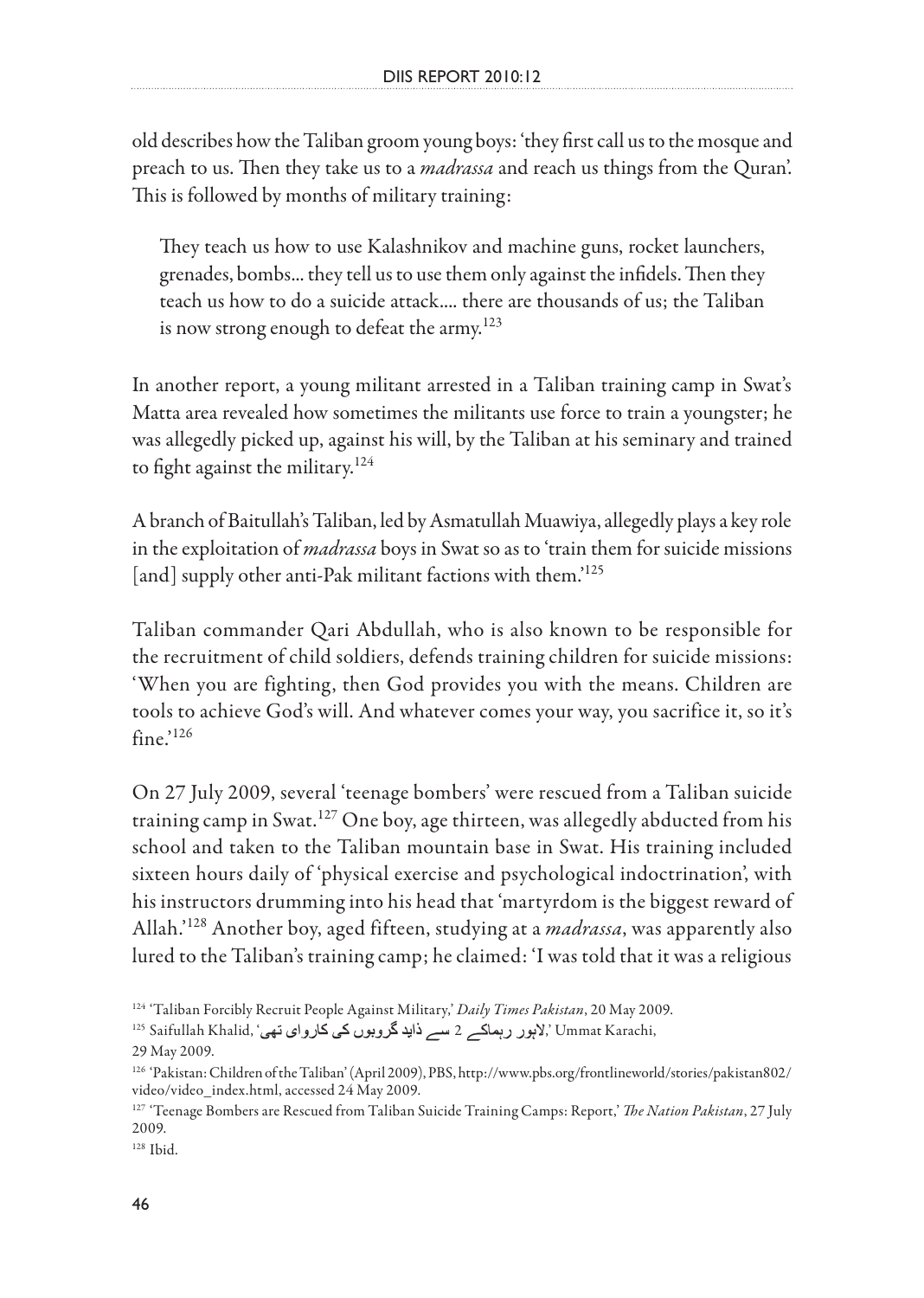old describes how the Taliban groom young boys: 'they first call us to the mosque and preach to us. Then they take us to a *madrassa* and reach us things from the Quran'. This is followed by months of military training:

> They teach us how to use Kalashnikov and machine guns, rocket launchers, grenades, bombs... they tell us to use them only against the infidels. Then they teach us how to do a suicide attack.... there are thousands of us; the Taliban is now strong enough to defeat the army.[123]

In another report, a young militant arrested in a Taliban training camp in Swat's Matta area revealed how sometimes the militants use force to train a youngster; he was allegedly picked up, against his will, by the Taliban at his seminary and trained to fight against the military.[124]

A branch of Baitullah's Taliban, led by Asmatullah Muawiya, allegedly plays a key role in the exploitation of *madrassa* boys in Swat so as to 'train them for suicide missions [and] supply other anti-Pak militant factions with them.'[125]

Taliban commander Qari Abdullah, who is also known to be responsible for the recruitment of child soldiers, defends training children for suicide missions: 'When you are fighting, then God provides you with the means. Children are tools to achieve God's will. And whatever comes your way, you sacrifice it, so it's fine.'[126]

On 27 July 2009, several 'teenage bombers' were rescued from a Taliban suicide training camp in Swat.[127] One boy, age thirteen, was allegedly abducted from his school and taken to the Taliban mountain base in Swat. His training included sixteen hours daily of 'physical exercise and psychological indoctrination', with his instructors drumming into his head that 'martyrdom is the biggest reward of Allah.'[128] Another boy, aged fifteen, studying at a *madrassa*, was apparently also lured to the Taliban's training camp; he claimed: 'I was told that it was a religious

---

[124] 'Taliban Forcibly Recruit People Against Military,' *Daily Times Pakistan*, 20 May 2009.

[125] Saifullah Khalid, 'لاہور ربماکے 2 سے ذاید گروہوں کی کاروای تھی,' Ummat Karachi, 29 May 2009.

[126] 'Pakistan: Children of the Taliban' (April 2009), PBS, http://www.pbs.org/frontlineworld/stories/pakistan802/video/video_index.html, accessed 24 May 2009.

[127] 'Teenage Bombers are Rescued from Taliban Suicide Training Camps: Report,' *The Nation Pakistan*, 27 July 2009.

[128] Ibid.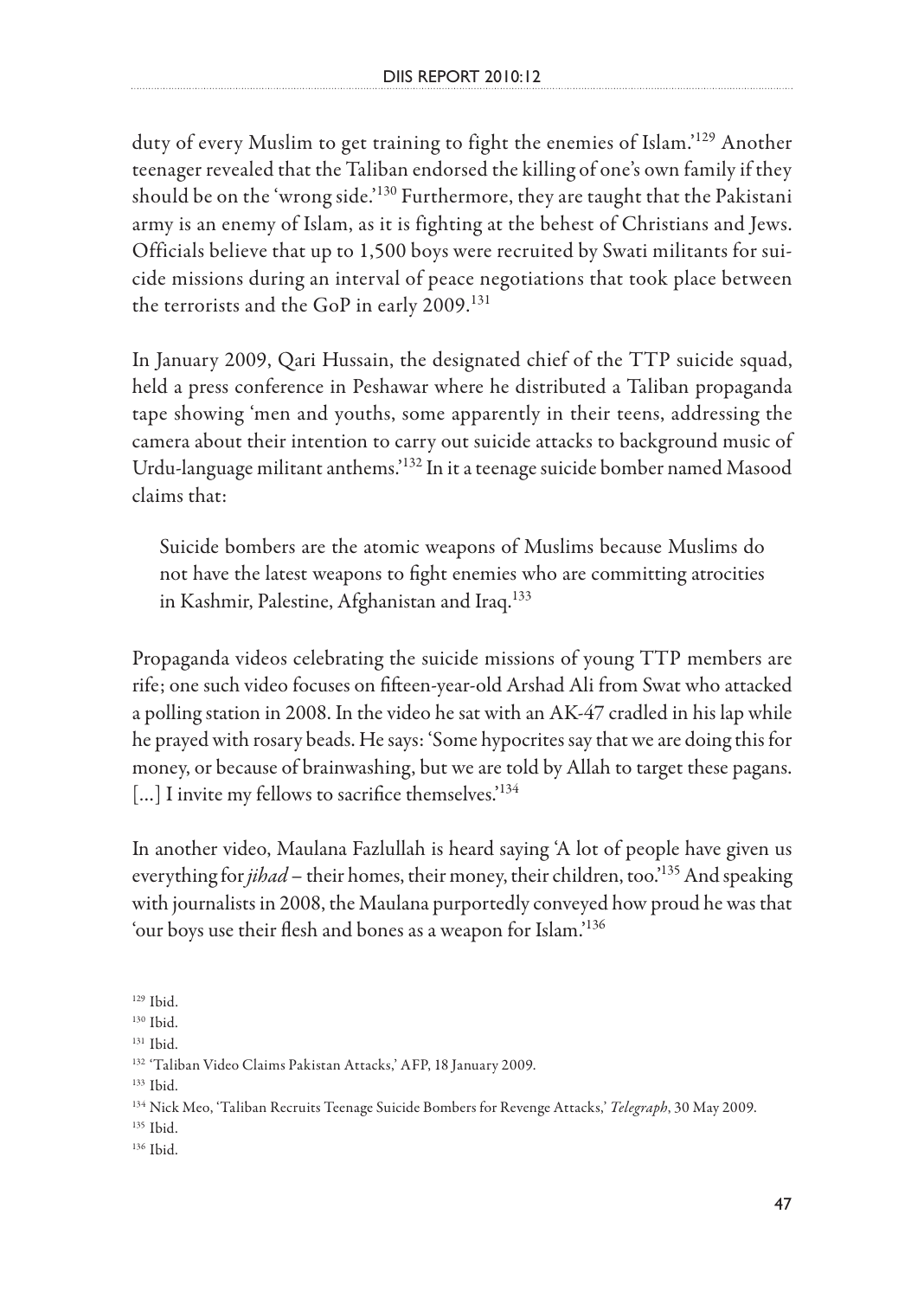duty of every Muslim to get training to fight the enemies of Islam.'[129] Another teenager revealed that the Taliban endorsed the killing of one's own family if they should be on the 'wrong side.'[130] Furthermore, they are taught that the Pakistani army is an enemy of Islam, as it is fighting at the behest of Christians and Jews. Officials believe that up to 1,500 boys were recruited by Swati militants for suicide missions during an interval of peace negotiations that took place between the terrorists and the GoP in early 2009.[131]

In January 2009, Qari Hussain, the designated chief of the TTP suicide squad, held a press conference in Peshawar where he distributed a Taliban propaganda tape showing 'men and youths, some apparently in their teens, addressing the camera about their intention to carry out suicide attacks to background music of Urdu-language militant anthems.'[132] In it a teenage suicide bomber named Masood claims that:

> Suicide bombers are the atomic weapons of Muslims because Muslims do not have the latest weapons to fight enemies who are committing atrocities in Kashmir, Palestine, Afghanistan and Iraq.[133]

Propaganda videos celebrating the suicide missions of young TTP members are rife; one such video focuses on fifteen-year-old Arshad Ali from Swat who attacked a polling station in 2008. In the video he sat with an AK-47 cradled in his lap while he prayed with rosary beads. He says: 'Some hypocrites say that we are doing this for money, or because of brainwashing, but we are told by Allah to target these pagans. [...] I invite my fellows to sacrifice themselves.'[134]

In another video, Maulana Fazlullah is heard saying 'A lot of people have given us everything for *jihad* – their homes, their money, their children, too.'[135] And speaking with journalists in 2008, the Maulana purportedly conveyed how proud he was that 'our boys use their flesh and bones as a weapon for Islam.'[136]

[129] Ibid.

[130] Ibid.

[131] Ibid.

[132] 'Taliban Video Claims Pakistan Attacks,' AFP, 18 January 2009.

[133] Ibid.

[134] Nick Meo, 'Taliban Recruits Teenage Suicide Bombers for Revenge Attacks,' *Telegraph*, 30 May 2009.

[135] Ibid.

[136] Ibid.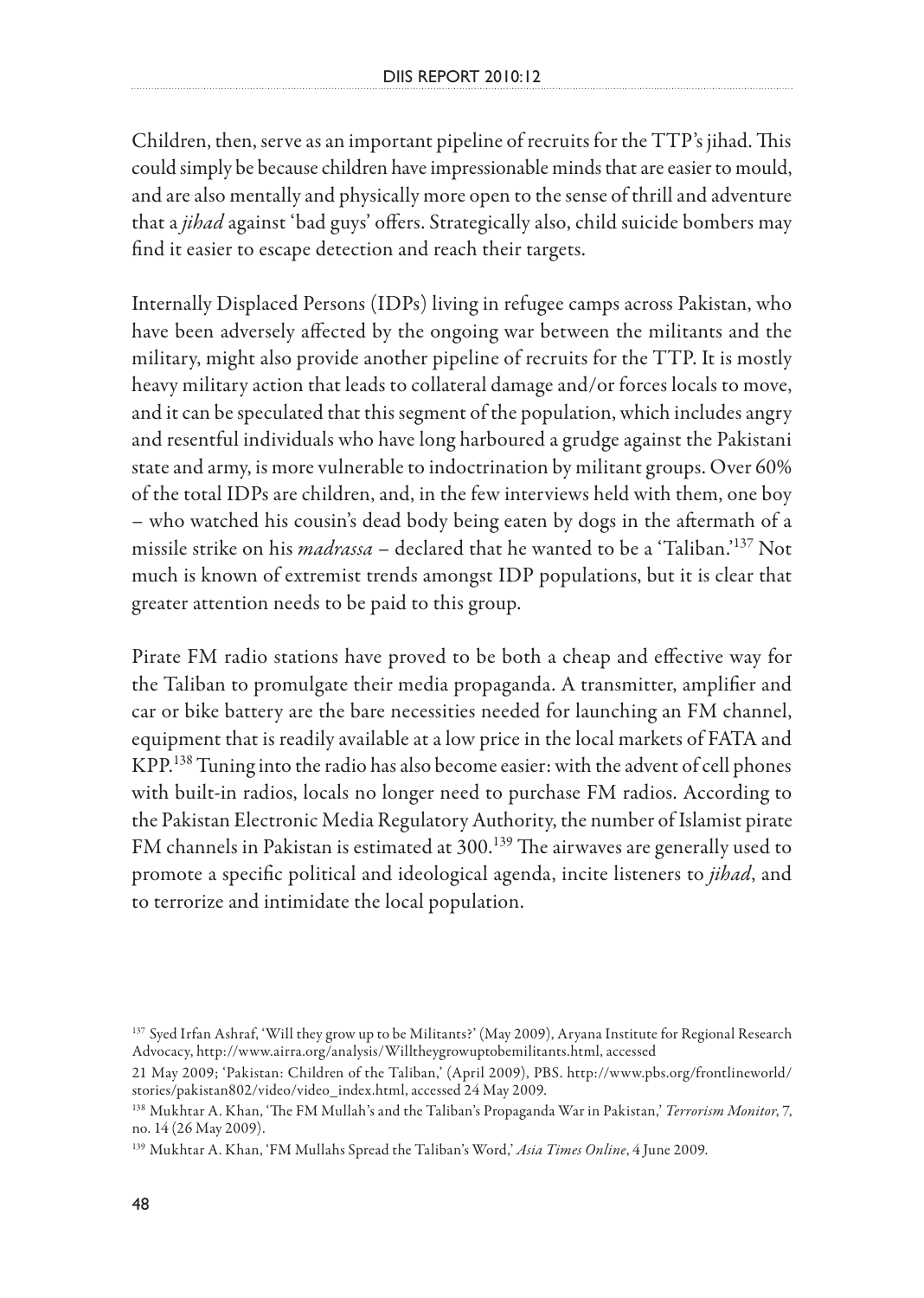Children, then, serve as an important pipeline of recruits for the TTP's jihad. This could simply be because children have impressionable minds that are easier to mould, and are also mentally and physically more open to the sense of thrill and adventure that a *jihad* against 'bad guys' offers. Strategically also, child suicide bombers may find it easier to escape detection and reach their targets.

Internally Displaced Persons (IDPs) living in refugee camps across Pakistan, who have been adversely affected by the ongoing war between the militants and the military, might also provide another pipeline of recruits for the TTP. It is mostly heavy military action that leads to collateral damage and/or forces locals to move, and it can be speculated that this segment of the population, which includes angry and resentful individuals who have long harboured a grudge against the Pakistani state and army, is more vulnerable to indoctrination by militant groups. Over 60% of the total IDPs are children, and, in the few interviews held with them, one boy – who watched his cousin's dead body being eaten by dogs in the aftermath of a missile strike on his *madrassa* – declared that he wanted to be a 'Taliban.'[137] Not much is known of extremist trends amongst IDP populations, but it is clear that greater attention needs to be paid to this group.

Pirate FM radio stations have proved to be both a cheap and effective way for the Taliban to promulgate their media propaganda. A transmitter, amplifier and car or bike battery are the bare necessities needed for launching an FM channel, equipment that is readily available at a low price in the local markets of FATA and KPP.[138] Tuning into the radio has also become easier: with the advent of cell phones with built-in radios, locals no longer need to purchase FM radios. According to the Pakistan Electronic Media Regulatory Authority, the number of Islamist pirate FM channels in Pakistan is estimated at 300.[139] The airwaves are generally used to promote a specific political and ideological agenda, incite listeners to *jihad*, and to terrorize and intimidate the local population.

---

[137] Syed Irfan Ashraf, 'Will they grow up to be Militants?' (May 2009), Aryana Institute for Regional Research Advocacy, http://www.airra.org/analysis/Willtheygrowuptobemilitants.html, accessed 21 May 2009; 'Pakistan: Children of the Taliban,' (April 2009), PBS. http://www.pbs.org/frontlineworld/stories/pakistan802/video/video_index.html, accessed 24 May 2009.

[138] Mukhtar A. Khan, 'The FM Mullah's and the Taliban's Propaganda War in Pakistan,' *Terrorism Monitor*, 7, no. 14 (26 May 2009).

[139] Mukhtar A. Khan, 'FM Mullahs Spread the Taliban's Word,' *Asia Times Online*, 4 June 2009.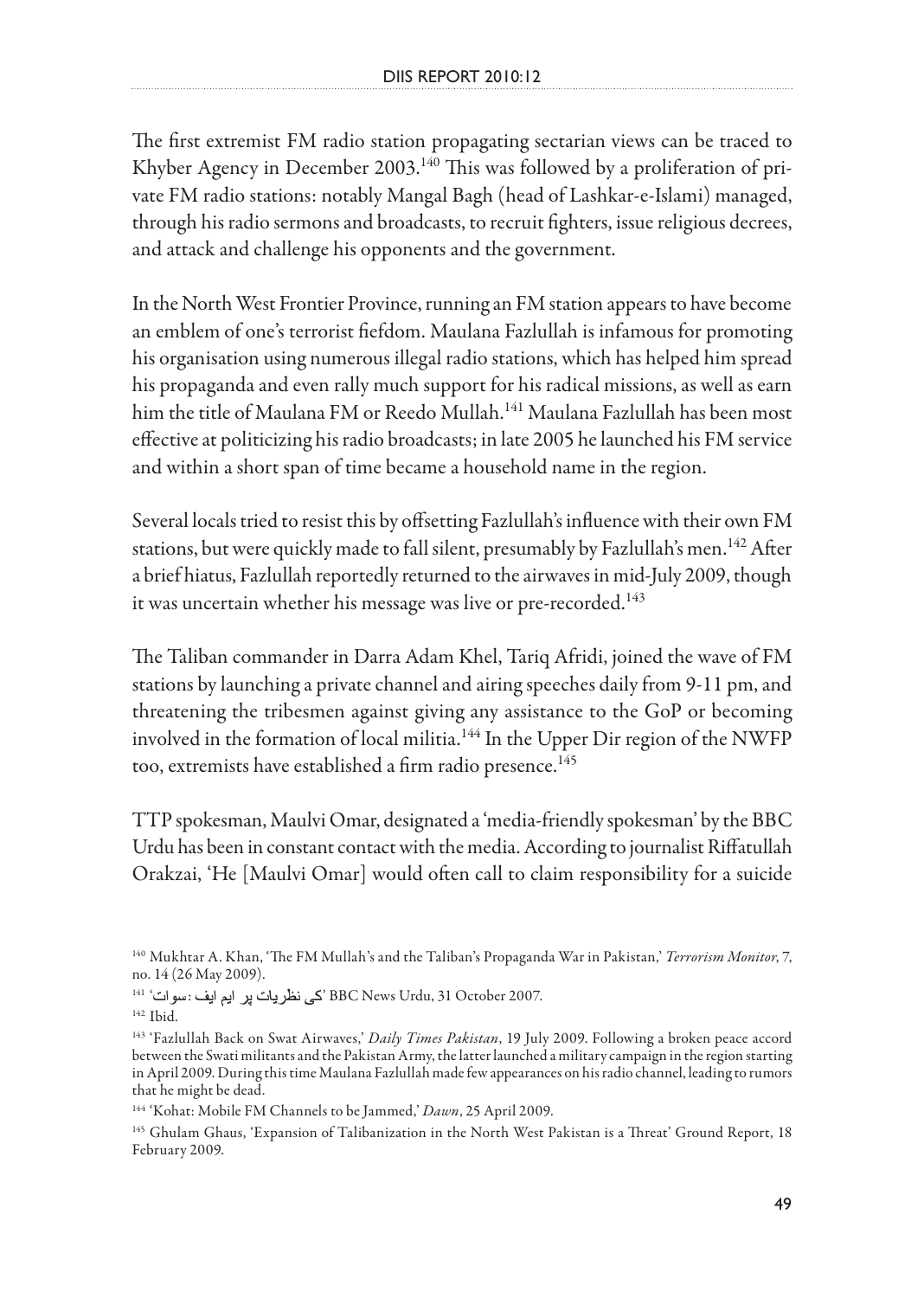The first extremist FM radio station propagating sectarian views can be traced to Khyber Agency in December 2003.[140] This was followed by a proliferation of private FM radio stations: notably Mangal Bagh (head of Lashkar-e-Islami) managed, through his radio sermons and broadcasts, to recruit fighters, issue religious decrees, and attack and challenge his opponents and the government.

In the North West Frontier Province, running an FM station appears to have become an emblem of one's terrorist fiefdom. Maulana Fazlullah is infamous for promoting his organisation using numerous illegal radio stations, which has helped him spread his propaganda and even rally much support for his radical missions, as well as earn him the title of Maulana FM or Reedo Mullah.[141] Maulana Fazlullah has been most effective at politicizing his radio broadcasts; in late 2005 he launched his FM service and within a short span of time became a household name in the region.

Several locals tried to resist this by offsetting Fazlullah's influence with their own FM stations, but were quickly made to fall silent, presumably by Fazlullah's men.[142] After a brief hiatus, Fazlullah reportedly returned to the airwaves in mid-July 2009, though it was uncertain whether his message was live or pre-recorded.[143]

The Taliban commander in Darra Adam Khel, Tariq Afridi, joined the wave of FM stations by launching a private channel and airing speeches daily from 9-11 pm, and threatening the tribesmen against giving any assistance to the GoP or becoming involved in the formation of local militia.[144] In the Upper Dir region of the NWFP too, extremists have established a firm radio presence.[145]

TTP spokesman, Maulvi Omar, designated a 'media-friendly spokesman' by the BBC Urdu has been in constant contact with the media. According to journalist Riffatullah Orakzai, 'He [Maulvi Omar] would often call to claim responsibility for a suicide

---

[140] Mukhtar A. Khan, 'The FM Mullah's and the Taliban's Propaganda War in Pakistan,' *Terrorism Monitor*, 7, no. 14 (26 May 2009).

[141] 'سوات: ایم ایف پر نظریات کی' BBC News Urdu, 31 October 2007.

[142] Ibid.

[143] 'Fazlullah Back on Swat Airwaves,' *Daily Times Pakistan*, 19 July 2009. Following a broken peace accord between the Swati militants and the Pakistan Army, the latter launched a military campaign in the region starting in April 2009. During this time Maulana Fazlullah made few appearances on his radio channel, leading to rumors that he might be dead.

[144] 'Kohat: Mobile FM Channels to be Jammed,' *Dawn*, 25 April 2009.

[145] Ghulam Ghaus, 'Expansion of Talibanization in the North West Pakistan is a Threat' Ground Report, 18 February 2009.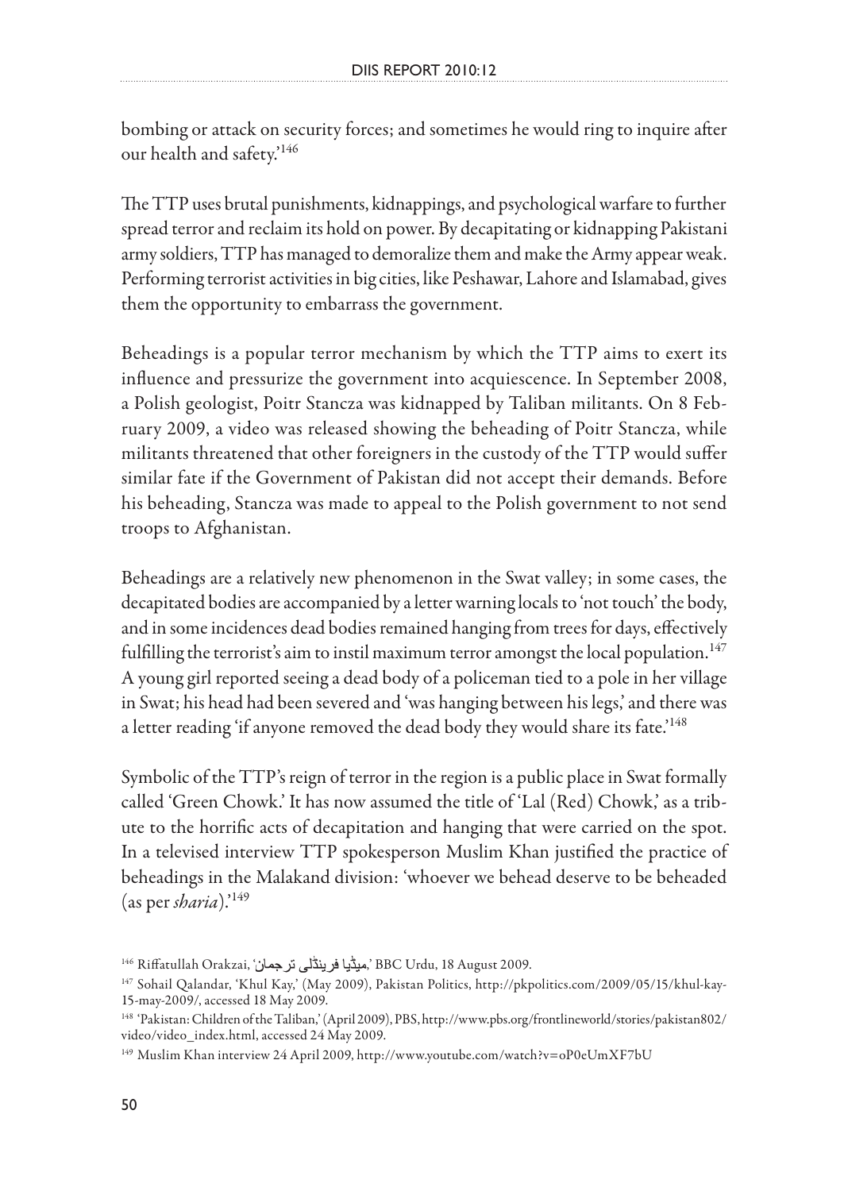bombing or attack on security forces; and sometimes he would ring to inquire after our health and safety.'[146]

The TTP uses brutal punishments, kidnappings, and psychological warfare to further spread terror and reclaim its hold on power. By decapitating or kidnapping Pakistani army soldiers, TTP has managed to demoralize them and make the Army appear weak. Performing terrorist activities in big cities, like Peshawar, Lahore and Islamabad, gives them the opportunity to embarrass the government.

Beheadings is a popular terror mechanism by which the TTP aims to exert its influence and pressurize the government into acquiescence. In September 2008, a Polish geologist, Poitr Stancza was kidnapped by Taliban militants. On 8 February 2009, a video was released showing the beheading of Poitr Stancza, while militants threatened that other foreigners in the custody of the TTP would suffer similar fate if the Government of Pakistan did not accept their demands. Before his beheading, Stancza was made to appeal to the Polish government to not send troops to Afghanistan.

Beheadings are a relatively new phenomenon in the Swat valley; in some cases, the decapitated bodies are accompanied by a letter warning locals to 'not touch' the body, and in some incidences dead bodies remained hanging from trees for days, effectively fulfilling the terrorist's aim to instil maximum terror amongst the local population.[147] A young girl reported seeing a dead body of a policeman tied to a pole in her village in Swat; his head had been severed and 'was hanging between his legs,' and there was a letter reading 'if anyone removed the dead body they would share its fate.'[148]

Symbolic of the TTP's reign of terror in the region is a public place in Swat formally called 'Green Chowk.' It has now assumed the title of 'Lal (Red) Chowk,' as a tribute to the horrific acts of decapitation and hanging that were carried on the spot. In a televised interview TTP spokesperson Muslim Khan justified the practice of beheadings in the Malakand division: 'whoever we behead deserve to be beheaded (as per *sharia*).'[149]

---

[146] Riffatullah Orakzai, 'میڈیا فرینڈلی ترجمان,' BBC Urdu, 18 August 2009.

[147] Sohail Qalandar, 'Khul Kay,' (May 2009), Pakistan Politics, http://pkpolitics.com/2009/05/15/khul-kay-15-may-2009/, accessed 18 May 2009.

[148] 'Pakistan: Children of the Taliban,' (April 2009), PBS, http://www.pbs.org/frontlineworld/stories/pakistan802/video/video_index.html, accessed 24 May 2009.

[149] Muslim Khan interview 24 April 2009, http://www.youtube.com/watch?v=oP0eUmXF7bU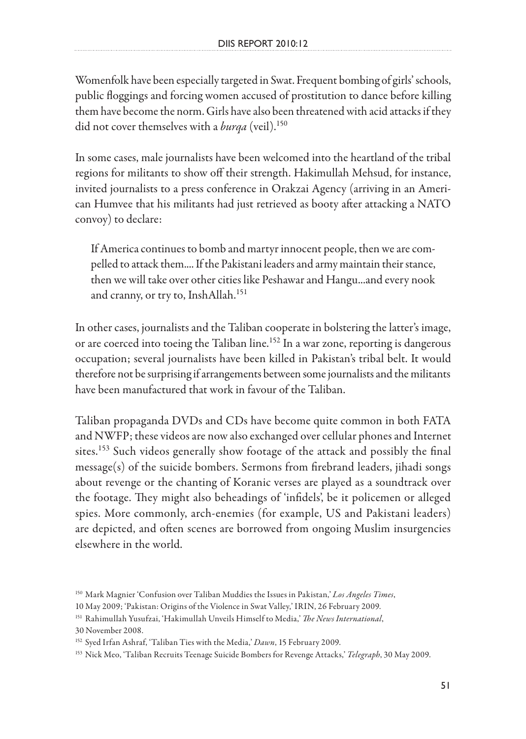Womenfolk have been especially targeted in Swat. Frequent bombing of girls' schools, public floggings and forcing women accused of prostitution to dance before killing them have become the norm. Girls have also been threatened with acid attacks if they did not cover themselves with a *burqa* (veil).[150]

In some cases, male journalists have been welcomed into the heartland of the tribal regions for militants to show off their strength. Hakimullah Mehsud, for instance, invited journalists to a press conference in Orakzai Agency (arriving in an American Humvee that his militants had just retrieved as booty after attacking a NATO convoy) to declare:

> If America continues to bomb and martyr innocent people, then we are compelled to attack them.... If the Pakistani leaders and army maintain their stance, then we will take over other cities like Peshawar and Hangu...and every nook and cranny, or try to, InshAllah.[151]

In other cases, journalists and the Taliban cooperate in bolstering the latter's image, or are coerced into toeing the Taliban line.[152] In a war zone, reporting is dangerous occupation; several journalists have been killed in Pakistan's tribal belt. It would therefore not be surprising if arrangements between some journalists and the militants have been manufactured that work in favour of the Taliban.

Taliban propaganda DVDs and CDs have become quite common in both FATA and NWFP; these videos are now also exchanged over cellular phones and Internet sites.[153] Such videos generally show footage of the attack and possibly the final message(s) of the suicide bombers. Sermons from firebrand leaders, jihadi songs about revenge or the chanting of Koranic verses are played as a soundtrack over the footage. They might also beheadings of 'infidels', be it policemen or alleged spies. More commonly, arch-enemies (for example, US and Pakistani leaders) are depicted, and often scenes are borrowed from ongoing Muslim insurgencies elsewhere in the world.

---

[150] Mark Magnier 'Confusion over Taliban Muddies the Issues in Pakistan,' *Los Angeles Times*, 10 May 2009; 'Pakistan: Origins of the Violence in Swat Valley,' IRIN, 26 February 2009.

[151] Rahimullah Yusufzai, 'Hakimullah Unveils Himself to Media,' *The News International*, 30 November 2008.

[152] Syed Irfan Ashraf, 'Taliban Ties with the Media,' *Dawn*, 15 February 2009.

[153] Nick Meo, 'Taliban Recruits Teenage Suicide Bombers for Revenge Attacks,' *Telegraph*, 30 May 2009.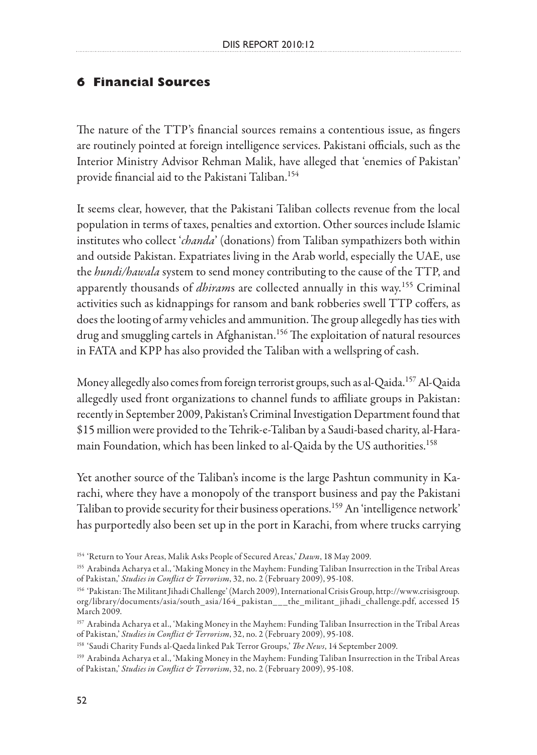## 6 Financial Sources

The nature of the TTP's financial sources remains a contentious issue, as fingers are routinely pointed at foreign intelligence services. Pakistani officials, such as the Interior Ministry Advisor Rehman Malik, have alleged that 'enemies of Pakistan' provide financial aid to the Pakistani Taliban.[154]

It seems clear, however, that the Pakistani Taliban collects revenue from the local population in terms of taxes, penalties and extortion. Other sources include Islamic institutes who collect '*chanda*' (donations) from Taliban sympathizers both within and outside Pakistan. Expatriates living in the Arab world, especially the UAE, use the *hundi/hawala* system to send money contributing to the cause of the TTP, and apparently thousands of *dhiram*s are collected annually in this way.[155] Criminal activities such as kidnappings for ransom and bank robberies swell TTP coffers, as does the looting of army vehicles and ammunition. The group allegedly has ties with drug and smuggling cartels in Afghanistan.[156] The exploitation of natural resources in FATA and KPP has also provided the Taliban with a wellspring of cash.

Money allegedly also comes from foreign terrorist groups, such as al-Qaida.[157] Al-Qaida allegedly used front organizations to channel funds to affiliate groups in Pakistan: recently in September 2009, Pakistan's Criminal Investigation Department found that $15 million were provided to the Tehrik-e-Taliban by a Saudi-based charity, al-Haramain Foundation, which has been linked to al-Qaida by the US authorities.[158]

Yet another source of the Taliban's income is the large Pashtun community in Karachi, where they have a monopoly of the transport business and pay the Pakistani Taliban to provide security for their business operations.[159] An 'intelligence network' has purportedly also been set up in the port in Karachi, from where trucks carrying

---

[154] 'Return to Your Areas, Malik Asks People of Secured Areas,' *Dawn*, 18 May 2009.

[155] Arabinda Acharya et al., 'Making Money in the Mayhem: Funding Taliban Insurrection in the Tribal Areas of Pakistan,' *Studies in Conflict & Terrorism*, 32, no. 2 (February 2009), 95-108.

[156] 'Pakistan: The Militant Jihadi Challenge' (March 2009), International Crisis Group, http://www.crisisgroup.org/library/documents/asia/south_asia/164_pakistan___the_militant_jihadi_challenge.pdf, accessed 15 March 2009.

[157] Arabinda Acharya et al., 'Making Money in the Mayhem: Funding Taliban Insurrection in the Tribal Areas of Pakistan,' *Studies in Conflict & Terrorism*, 32, no. 2 (February 2009), 95-108.

[158] 'Saudi Charity Funds al-Qaeda linked Pak Terror Groups,' *The News*, 14 September 2009.

[159] Arabinda Acharya et al., 'Making Money in the Mayhem: Funding Taliban Insurrection in the Tribal Areas of Pakistan,' *Studies in Conflict & Terrorism*, 32, no. 2 (February 2009), 95-108.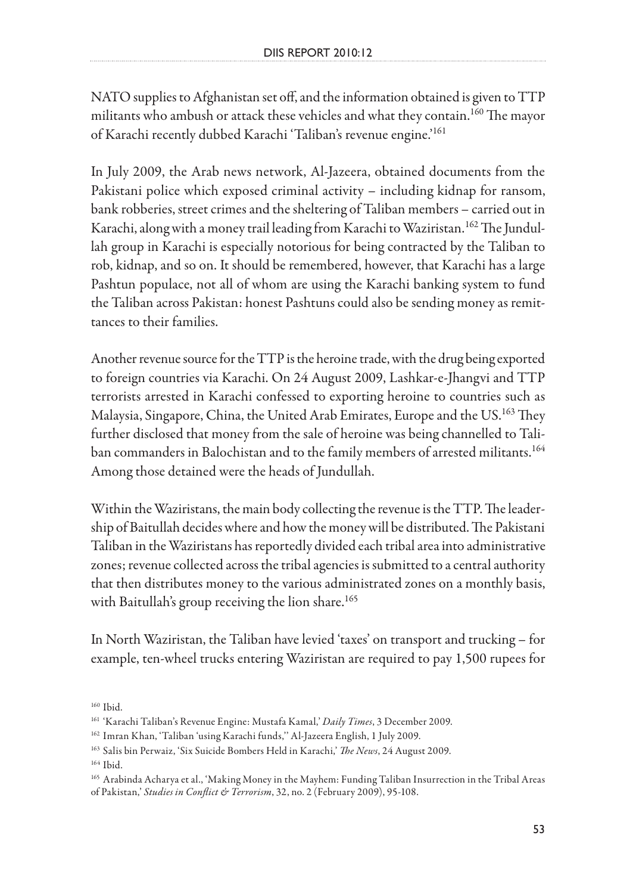NATO supplies to Afghanistan set off, and the information obtained is given to TTP militants who ambush or attack these vehicles and what they contain.[160] The mayor of Karachi recently dubbed Karachi 'Taliban's revenue engine.'[161]

In July 2009, the Arab news network, Al-Jazeera, obtained documents from the Pakistani police which exposed criminal activity – including kidnap for ransom, bank robberies, street crimes and the sheltering of Taliban members – carried out in Karachi, along with a money trail leading from Karachi to Waziristan.[162] The Jundullah group in Karachi is especially notorious for being contracted by the Taliban to rob, kidnap, and so on. It should be remembered, however, that Karachi has a large Pashtun populace, not all of whom are using the Karachi banking system to fund the Taliban across Pakistan: honest Pashtuns could also be sending money as remittances to their families.

Another revenue source for the TTP is the heroine trade, with the drug being exported to foreign countries via Karachi. On 24 August 2009, Lashkar-e-Jhangvi and TTP terrorists arrested in Karachi confessed to exporting heroine to countries such as Malaysia, Singapore, China, the United Arab Emirates, Europe and the US.[163] They further disclosed that money from the sale of heroine was being channelled to Taliban commanders in Balochistan and to the family members of arrested militants.[164] Among those detained were the heads of Jundullah.

Within the Waziristans, the main body collecting the revenue is the TTP. The leadership of Baitullah decides where and how the money will be distributed. The Pakistani Taliban in the Waziristans has reportedly divided each tribal area into administrative zones; revenue collected across the tribal agencies is submitted to a central authority that then distributes money to the various administrated zones on a monthly basis, with Baitullah's group receiving the lion share.[165]

In North Waziristan, the Taliban have levied 'taxes' on transport and trucking – for example, ten-wheel trucks entering Waziristan are required to pay 1,500 rupees for

---

[160] Ibid.

[161] 'Karachi Taliban's Revenue Engine: Mustafa Kamal,' *Daily Times*, 3 December 2009.

[162] Imran Khan, 'Taliban 'using Karachi funds,'' Al-Jazeera English, 1 July 2009.

[163] Salis bin Perwaiz, 'Six Suicide Bombers Held in Karachi,' *The News*, 24 August 2009.

[164] Ibid.

[165] Arabinda Acharya et al., 'Making Money in the Mayhem: Funding Taliban Insurrection in the Tribal Areas of Pakistan,' *Studies in Conflict & Terrorism*, 32, no. 2 (February 2009), 95-108.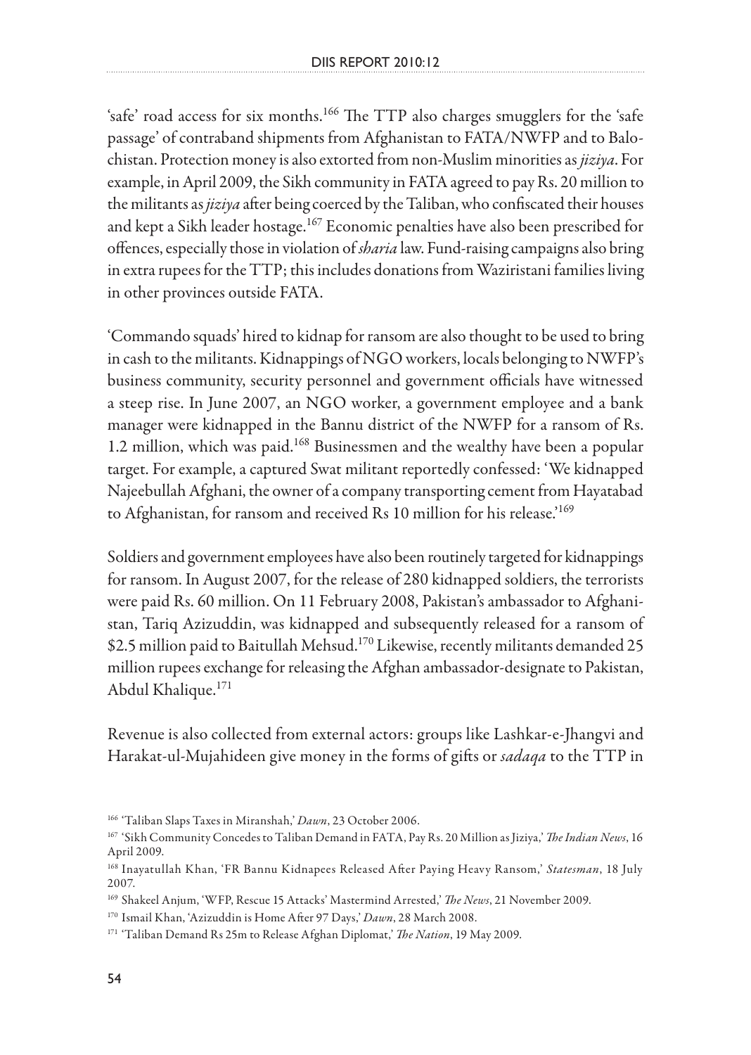'safe' road access for six months.[166] The TTP also charges smugglers for the 'safe passage' of contraband shipments from Afghanistan to FATA/NWFP and to Balochistan. Protection money is also extorted from non-Muslim minorities as *jiziya*. For example, in April 2009, the Sikh community in FATA agreed to pay Rs. 20 million to the militants as *jiziya* after being coerced by the Taliban, who confiscated their houses and kept a Sikh leader hostage.[167] Economic penalties have also been prescribed for offences, especially those in violation of *sharia* law. Fund-raising campaigns also bring in extra rupees for the TTP; this includes donations from Waziristani families living in other provinces outside FATA.

'Commando squads' hired to kidnap for ransom are also thought to be used to bring in cash to the militants. Kidnappings of NGO workers, locals belonging to NWFP's business community, security personnel and government officials have witnessed a steep rise. In June 2007, an NGO worker, a government employee and a bank manager were kidnapped in the Bannu district of the NWFP for a ransom of Rs. 1.2 million, which was paid.[168] Businessmen and the wealthy have been a popular target. For example, a captured Swat militant reportedly confessed: 'We kidnapped Najeebullah Afghani, the owner of a company transporting cement from Hayatabad to Afghanistan, for ransom and received Rs 10 million for his release.'[169]

Soldiers and government employees have also been routinely targeted for kidnappings for ransom. In August 2007, for the release of 280 kidnapped soldiers, the terrorists were paid Rs. 60 million. On 11 February 2008, Pakistan's ambassador to Afghanistan, Tariq Azizuddin, was kidnapped and subsequently released for a ransom of $2.5 million paid to Baitullah Mehsud.[170] Likewise, recently militants demanded 25 million rupees exchange for releasing the Afghan ambassador-designate to Pakistan, Abdul Khalique.[171]

Revenue is also collected from external actors: groups like Lashkar-e-Jhangvi and Harakat-ul-Mujahideen give money in the forms of gifts or *sadaqa* to the TTP in

---

[166] 'Taliban Slaps Taxes in Miranshah,' *Dawn*, 23 October 2006.

[167] 'Sikh Community Concedes to Taliban Demand in FATA, Pay Rs. 20 Million as Jiziya,' *The Indian News*, 16 April 2009.

[168] Inayatullah Khan, 'FR Bannu Kidnapees Released After Paying Heavy Ransom,' *Statesman*, 18 July 2007.

[169] Shakeel Anjum, 'WFP, Rescue 15 Attacks' Mastermind Arrested,' *The News*, 21 November 2009.

[170] Ismail Khan, 'Azizuddin is Home After 97 Days,' *Dawn*, 28 March 2008.

[171] 'Taliban Demand Rs 25m to Release Afghan Diplomat,' *The Nation*, 19 May 2009.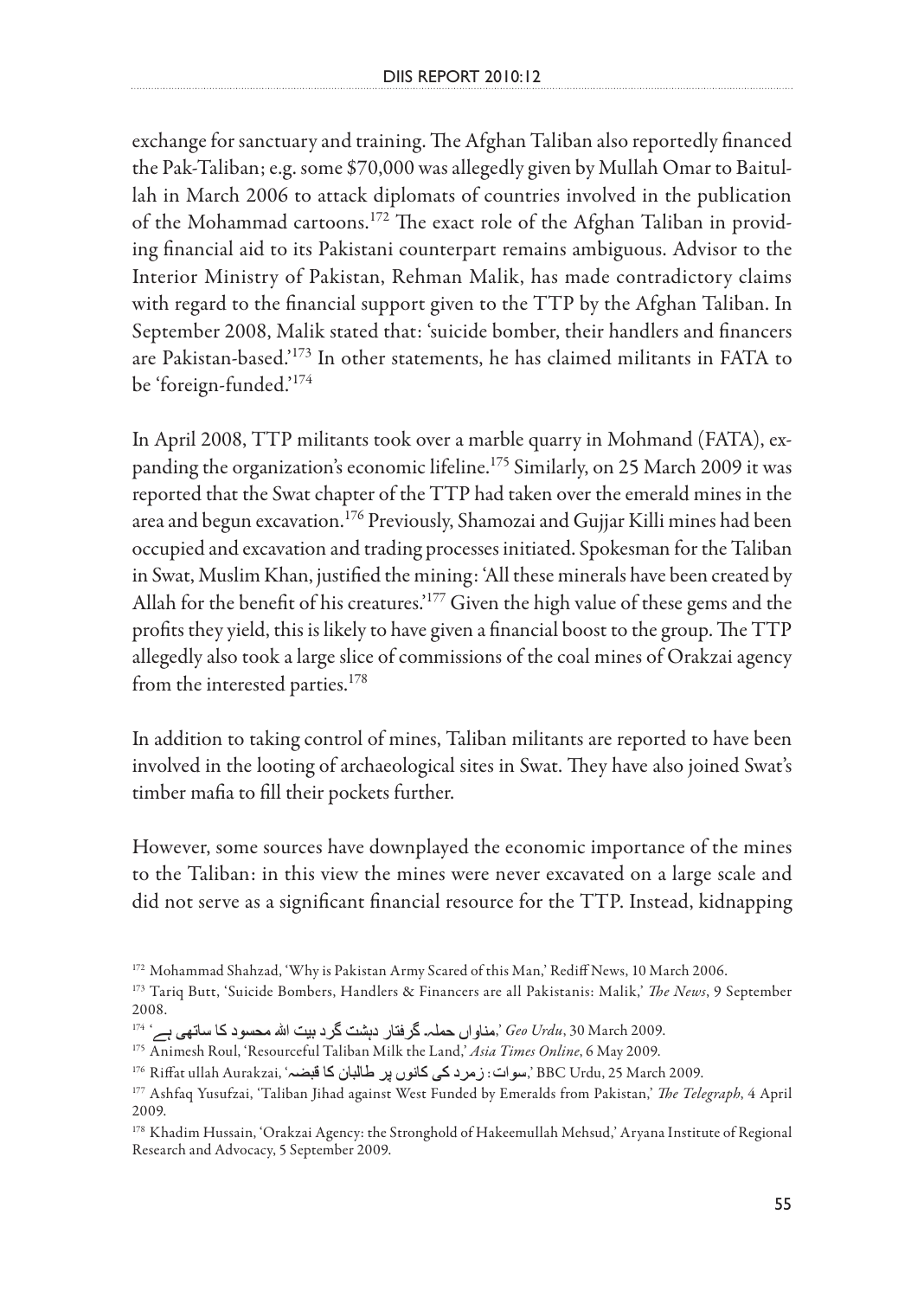exchange for sanctuary and training. The Afghan Taliban also reportedly financed the Pak-Taliban; e.g. some $70,000 was allegedly given by Mullah Omar to Baitullah in March 2006 to attack diplomats of countries involved in the publication of the Mohammad cartoons.[172] The exact role of the Afghan Taliban in providing financial aid to its Pakistani counterpart remains ambiguous. Advisor to the Interior Ministry of Pakistan, Rehman Malik, has made contradictory claims with regard to the financial support given to the TTP by the Afghan Taliban. In September 2008, Malik stated that: 'suicide bomber, their handlers and financers are Pakistan-based.'[173] In other statements, he has claimed militants in FATA to be 'foreign-funded.'[174]

In April 2008, TTP militants took over a marble quarry in Mohmand (FATA), expanding the organization's economic lifeline.[175] Similarly, on 25 March 2009 it was reported that the Swat chapter of the TTP had taken over the emerald mines in the area and begun excavation.[176] Previously, Shamozai and Gujjar Killi mines had been occupied and excavation and trading processes initiated. Spokesman for the Taliban in Swat, Muslim Khan, justified the mining: 'All these minerals have been created by Allah for the benefit of his creatures.'[177] Given the high value of these gems and the profits they yield, this is likely to have given a financial boost to the group. The TTP allegedly also took a large slice of commissions of the coal mines of Orakzai agency from the interested parties.[178]

In addition to taking control of mines, Taliban militants are reported to have been involved in the looting of archaeological sites in Swat. They have also joined Swat's timber mafia to fill their pockets further.

However, some sources have downplayed the economic importance of the mines to the Taliban: in this view the mines were never excavated on a large scale and did not serve as a significant financial resource for the TTP. Instead, kidnapping

---

[172] Mohammad Shahzad, 'Why is Pakistan Army Scared of this Man,' Rediff News, 10 March 2006.

[173] Tariq Butt, 'Suicide Bombers, Handlers & Financers are all Pakistanis: Malik,' *The News*, 9 September 2008.

[174] 'مناواں حملہ۔ گرفتار دہشت گرد بیت اللہ محسود کا ساتھی ہے,' *Geo Urdu*, 30 March 2009.

[175] Animesh Roul, 'Resourceful Taliban Milk the Land,' *Asia Times Online*, 6 May 2009.

[176] Riffat ullah Aurakzai, 'سوات: زمرد کی کانوں پر طالبان کا قبضہ,' BBC Urdu, 25 March 2009.

[177] Ashfaq Yusufzai, 'Taliban Jihad against West Funded by Emeralds from Pakistan,' *The Telegraph*, 4 April 2009.

[178] Khadim Hussain, 'Orakzai Agency: the Stronghold of Hakeemullah Mehsud,' Aryana Institute of Regional Research and Advocacy, 5 September 2009.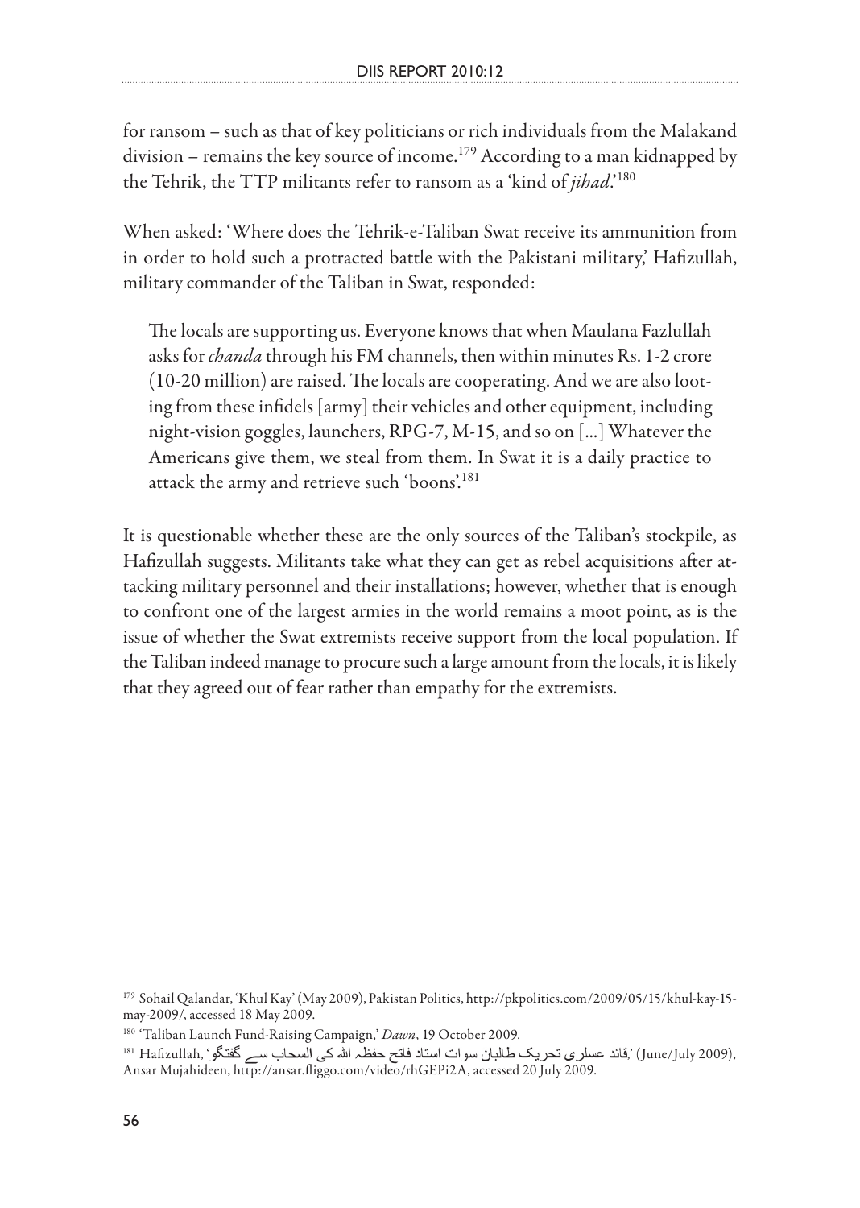for ransom – such as that of key politicians or rich individuals from the Malakand division – remains the key source of income.[179] According to a man kidnapped by the Tehrik, the TTP militants refer to ransom as a 'kind of *jihad*.'[180]

When asked: 'Where does the Tehrik-e-Taliban Swat receive its ammunition from in order to hold such a protracted battle with the Pakistani military,' Hafizullah, military commander of the Taliban in Swat, responded:

> The locals are supporting us. Everyone knows that when Maulana Fazlullah asks for *chanda* through his FM channels, then within minutes Rs. 1-2 crore (10-20 million) are raised. The locals are cooperating. And we are also looting from these infidels [army] their vehicles and other equipment, including night-vision goggles, launchers, RPG-7, M-15, and so on [...] Whatever the Americans give them, we steal from them. In Swat it is a daily practice to attack the army and retrieve such 'boons'.[181]

It is questionable whether these are the only sources of the Taliban's stockpile, as Hafizullah suggests. Militants take what they can get as rebel acquisitions after attacking military personnel and their installations; however, whether that is enough to confront one of the largest armies in the world remains a moot point, as is the issue of whether the Swat extremists receive support from the local population. If the Taliban indeed manage to procure such a large amount from the locals, it is likely that they agreed out of fear rather than empathy for the extremists.

---

[179] Sohail Qalandar, 'Khul Kay' (May 2009), Pakistan Politics, http://pkpolitics.com/2009/05/15/khul-kay-15-may-2009/, accessed 18 May 2009.

[180] 'Taliban Launch Fund-Raising Campaign,' *Dawn*, 19 October 2009.

[181] Hafizullah, 'قائد عسکری تحریک طالبان سوات استاد فاتح حفظہ اللہ کی السحاب سے گفتگو,' (June/July 2009), Ansar Mujahideen, http://ansar.fliggo.com/video/rhGEPi2A, accessed 20 July 2009.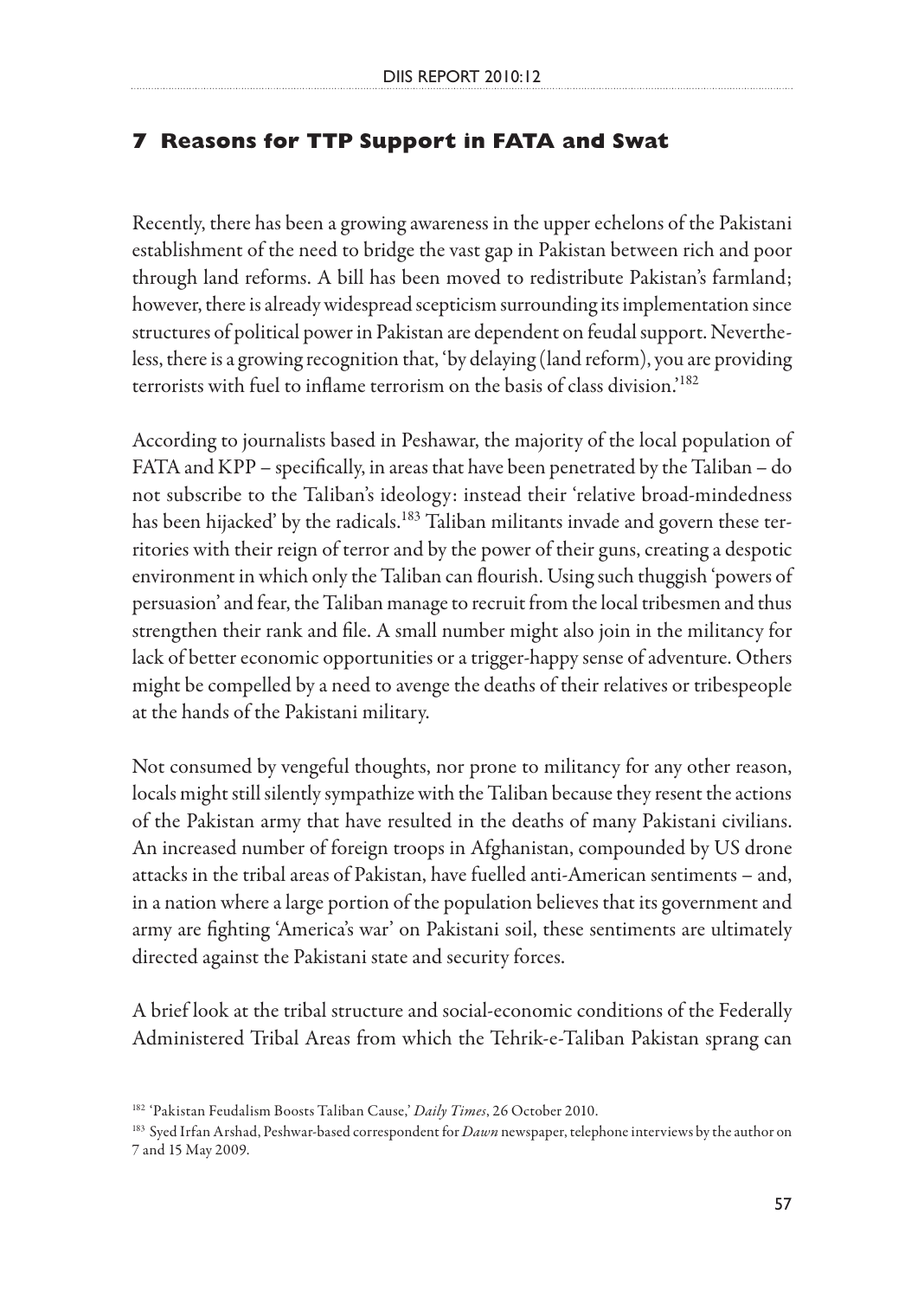## 7 Reasons for TTP Support in FATA and Swat

Recently, there has been a growing awareness in the upper echelons of the Pakistani establishment of the need to bridge the vast gap in Pakistan between rich and poor through land reforms. A bill has been moved to redistribute Pakistan's farmland; however, there is already widespread scepticism surrounding its implementation since structures of political power in Pakistan are dependent on feudal support. Nevertheless, there is a growing recognition that, 'by delaying (land reform), you are providing terrorists with fuel to inflame terrorism on the basis of class division.'[182]

According to journalists based in Peshawar, the majority of the local population of FATA and KPP – specifically, in areas that have been penetrated by the Taliban – do not subscribe to the Taliban's ideology: instead their 'relative broad-mindedness has been hijacked' by the radicals.[183] Taliban militants invade and govern these territories with their reign of terror and by the power of their guns, creating a despotic environment in which only the Taliban can flourish. Using such thuggish 'powers of persuasion' and fear, the Taliban manage to recruit from the local tribesmen and thus strengthen their rank and file. A small number might also join in the militancy for lack of better economic opportunities or a trigger-happy sense of adventure. Others might be compelled by a need to avenge the deaths of their relatives or tribespeople at the hands of the Pakistani military.

Not consumed by vengeful thoughts, nor prone to militancy for any other reason, locals might still silently sympathize with the Taliban because they resent the actions of the Pakistan army that have resulted in the deaths of many Pakistani civilians. An increased number of foreign troops in Afghanistan, compounded by US drone attacks in the tribal areas of Pakistan, have fuelled anti-American sentiments – and, in a nation where a large portion of the population believes that its government and army are fighting 'America's war' on Pakistani soil, these sentiments are ultimately directed against the Pakistani state and security forces.

A brief look at the tribal structure and social-economic conditions of the Federally Administered Tribal Areas from which the Tehrik-e-Taliban Pakistan sprang can

---

[182] 'Pakistan Feudalism Boosts Taliban Cause,' *Daily Times*, 26 October 2010.

[183] Syed Irfan Arshad, Peshwar-based correspondent for *Dawn* newspaper, telephone interviews by the author on 7 and 15 May 2009.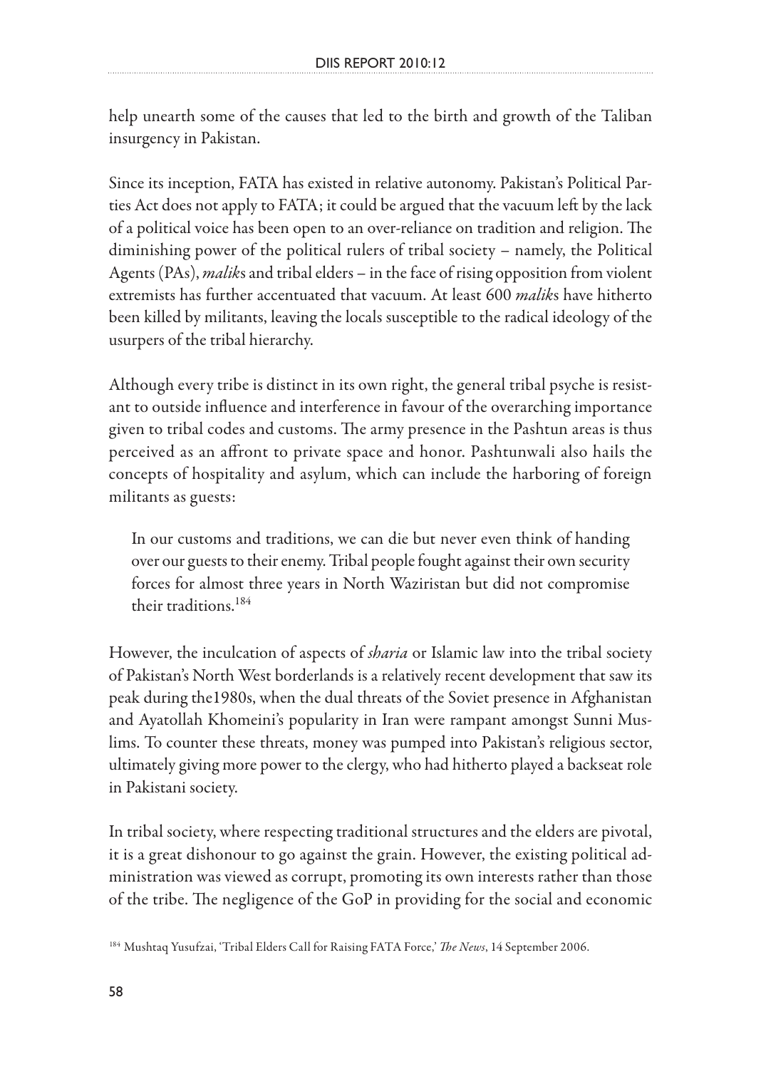help unearth some of the causes that led to the birth and growth of the Taliban insurgency in Pakistan.

Since its inception, FATA has existed in relative autonomy. Pakistan's Political Parties Act does not apply to FATA; it could be argued that the vacuum left by the lack of a political voice has been open to an over-reliance on tradition and religion. The diminishing power of the political rulers of tribal society – namely, the Political Agents (PAs), *malik*s and tribal elders – in the face of rising opposition from violent extremists has further accentuated that vacuum. At least 600 *malik*s have hitherto been killed by militants, leaving the locals susceptible to the radical ideology of the usurpers of the tribal hierarchy.

Although every tribe is distinct in its own right, the general tribal psyche is resistant to outside influence and interference in favour of the overarching importance given to tribal codes and customs. The army presence in the Pashtun areas is thus perceived as an affront to private space and honor. Pashtunwali also hails the concepts of hospitality and asylum, which can include the harboring of foreign militants as guests:

> In our customs and traditions, we can die but never even think of handing over our guests to their enemy. Tribal people fought against their own security forces for almost three years in North Waziristan but did not compromise their traditions.[184]

However, the inculcation of aspects of *sharia* or Islamic law into the tribal society of Pakistan's North West borderlands is a relatively recent development that saw its peak during the1980s, when the dual threats of the Soviet presence in Afghanistan and Ayatollah Khomeini's popularity in Iran were rampant amongst Sunni Muslims. To counter these threats, money was pumped into Pakistan's religious sector, ultimately giving more power to the clergy, who had hitherto played a backseat role in Pakistani society.

In tribal society, where respecting traditional structures and the elders are pivotal, it is a great dishonour to go against the grain. However, the existing political administration was viewed as corrupt, promoting its own interests rather than those of the tribe. The negligence of the GoP in providing for the social and economic

[184] Mushtaq Yusufzai, 'Tribal Elders Call for Raising FATA Force,' *The News*, 14 September 2006.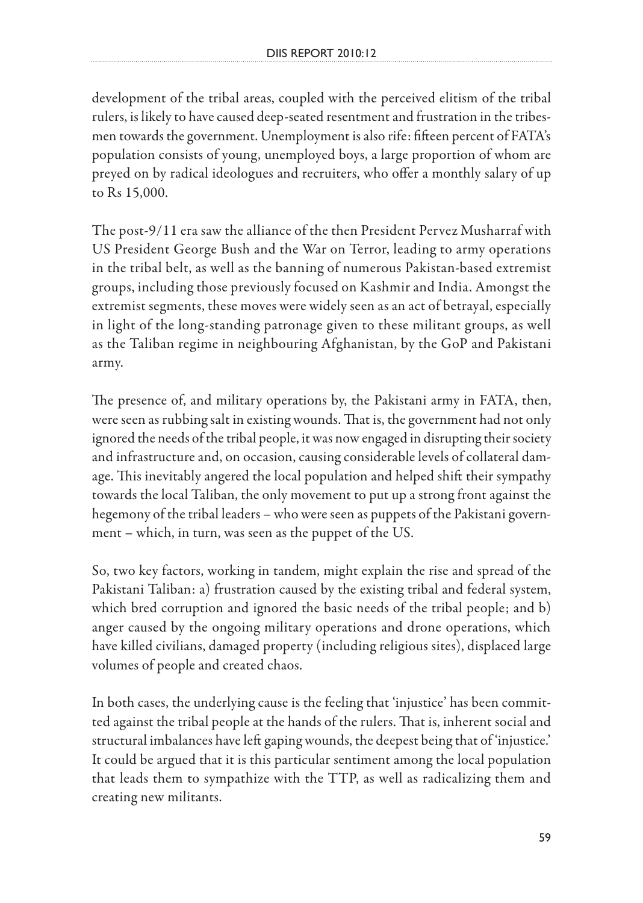development of the tribal areas, coupled with the perceived elitism of the tribal rulers, is likely to have caused deep-seated resentment and frustration in the tribesmen towards the government. Unemployment is also rife: fifteen percent of FATA's population consists of young, unemployed boys, a large proportion of whom are preyed on by radical ideologues and recruiters, who offer a monthly salary of up to Rs 15,000.

The post-9/11 era saw the alliance of the then President Pervez Musharraf with US President George Bush and the War on Terror, leading to army operations in the tribal belt, as well as the banning of numerous Pakistan-based extremist groups, including those previously focused on Kashmir and India. Amongst the extremist segments, these moves were widely seen as an act of betrayal, especially in light of the long-standing patronage given to these militant groups, as well as the Taliban regime in neighbouring Afghanistan, by the GoP and Pakistani army.

The presence of, and military operations by, the Pakistani army in FATA, then, were seen as rubbing salt in existing wounds. That is, the government had not only ignored the needs of the tribal people, it was now engaged in disrupting their society and infrastructure and, on occasion, causing considerable levels of collateral damage. This inevitably angered the local population and helped shift their sympathy towards the local Taliban, the only movement to put up a strong front against the hegemony of the tribal leaders – who were seen as puppets of the Pakistani government – which, in turn, was seen as the puppet of the US.

So, two key factors, working in tandem, might explain the rise and spread of the Pakistani Taliban: a) frustration caused by the existing tribal and federal system, which bred corruption and ignored the basic needs of the tribal people; and b) anger caused by the ongoing military operations and drone operations, which have killed civilians, damaged property (including religious sites), displaced large volumes of people and created chaos.

In both cases, the underlying cause is the feeling that 'injustice' has been committed against the tribal people at the hands of the rulers. That is, inherent social and structural imbalances have left gaping wounds, the deepest being that of 'injustice.' It could be argued that it is this particular sentiment among the local population that leads them to sympathize with the TTP, as well as radicalizing them and creating new militants.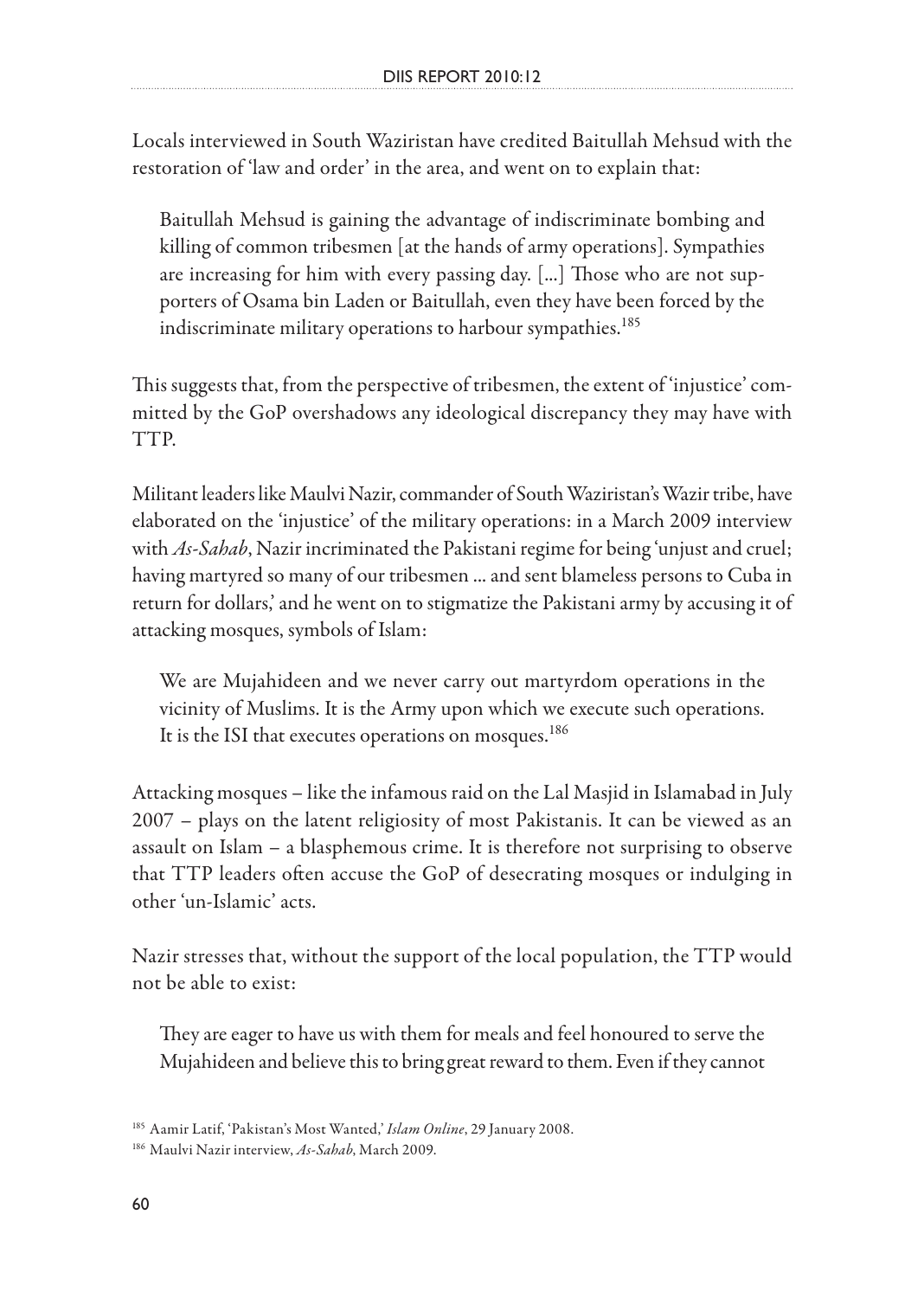Locals interviewed in South Waziristan have credited Baitullah Mehsud with the restoration of 'law and order' in the area, and went on to explain that:

> Baitullah Mehsud is gaining the advantage of indiscriminate bombing and killing of common tribesmen [at the hands of army operations]. Sympathies are increasing for him with every passing day. [...] Those who are not supporters of Osama bin Laden or Baitullah, even they have been forced by the indiscriminate military operations to harbour sympathies.[185]

This suggests that, from the perspective of tribesmen, the extent of 'injustice' committed by the GoP overshadows any ideological discrepancy they may have with TTP.

Militant leaders like Maulvi Nazir, commander of South Waziristan's Wazir tribe, have elaborated on the 'injustice' of the military operations: in a March 2009 interview with *As-Sahab*, Nazir incriminated the Pakistani regime for being 'unjust and cruel; having martyred so many of our tribesmen ... and sent blameless persons to Cuba in return for dollars,' and he went on to stigmatize the Pakistani army by accusing it of attacking mosques, symbols of Islam:

> We are Mujahideen and we never carry out martyrdom operations in the vicinity of Muslims. It is the Army upon which we execute such operations. It is the ISI that executes operations on mosques.[186]

Attacking mosques – like the infamous raid on the Lal Masjid in Islamabad in July 2007 – plays on the latent religiosity of most Pakistanis. It can be viewed as an assault on Islam – a blasphemous crime. It is therefore not surprising to observe that TTP leaders often accuse the GoP of desecrating mosques or indulging in other 'un-Islamic' acts.

Nazir stresses that, without the support of the local population, the TTP would not be able to exist:

> They are eager to have us with them for meals and feel honoured to serve the Mujahideen and believe this to bring great reward to them. Even if they cannot

[185] Aamir Latif, 'Pakistan's Most Wanted,' *Islam Online*, 29 January 2008.

[186] Maulvi Nazir interview, *As-Sahab*, March 2009.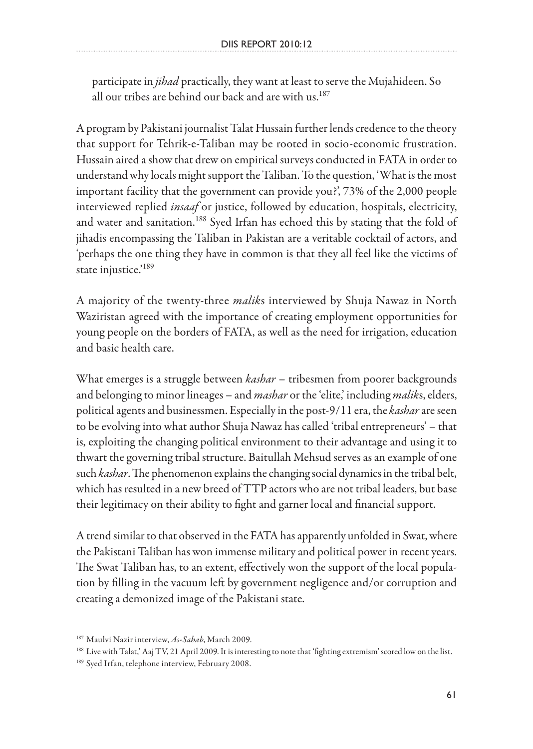participate in *jihad* practically, they want at least to serve the Mujahideen. So all our tribes are behind our back and are with us.[187]

A program by Pakistani journalist Talat Hussain further lends credence to the theory that support for Tehrik-e-Taliban may be rooted in socio-economic frustration. Hussain aired a show that drew on empirical surveys conducted in FATA in order to understand why locals might support the Taliban. To the question, 'What is the most important facility that the government can provide you?', 73% of the 2,000 people interviewed replied *insaaf* or justice, followed by education, hospitals, electricity, and water and sanitation.[188] Syed Irfan has echoed this by stating that the fold of jihadis encompassing the Taliban in Pakistan are a veritable cocktail of actors, and 'perhaps the one thing they have in common is that they all feel like the victims of state injustice.'[189]

A majority of the twenty-three *malik*s interviewed by Shuja Nawaz in North Waziristan agreed with the importance of creating employment opportunities for young people on the borders of FATA, as well as the need for irrigation, education and basic health care.

What emerges is a struggle between *kashar* – tribesmen from poorer backgrounds and belonging to minor lineages – and *mashar* or the 'elite,' including *malik*s, elders, political agents and businessmen. Especially in the post-9/11 era, the *kashar* are seen to be evolving into what author Shuja Nawaz has called 'tribal entrepreneurs' – that is, exploiting the changing political environment to their advantage and using it to thwart the governing tribal structure. Baitullah Mehsud serves as an example of one such *kashar*. The phenomenon explains the changing social dynamics in the tribal belt, which has resulted in a new breed of TTP actors who are not tribal leaders, but base their legitimacy on their ability to fight and garner local and financial support.

A trend similar to that observed in the FATA has apparently unfolded in Swat, where the Pakistani Taliban has won immense military and political power in recent years. The Swat Taliban has, to an extent, effectively won the support of the local population by filling in the vacuum left by government negligence and/or corruption and creating a demonized image of the Pakistani state.

---

[187] Maulvi Nazir interview, *As-Sahab*, March 2009.

[188] Live with Talat,' Aaj TV, 21 April 2009. It is interesting to note that 'fighting extremism' scored low on the list.

[189] Syed Irfan, telephone interview, February 2008.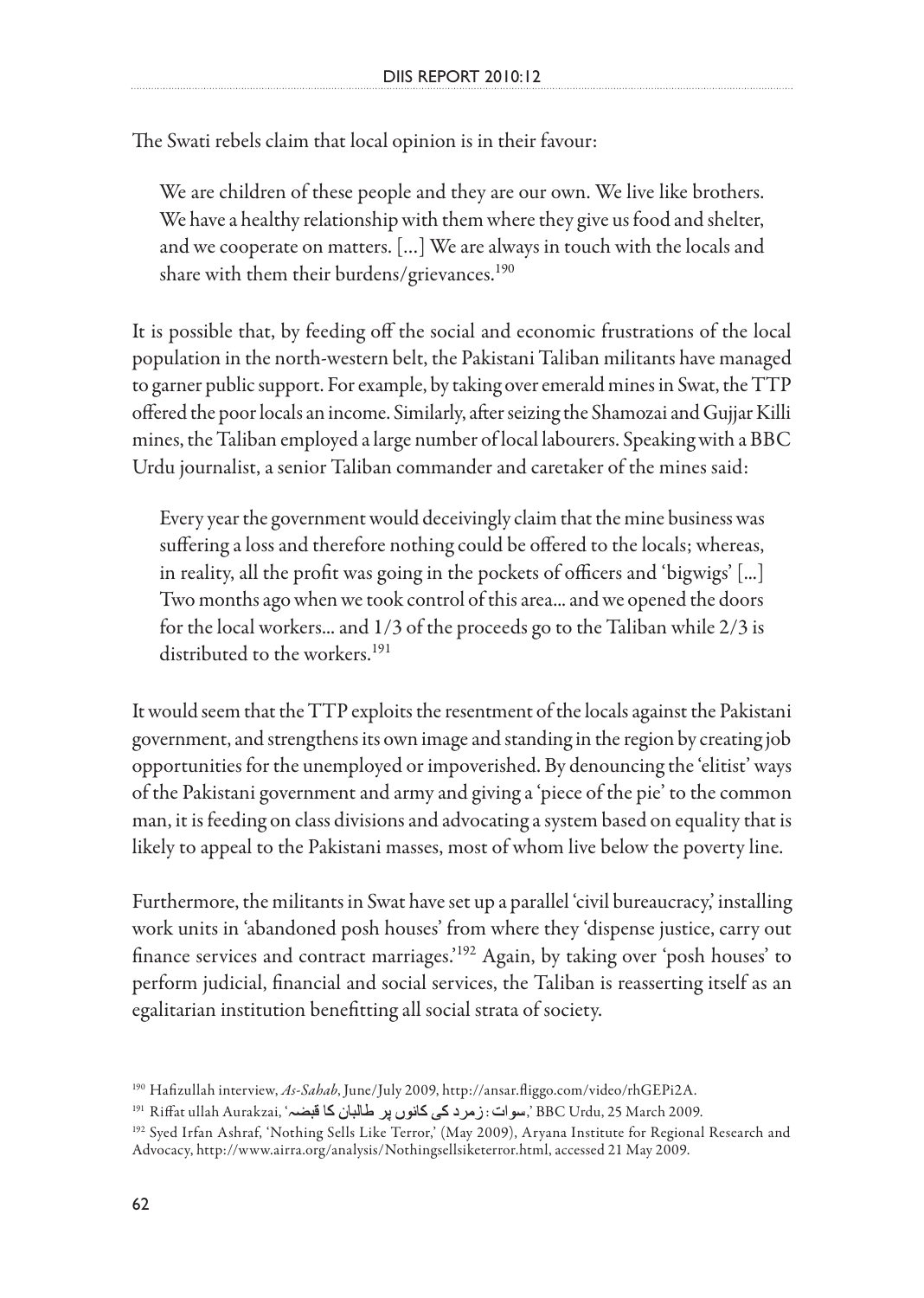The Swati rebels claim that local opinion is in their favour:

> We are children of these people and they are our own. We live like brothers. We have a healthy relationship with them where they give us food and shelter, and we cooperate on matters. […] We are always in touch with the locals and share with them their burdens/grievances.[190]

It is possible that, by feeding off the social and economic frustrations of the local population in the north-western belt, the Pakistani Taliban militants have managed to garner public support. For example, by taking over emerald mines in Swat, the TTP offered the poor locals an income. Similarly, after seizing the Shamozai and Gujjar Killi mines, the Taliban employed a large number of local labourers. Speaking with a BBC Urdu journalist, a senior Taliban commander and caretaker of the mines said:

> Every year the government would deceivingly claim that the mine business was suffering a loss and therefore nothing could be offered to the locals; whereas, in reality, all the profit was going in the pockets of officers and 'bigwigs' […] Two months ago when we took control of this area… and we opened the doors for the local workers… and 1/3 of the proceeds go to the Taliban while 2/3 is distributed to the workers.[191]

It would seem that the TTP exploits the resentment of the locals against the Pakistani government, and strengthens its own image and standing in the region by creating job opportunities for the unemployed or impoverished. By denouncing the 'elitist' ways of the Pakistani government and army and giving a 'piece of the pie' to the common man, it is feeding on class divisions and advocating a system based on equality that is likely to appeal to the Pakistani masses, most of whom live below the poverty line.

Furthermore, the militants in Swat have set up a parallel 'civil bureaucracy,' installing work units in 'abandoned posh houses' from where they 'dispense justice, carry out finance services and contract marriages.'[192] Again, by taking over 'posh houses' to perform judicial, financial and social services, the Taliban is reasserting itself as an egalitarian institution benefitting all social strata of society.

---

[190] Hafizullah interview, *As-Sahab*, June/July 2009, http://ansar.fliggo.com/video/rhGEPi2A.

[191] Riffat ullah Aurakzai, 'سوات: زمرد کی کانوں پر طالبان کا قبضہ,' BBC Urdu, 25 March 2009.

[192] Syed Irfan Ashraf, 'Nothing Sells Like Terror,' (May 2009), Aryana Institute for Regional Research and Advocacy, http://www.airra.org/analysis/Nothingsellsiketerror.html, accessed 21 May 2009.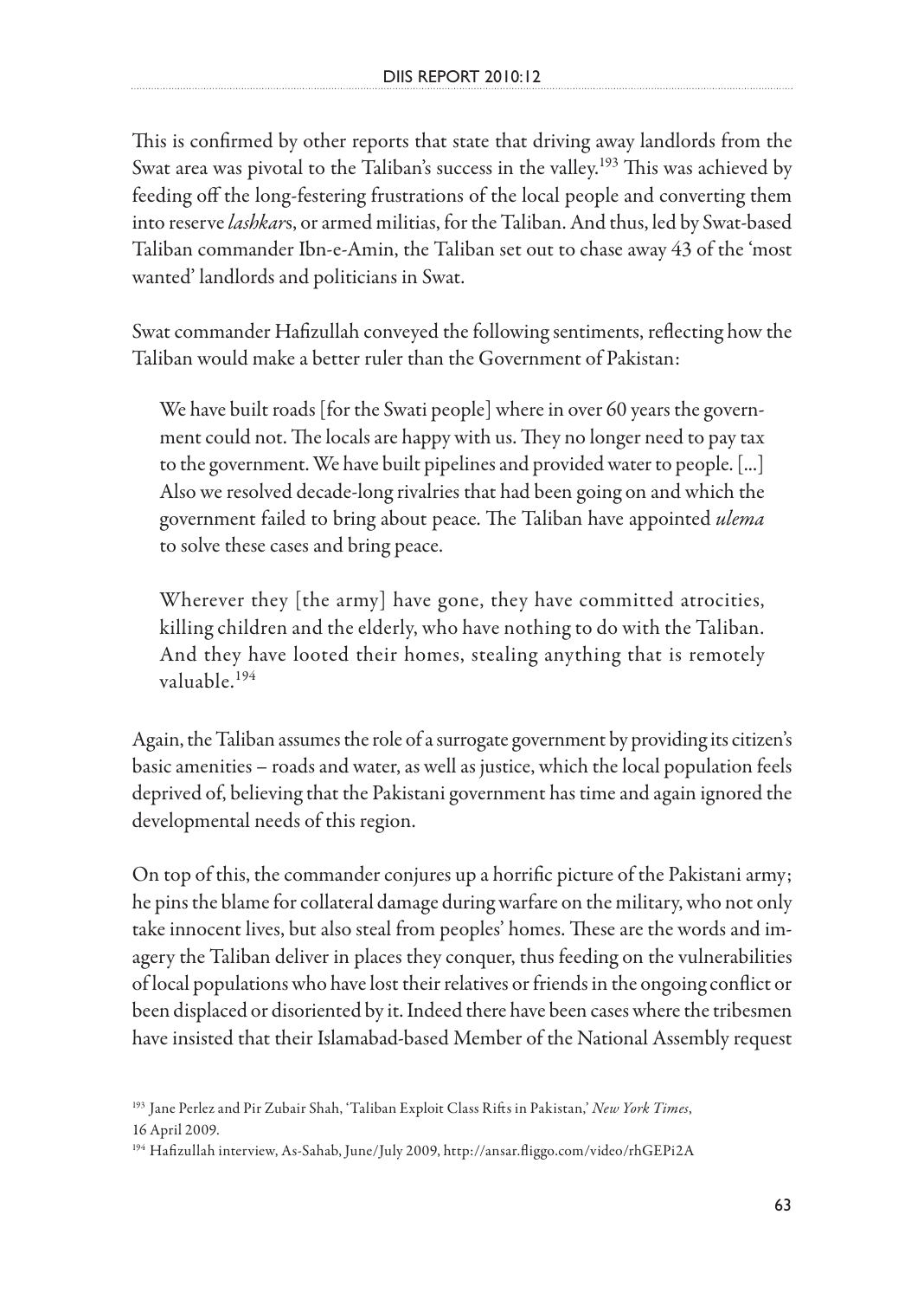This is confirmed by other reports that state that driving away landlords from the Swat area was pivotal to the Taliban's success in the valley.[193] This was achieved by feeding off the long-festering frustrations of the local people and converting them into reserve *lashkar*s, or armed militias, for the Taliban. And thus, led by Swat-based Taliban commander Ibn-e-Amin, the Taliban set out to chase away 43 of the 'most wanted' landlords and politicians in Swat.

Swat commander Hafizullah conveyed the following sentiments, reflecting how the Taliban would make a better ruler than the Government of Pakistan:

> We have built roads [for the Swati people] where in over 60 years the government could not. The locals are happy with us. They no longer need to pay tax to the government. We have built pipelines and provided water to people. [...] Also we resolved decade-long rivalries that had been going on and which the government failed to bring about peace. The Taliban have appointed *ulema* to solve these cases and bring peace.
>
> Wherever they [the army] have gone, they have committed atrocities, killing children and the elderly, who have nothing to do with the Taliban. And they have looted their homes, stealing anything that is remotely valuable.[194]

Again, the Taliban assumes the role of a surrogate government by providing its citizen's basic amenities – roads and water, as well as justice, which the local population feels deprived of, believing that the Pakistani government has time and again ignored the developmental needs of this region.

On top of this, the commander conjures up a horrific picture of the Pakistani army; he pins the blame for collateral damage during warfare on the military, who not only take innocent lives, but also steal from peoples' homes. These are the words and imagery the Taliban deliver in places they conquer, thus feeding on the vulnerabilities of local populations who have lost their relatives or friends in the ongoing conflict or been displaced or disoriented by it. Indeed there have been cases where the tribesmen have insisted that their Islamabad-based Member of the National Assembly request

[193] Jane Perlez and Pir Zubair Shah, 'Taliban Exploit Class Rifts in Pakistan,' *New York Times*, 16 April 2009.

[194] Hafizullah interview, As-Sahab, June/July 2009, http://ansar.fliggo.com/video/rhGEPi2A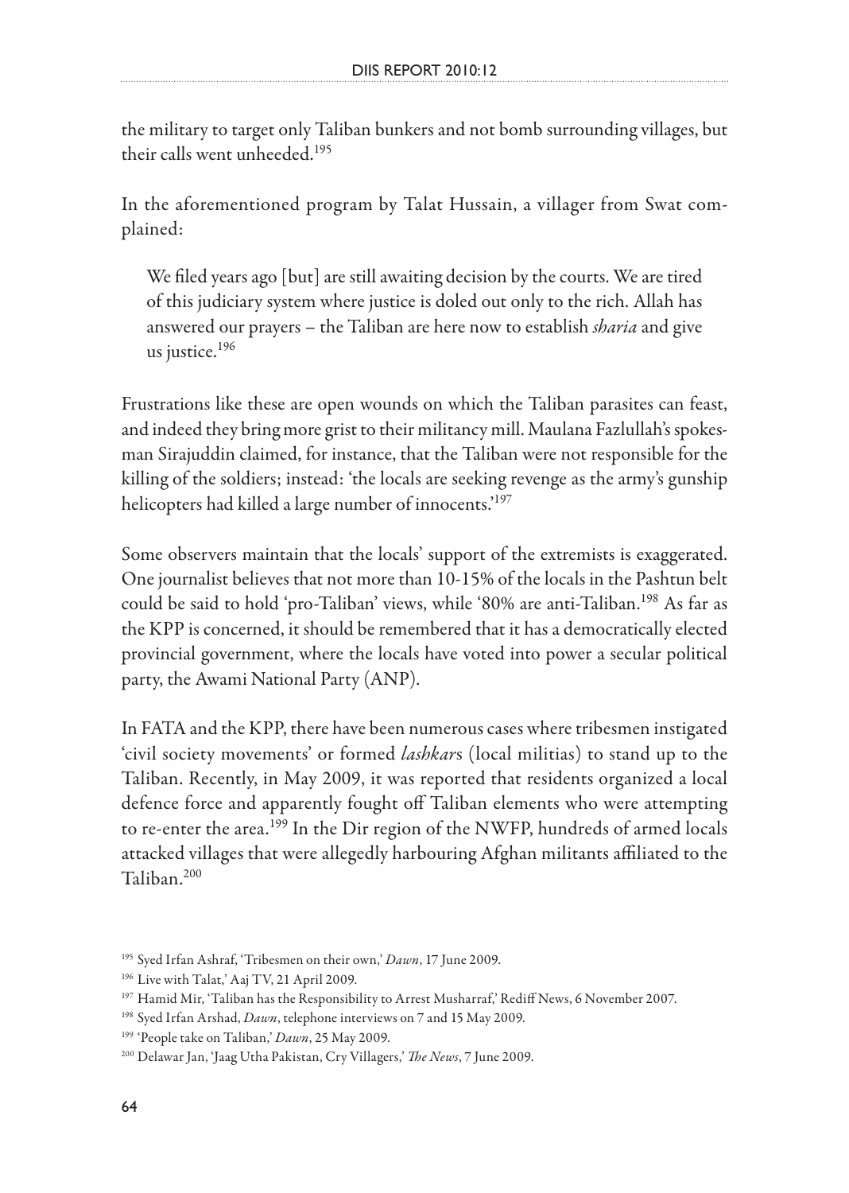the military to target only Taliban bunkers and not bomb surrounding villages, but their calls went unheeded.[195]

In the aforementioned program by Talat Hussain, a villager from Swat complained:

> We filed years ago [but] are still awaiting decision by the courts. We are tired of this judiciary system where justice is doled out only to the rich. Allah has answered our prayers – the Taliban are here now to establish *sharia* and give us justice.[196]

Frustrations like these are open wounds on which the Taliban parasites can feast, and indeed they bring more grist to their militancy mill. Maulana Fazlullah's spokesman Sirajuddin claimed, for instance, that the Taliban were not responsible for the killing of the soldiers; instead: 'the locals are seeking revenge as the army's gunship helicopters had killed a large number of innocents.'[197]

Some observers maintain that the locals' support of the extremists is exaggerated. One journalist believes that not more than 10-15% of the locals in the Pashtun belt could be said to hold 'pro-Taliban' views, while '80% are anti-Taliban.[198] As far as the KPP is concerned, it should be remembered that it has a democratically elected provincial government, where the locals have voted into power a secular political party, the Awami National Party (ANP).

In FATA and the KPP, there have been numerous cases where tribesmen instigated 'civil society movements' or formed *lashkar*s (local militias) to stand up to the Taliban. Recently, in May 2009, it was reported that residents organized a local defence force and apparently fought off Taliban elements who were attempting to re-enter the area.[199] In the Dir region of the NWFP, hundreds of armed locals attacked villages that were allegedly harbouring Afghan militants affiliated to the Taliban.[200]

---

[195] Syed Irfan Ashraf, 'Tribesmen on their own,' *Dawn*, 17 June 2009.

[196] Live with Talat,' Aaj TV, 21 April 2009.

[197] Hamid Mir, 'Taliban has the Responsibility to Arrest Musharraf,' Rediff News, 6 November 2007.

[198] Syed Irfan Arshad, *Dawn*, telephone interviews on 7 and 15 May 2009.

[199] 'People take on Taliban,' *Dawn*, 25 May 2009.

[200] Delawar Jan, 'Jaag Utha Pakistan, Cry Villagers,' *The News*, 7 June 2009.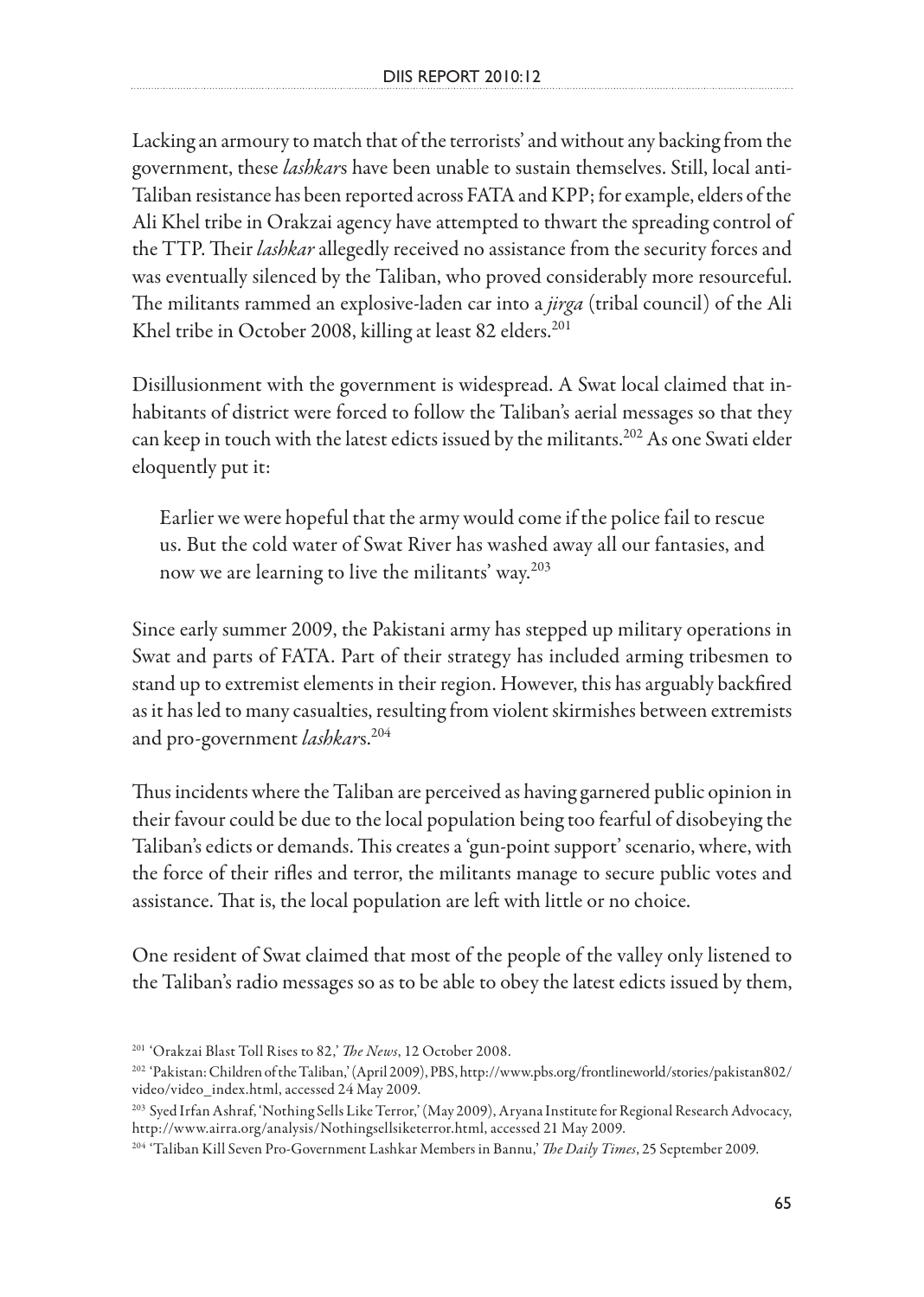Lacking an armoury to match that of the terrorists' and without any backing from the government, these *lashkar*s have been unable to sustain themselves. Still, local anti-Taliban resistance has been reported across FATA and KPP; for example, elders of the Ali Khel tribe in Orakzai agency have attempted to thwart the spreading control of the TTP. Their *lashkar* allegedly received no assistance from the security forces and was eventually silenced by the Taliban, who proved considerably more resourceful. The militants rammed an explosive-laden car into a *jirga* (tribal council) of the Ali Khel tribe in October 2008, killing at least 82 elders.[201]

Disillusionment with the government is widespread. A Swat local claimed that inhabitants of district were forced to follow the Taliban's aerial messages so that they can keep in touch with the latest edicts issued by the militants.[202] As one Swati elder eloquently put it:

> Earlier we were hopeful that the army would come if the police fail to rescue us. But the cold water of Swat River has washed away all our fantasies, and now we are learning to live the militants' way.[203]

Since early summer 2009, the Pakistani army has stepped up military operations in Swat and parts of FATA. Part of their strategy has included arming tribesmen to stand up to extremist elements in their region. However, this has arguably backfired as it has led to many casualties, resulting from violent skirmishes between extremists and pro-government *lashkar*s.[204]

Thus incidents where the Taliban are perceived as having garnered public opinion in their favour could be due to the local population being too fearful of disobeying the Taliban's edicts or demands. This creates a 'gun-point support' scenario, where, with the force of their rifles and terror, the militants manage to secure public votes and assistance. That is, the local population are left with little or no choice.

One resident of Swat claimed that most of the people of the valley only listened to the Taliban's radio messages so as to be able to obey the latest edicts issued by them,

---

[201] 'Orakzai Blast Toll Rises to 82,' *The News*, 12 October 2008.

[202] 'Pakistan: Children of the Taliban,' (April 2009), PBS, http://www.pbs.org/frontlineworld/stories/pakistan802/video/video_index.html, accessed 24 May 2009.

[203] Syed Irfan Ashraf, 'Nothing Sells Like Terror,' (May 2009), Aryana Institute for Regional Research Advocacy, http://www.airra.org/analysis/Nothingsellsiketerror.html, accessed 21 May 2009.

[204] 'Taliban Kill Seven Pro-Government Lashkar Members in Bannu,' *The Daily Times*, 25 September 2009.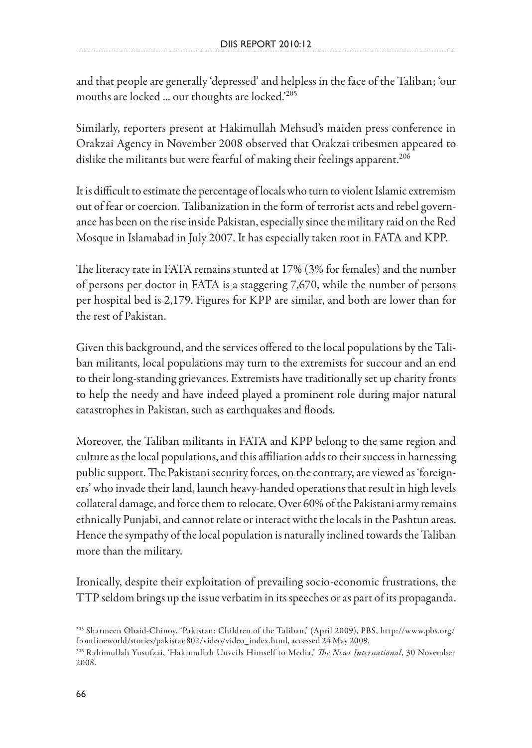and that people are generally 'depressed' and helpless in the face of the Taliban; 'our mouths are locked ... our thoughts are locked.'[205]

Similarly, reporters present at Hakimullah Mehsud's maiden press conference in Orakzai Agency in November 2008 observed that Orakzai tribesmen appeared to dislike the militants but were fearful of making their feelings apparent.[206]

It is difficult to estimate the percentage of locals who turn to violent Islamic extremism out of fear or coercion. Talibanization in the form of terrorist acts and rebel governance has been on the rise inside Pakistan, especially since the military raid on the Red Mosque in Islamabad in July 2007. It has especially taken root in FATA and KPP.

The literacy rate in FATA remains stunted at 17% (3% for females) and the number of persons per doctor in FATA is a staggering 7,670, while the number of persons per hospital bed is 2,179. Figures for KPP are similar, and both are lower than for the rest of Pakistan.

Given this background, and the services offered to the local populations by the Taliban militants, local populations may turn to the extremists for succour and an end to their long-standing grievances. Extremists have traditionally set up charity fronts to help the needy and have indeed played a prominent role during major natural catastrophes in Pakistan, such as earthquakes and floods.

Moreover, the Taliban militants in FATA and KPP belong to the same region and culture as the local populations, and this affiliation adds to their success in harnessing public support. The Pakistani security forces, on the contrary, are viewed as 'foreigners' who invade their land, launch heavy-handed operations that result in high levels collateral damage, and force them to relocate. Over 60% of the Pakistani army remains ethnically Punjabi, and cannot relate or interact witht the locals in the Pashtun areas. Hence the sympathy of the local population is naturally inclined towards the Taliban more than the military.

Ironically, despite their exploitation of prevailing socio-economic frustrations, the TTP seldom brings up the issue verbatim in its speeches or as part of its propaganda.

[205] Sharmeen Obaid-Chinoy, 'Pakistan: Children of the Taliban,' (April 2009), PBS, http://www.pbs.org/frontlineworld/stories/pakistan802/video/video_index.html, accessed 24 May 2009.

[206] Rahimullah Yusufzai, 'Hakimullah Unveils Himself to Media,' *The News International*, 30 November 2008.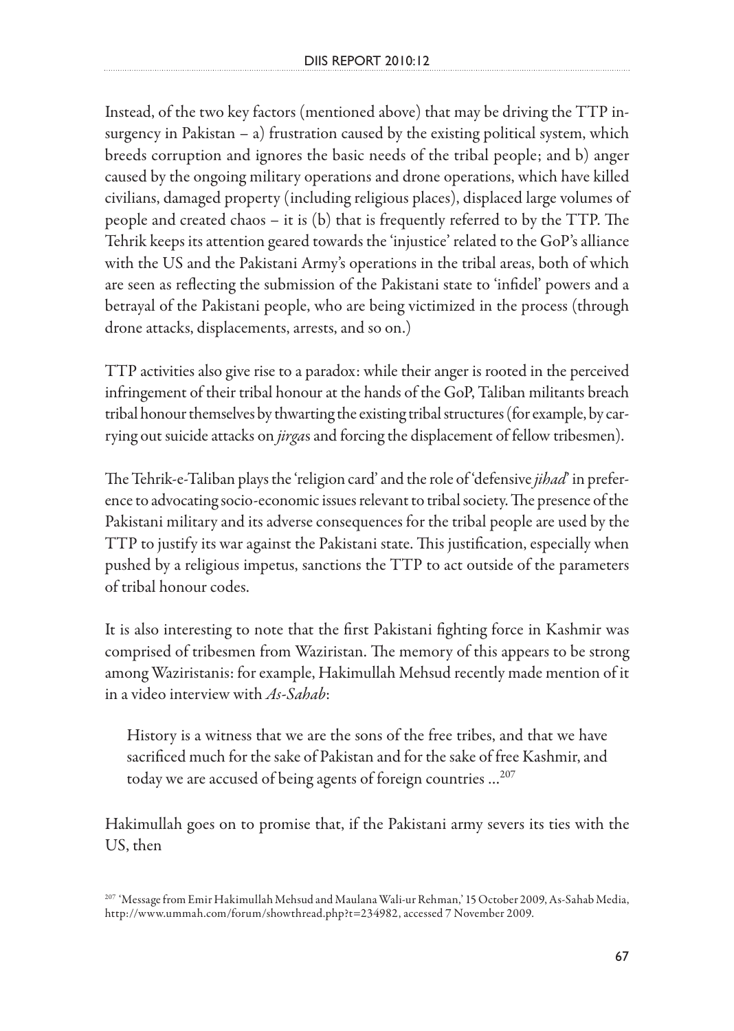Instead, of the two key factors (mentioned above) that may be driving the TTP insurgency in Pakistan – a) frustration caused by the existing political system, which breeds corruption and ignores the basic needs of the tribal people; and b) anger caused by the ongoing military operations and drone operations, which have killed civilians, damaged property (including religious places), displaced large volumes of people and created chaos – it is (b) that is frequently referred to by the TTP. The Tehrik keeps its attention geared towards the 'injustice' related to the GoP's alliance with the US and the Pakistani Army's operations in the tribal areas, both of which are seen as reflecting the submission of the Pakistani state to 'infidel' powers and a betrayal of the Pakistani people, who are being victimized in the process (through drone attacks, displacements, arrests, and so on.)

TTP activities also give rise to a paradox: while their anger is rooted in the perceived infringement of their tribal honour at the hands of the GoP, Taliban militants breach tribal honour themselves by thwarting the existing tribal structures (for example, by carrying out suicide attacks on *jirga*s and forcing the displacement of fellow tribesmen).

The Tehrik-e-Taliban plays the 'religion card' and the role of 'defensive *jihad*' in preference to advocating socio-economic issues relevant to tribal society. The presence of the Pakistani military and its adverse consequences for the tribal people are used by the TTP to justify its war against the Pakistani state. This justification, especially when pushed by a religious impetus, sanctions the TTP to act outside of the parameters of tribal honour codes.

It is also interesting to note that the first Pakistani fighting force in Kashmir was comprised of tribesmen from Waziristan. The memory of this appears to be strong among Waziristanis: for example, Hakimullah Mehsud recently made mention of it in a video interview with *As-Sahab*:

> History is a witness that we are the sons of the free tribes, and that we have sacrificed much for the sake of Pakistan and for the sake of free Kashmir, and today we are accused of being agents of foreign countries ...[207]

Hakimullah goes on to promise that, if the Pakistani army severs its ties with the US, then

[207] 'Message from Emir Hakimullah Mehsud and Maulana Wali-ur Rehman,' 15 October 2009, As-Sahab Media, http://www.ummah.com/forum/showthread.php?t=234982, accessed 7 November 2009.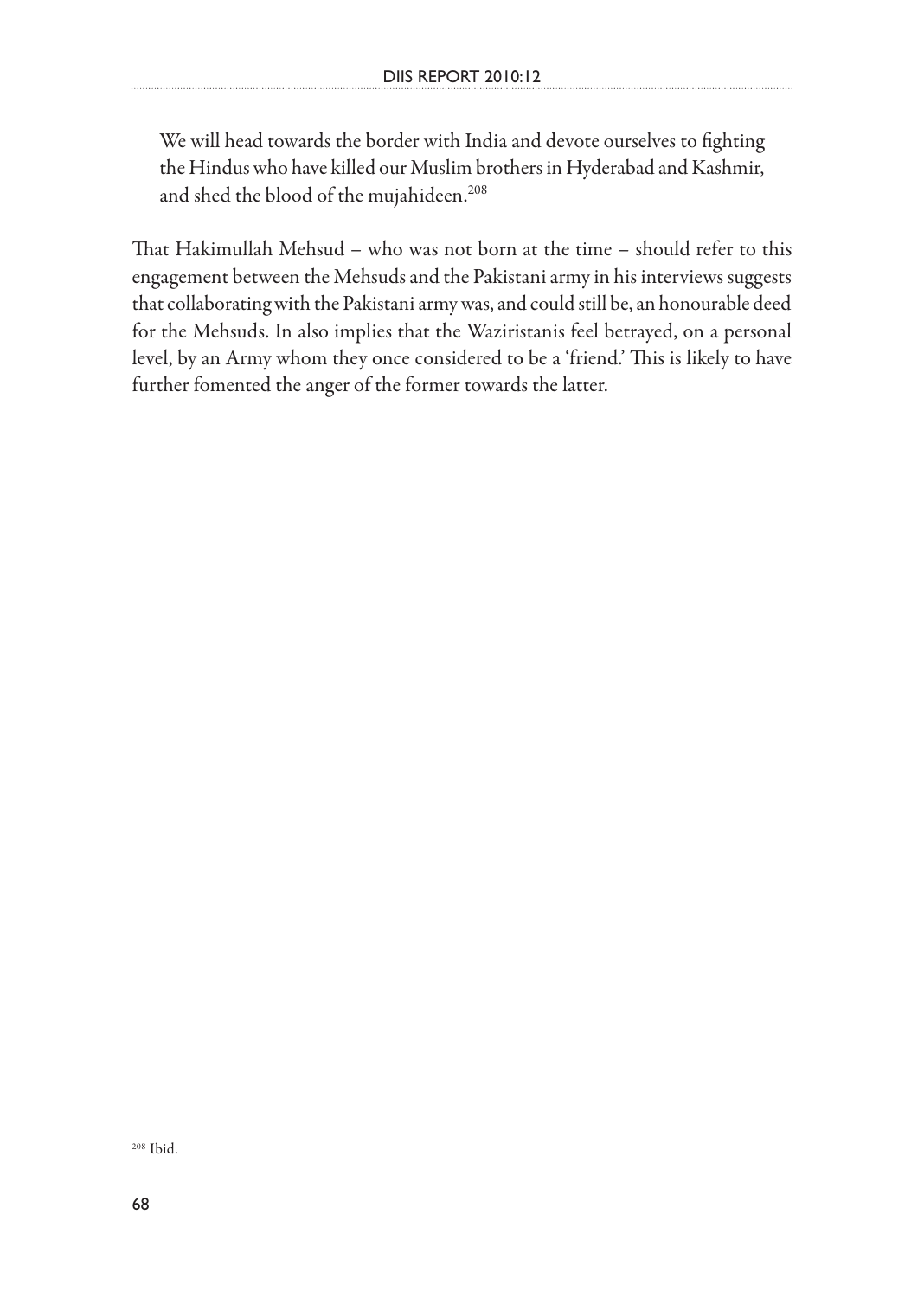> We will head towards the border with India and devote ourselves to fighting the Hindus who have killed our Muslim brothers in Hyderabad and Kashmir, and shed the blood of the mujahideen.[208]

That Hakimullah Mehsud – who was not born at the time – should refer to this engagement between the Mehsuds and the Pakistani army in his interviews suggests that collaborating with the Pakistani army was, and could still be, an honourable deed for the Mehsuds. In also implies that the Waziristanis feel betrayed, on a personal level, by an Army whom they once considered to be a 'friend.' This is likely to have further fomented the anger of the former towards the latter.

[208] Ibid.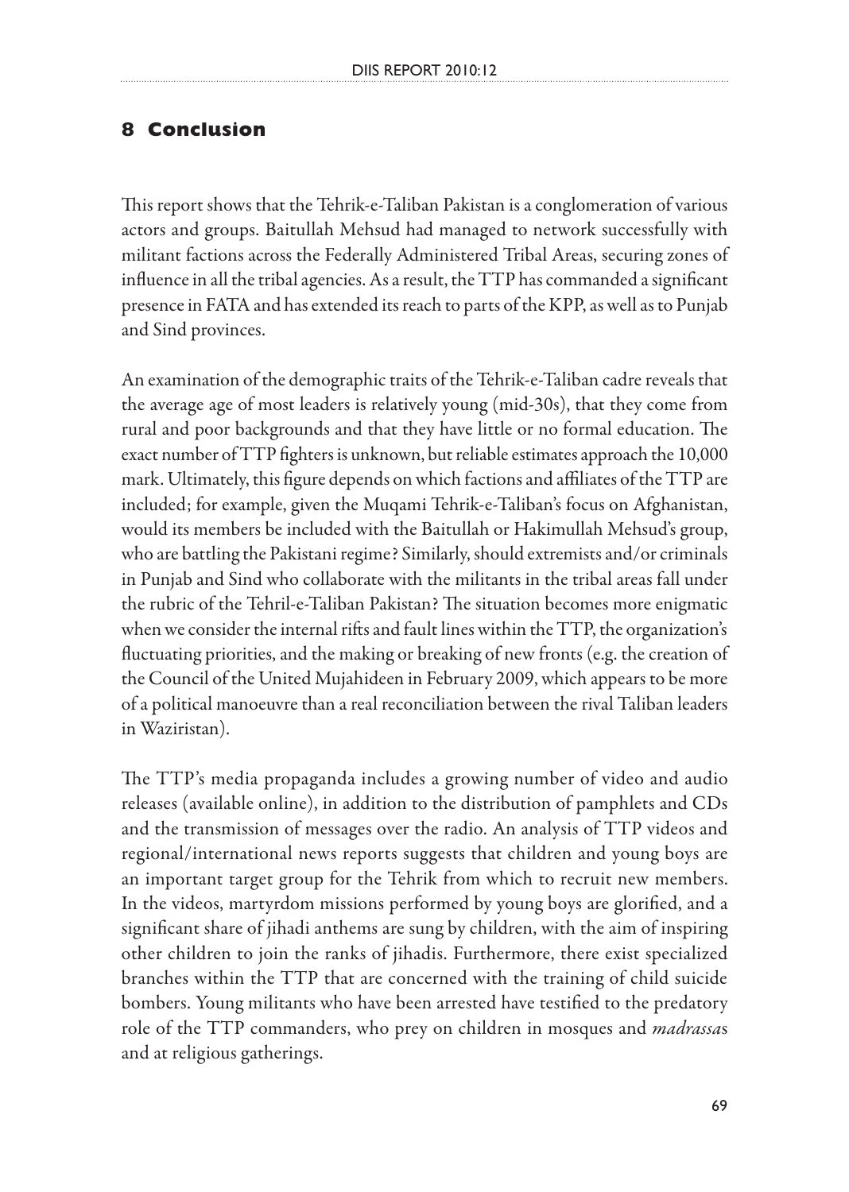## 8 Conclusion

This report shows that the Tehrik-e-Taliban Pakistan is a conglomeration of various actors and groups. Baitullah Mehsud had managed to network successfully with militant factions across the Federally Administered Tribal Areas, securing zones of influence in all the tribal agencies. As a result, the TTP has commanded a significant presence in FATA and has extended its reach to parts of the KPP, as well as to Punjab and Sind provinces.

An examination of the demographic traits of the Tehrik-e-Taliban cadre reveals that the average age of most leaders is relatively young (mid-30s), that they come from rural and poor backgrounds and that they have little or no formal education. The exact number of TTP fighters is unknown, but reliable estimates approach the 10,000 mark. Ultimately, this figure depends on which factions and affiliates of the TTP are included; for example, given the Muqami Tehrik-e-Taliban's focus on Afghanistan, would its members be included with the Baitullah or Hakimullah Mehsud's group, who are battling the Pakistani regime? Similarly, should extremists and/or criminals in Punjab and Sind who collaborate with the militants in the tribal areas fall under the rubric of the Tehril-e-Taliban Pakistan? The situation becomes more enigmatic when we consider the internal rifts and fault lines within the TTP, the organization's fluctuating priorities, and the making or breaking of new fronts (e.g. the creation of the Council of the United Mujahideen in February 2009, which appears to be more of a political manoeuvre than a real reconciliation between the rival Taliban leaders in Waziristan).

The TTP's media propaganda includes a growing number of video and audio releases (available online), in addition to the distribution of pamphlets and CDs and the transmission of messages over the radio. An analysis of TTP videos and regional/international news reports suggests that children and young boys are an important target group for the Tehrik from which to recruit new members. In the videos, martyrdom missions performed by young boys are glorified, and a significant share of jihadi anthems are sung by children, with the aim of inspiring other children to join the ranks of jihadis. Furthermore, there exist specialized branches within the TTP that are concerned with the training of child suicide bombers. Young militants who have been arrested have testified to the predatory role of the TTP commanders, who prey on children in mosques and *madrassa*s and at religious gatherings.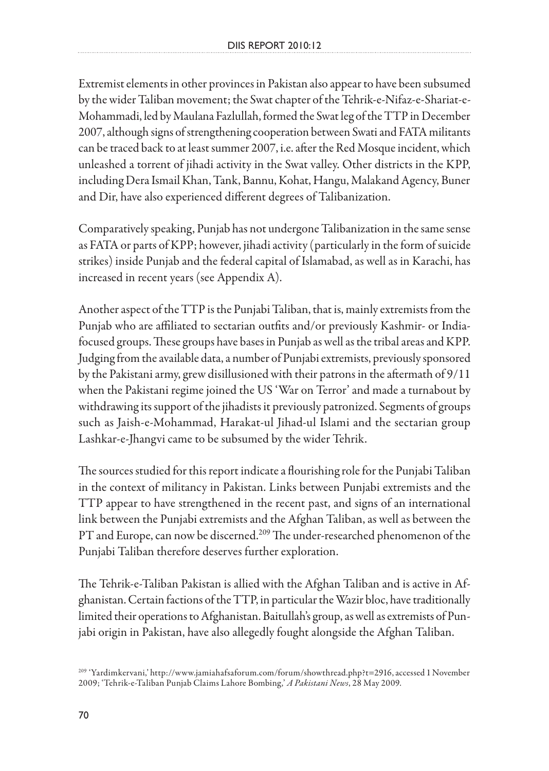Extremist elements in other provinces in Pakistan also appear to have been subsumed by the wider Taliban movement; the Swat chapter of the Tehrik-e-Nifaz-e-Shariat-e-Mohammadi, led by Maulana Fazlullah, formed the Swat leg of the TTP in December 2007, although signs of strengthening cooperation between Swati and FATA militants can be traced back to at least summer 2007, i.e. after the Red Mosque incident, which unleashed a torrent of jihadi activity in the Swat valley. Other districts in the KPP, including Dera Ismail Khan, Tank, Bannu, Kohat, Hangu, Malakand Agency, Buner and Dir, have also experienced different degrees of Talibanization.

Comparatively speaking, Punjab has not undergone Talibanization in the same sense as FATA or parts of KPP; however, jihadi activity (particularly in the form of suicide strikes) inside Punjab and the federal capital of Islamabad, as well as in Karachi, has increased in recent years (see Appendix A).

Another aspect of the TTP is the Punjabi Taliban, that is, mainly extremists from the Punjab who are affiliated to sectarian outfits and/or previously Kashmir- or India-focused groups. These groups have bases in Punjab as well as the tribal areas and KPP. Judging from the available data, a number of Punjabi extremists, previously sponsored by the Pakistani army, grew disillusioned with their patrons in the aftermath of 9/11 when the Pakistani regime joined the US 'War on Terror' and made a turnabout by withdrawing its support of the jihadists it previously patronized. Segments of groups such as Jaish-e-Mohammad, Harakat-ul Jihad-ul Islami and the sectarian group Lashkar-e-Jhangvi came to be subsumed by the wider Tehrik.

The sources studied for this report indicate a flourishing role for the Punjabi Taliban in the context of militancy in Pakistan. Links between Punjabi extremists and the TTP appear to have strengthened in the recent past, and signs of an international link between the Punjabi extremists and the Afghan Taliban, as well as between the PT and Europe, can now be discerned.[209] The under-researched phenomenon of the Punjabi Taliban therefore deserves further exploration.

The Tehrik-e-Taliban Pakistan is allied with the Afghan Taliban and is active in Afghanistan. Certain factions of the TTP, in particular the Wazir bloc, have traditionally limited their operations to Afghanistan. Baitullah's group, as well as extremists of Punjabi origin in Pakistan, have also allegedly fought alongside the Afghan Taliban.

[209] 'Yardimkervani,' http://www.jamiahafsaforum.com/forum/showthread.php?t=2916, accessed 1 November 2009; 'Tehrik-e-Taliban Punjab Claims Lahore Bombing,' *A Pakistani News*, 28 May 2009.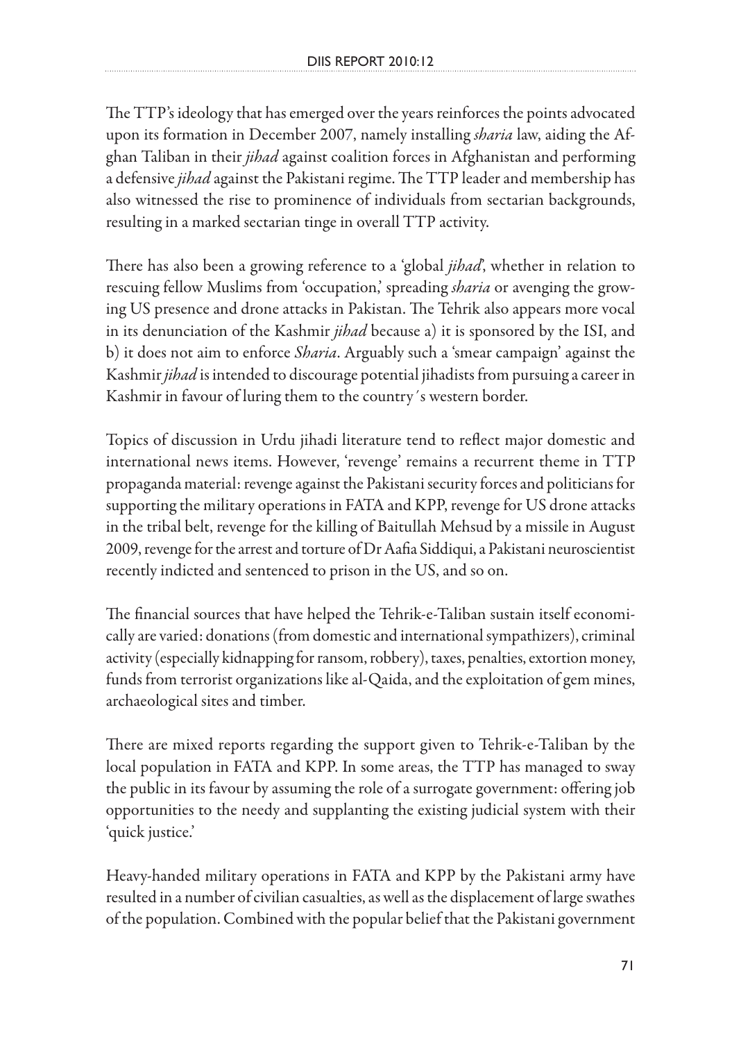The TTP's ideology that has emerged over the years reinforces the points advocated upon its formation in December 2007, namely installing *sharia* law, aiding the Afghan Taliban in their *jihad* against coalition forces in Afghanistan and performing a defensive *jihad* against the Pakistani regime. The TTP leader and membership has also witnessed the rise to prominence of individuals from sectarian backgrounds, resulting in a marked sectarian tinge in overall TTP activity.

There has also been a growing reference to a 'global *jihad*', whether in relation to rescuing fellow Muslims from 'occupation,' spreading *sharia* or avenging the growing US presence and drone attacks in Pakistan. The Tehrik also appears more vocal in its denunciation of the Kashmir *jihad* because a) it is sponsored by the ISI, and b) it does not aim to enforce *Sharia*. Arguably such a 'smear campaign' against the Kashmir *jihad* is intended to discourage potential jihadists from pursuing a career in Kashmir in favour of luring them to the country´s western border.

Topics of discussion in Urdu jihadi literature tend to reflect major domestic and international news items. However, 'revenge' remains a recurrent theme in TTP propaganda material: revenge against the Pakistani security forces and politicians for supporting the military operations in FATA and KPP, revenge for US drone attacks in the tribal belt, revenge for the killing of Baitullah Mehsud by a missile in August 2009, revenge for the arrest and torture of Dr Aafia Siddiqui, a Pakistani neuroscientist recently indicted and sentenced to prison in the US, and so on.

The financial sources that have helped the Tehrik-e-Taliban sustain itself economically are varied: donations (from domestic and international sympathizers), criminal activity (especially kidnapping for ransom, robbery), taxes, penalties, extortion money, funds from terrorist organizations like al-Qaida, and the exploitation of gem mines, archaeological sites and timber.

There are mixed reports regarding the support given to Tehrik-e-Taliban by the local population in FATA and KPP. In some areas, the TTP has managed to sway the public in its favour by assuming the role of a surrogate government: offering job opportunities to the needy and supplanting the existing judicial system with their 'quick justice.'

Heavy-handed military operations in FATA and KPP by the Pakistani army have resulted in a number of civilian casualties, as well as the displacement of large swathes of the population. Combined with the popular belief that the Pakistani government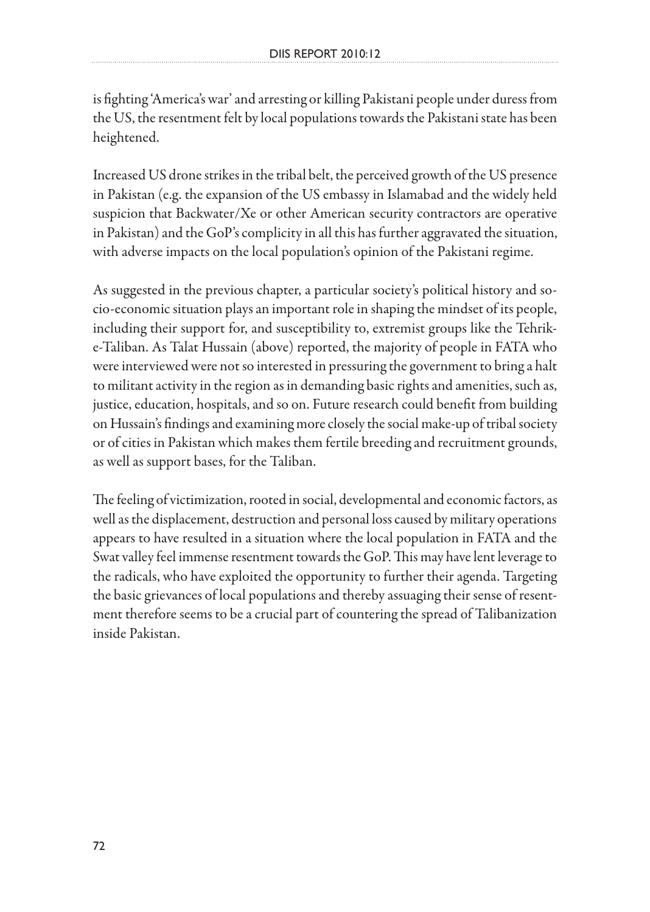is fighting 'America's war' and arresting or killing Pakistani people under duress from the US, the resentment felt by local populations towards the Pakistani state has been heightened.

Increased US drone strikes in the tribal belt, the perceived growth of the US presence in Pakistan (e.g. the expansion of the US embassy in Islamabad and the widely held suspicion that Backwater/Xe or other American security contractors are operative in Pakistan) and the GoP's complicity in all this has further aggravated the situation, with adverse impacts on the local population's opinion of the Pakistani regime.

As suggested in the previous chapter, a particular society's political history and socio-economic situation plays an important role in shaping the mindset of its people, including their support for, and susceptibility to, extremist groups like the Tehrik-e-Taliban. As Talat Hussain (above) reported, the majority of people in FATA who were interviewed were not so interested in pressuring the government to bring a halt to militant activity in the region as in demanding basic rights and amenities, such as, justice, education, hospitals, and so on. Future research could benefit from building on Hussain's findings and examining more closely the social make-up of tribal society or of cities in Pakistan which makes them fertile breeding and recruitment grounds, as well as support bases, for the Taliban.

The feeling of victimization, rooted in social, developmental and economic factors, as well as the displacement, destruction and personal loss caused by military operations appears to have resulted in a situation where the local population in FATA and the Swat valley feel immense resentment towards the GoP. This may have lent leverage to the radicals, who have exploited the opportunity to further their agenda. Targeting the basic grievances of local populations and thereby assuaging their sense of resentment therefore seems to be a crucial part of countering the spread of Talibanization inside Pakistan.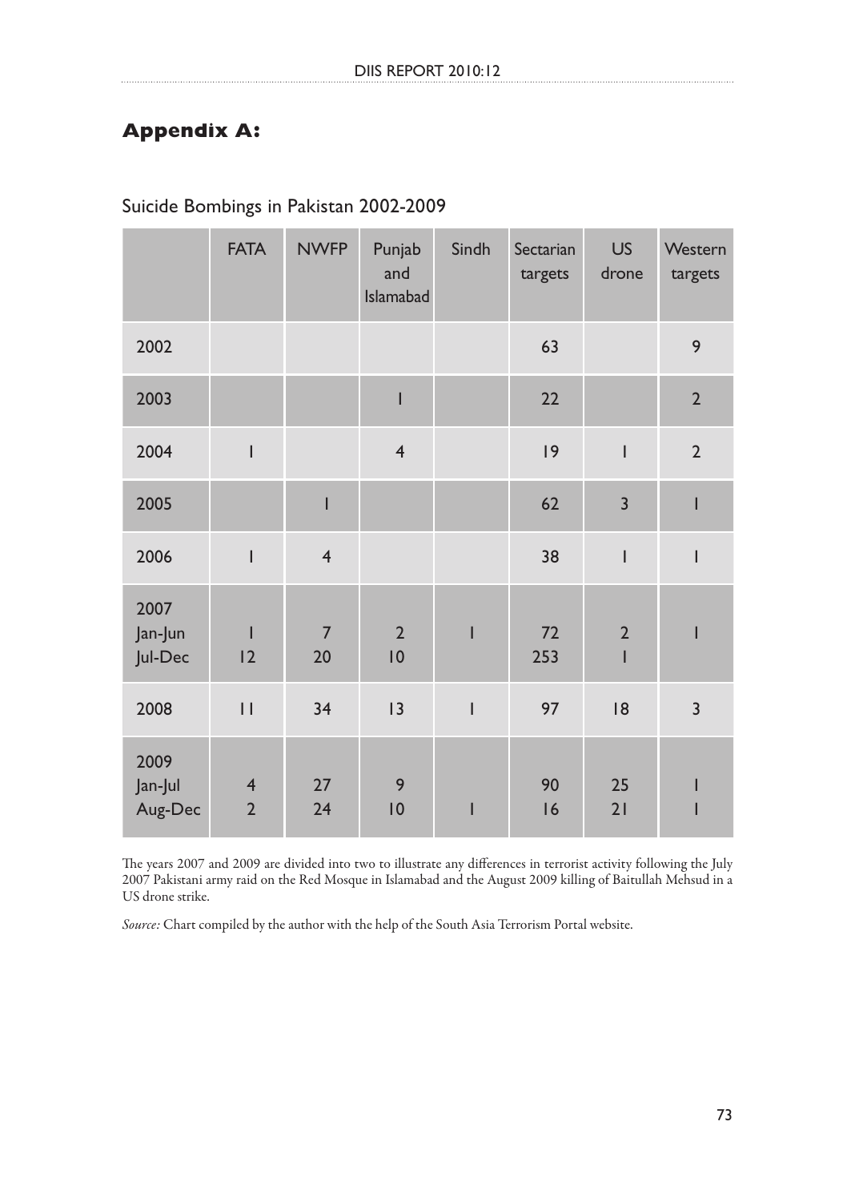## Appendix A:

Suicide Bombings in Pakistan 2002-2009

| | FATA | NWFP | Punjab and Islamabad | Sindh | Sectarian targets | US drone | Western targets |
|---|---|---|---|---|---|---|---|
| 2002 | | | | | 63 | | 9 |
| 2003 | | | 1 | | 22 | | 2 |
| 2004 | 1 | | 4 | | 19 | 1 | 2 |
| 2005 | | 1 | | | 62 | 3 | 1 |
| 2006 | 1 | 4 | | | 38 | 1 | 1 |
| 2007 Jan-Jun | 1 | 7 | 2 | 1 | 72 | 2 | 1 |
| 2007 Jul-Dec | 12 | 20 | 10 | | 253 | 1 | |
| 2008 | 11 | 34 | 13 | 1 | 97 | 18 | 3 |
| 2009 Jan-Jul | 4 | 27 | 9 | | 90 | 25 | 1 |
| 2009 Aug-Dec | 2 | 24 | 10 | 1 | 16 | 21 | 1 |

The years 2007 and 2009 are divided into two to illustrate any differences in terrorist activity following the July 2007 Pakistani army raid on the Red Mosque in Islamabad and the August 2009 killing of Baitullah Mehsud in a US drone strike.

*Source:* Chart compiled by the author with the help of the South Asia Terrorism Portal website.